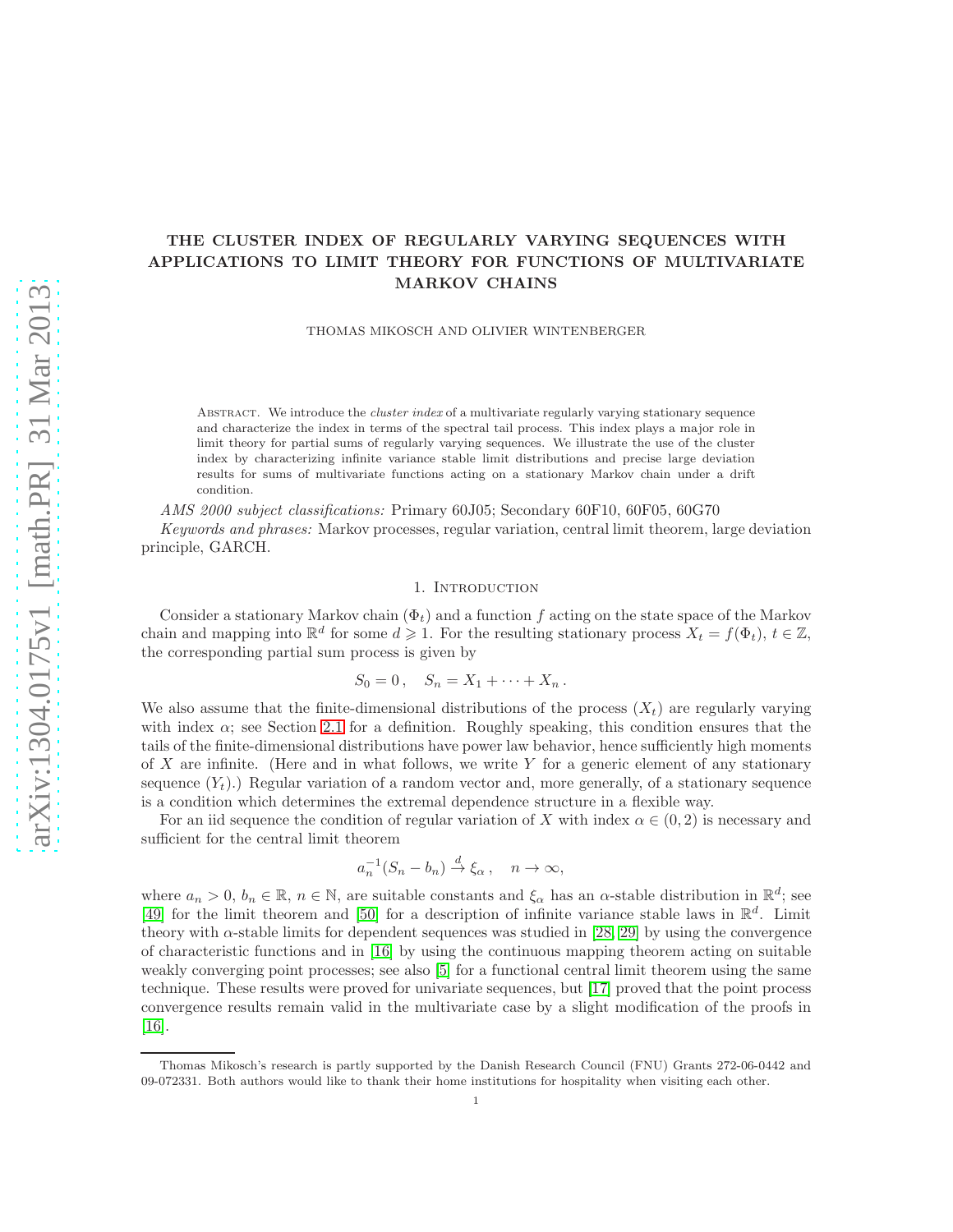# THE CLUSTER INDEX OF REGULARLY VARYING SEQUENCES WITH APPLICATIONS TO LIMIT THEORY FOR FUNCTIONS OF MULTIVARIATE MARKOV CHAINS

THOMAS MIKOSCH AND OLIVIER WINTENBERGER

ABSTRACT. We introduce the *cluster index* of a multivariate regularly varying stationary sequence and characterize the index in terms of the spectral tail process. This index plays a major role in limit theory for partial sums of regularly varying sequences. We illustrate the use of the cluster index by characterizing infinite variance stable limit distributions and precise large deviation results for sums of multivariate functions acting on a stationary Markov chain under a drift condition.

*AMS 2000 subject classifications:* Primary 60J05; Secondary 60F10, 60F05, 60G70

*Keywords and phrases:* Markov processes, regular variation, central limit theorem, large deviation principle, GARCH.

## 1. Introduction

Consider a stationary Markov chain $(\Phi_t)$ and a function $f$ acting on the state space of the Markov chain and mapping into $\mathbb{R}^d$ for some $d \geqslant 1$. For the resulting stationary process $X_t = f(\Phi_t)$, $t \in \mathbb{Z}$, the corresponding partial sum process is given by

$$S_0 = 0\,, \quad S_n = X_1 + \cdots + X_n\,.$$

We also assume that the finite-dimensional distributions of the process $(X_t)$ are regularly varying with index $\alpha$; see Section 2.1 for a definition. Roughly speaking, this condition ensures that the tails of the finite-dimensional distributions have power law behavior, hence sufficiently high moments of $X$ are infinite. (Here and in what follows, we write $Y$ for a generic element of any stationary sequence $(Y_t)$.) Regular variation of a random vector and, more generally, of a stationary sequence is a condition which determines the extremal dependence structure in a flexible way.

For an iid sequence the condition of regular variation of $X$ with index $\alpha \in (0, 2)$ is necessary and sufficient for the central limit theorem

$$a_n^{-1}(S_n - b_n) \xrightarrow{d} \xi_\alpha\,, \quad n \to \infty,$$

where $a_n > 0$, $b_n \in \mathbb{R}$, $n \in \mathbb{N}$, are suitable constants and $\xi_\alpha$ has an $\alpha$-stable distribution in $\mathbb{R}^d$; see [49] for the limit theorem and [50] for a description of infinite variance stable laws in $\mathbb{R}^d$. Limit theory with $\alpha$-stable limits for dependent sequences was studied in [28, 29] by using the convergence of characteristic functions and in [16] by using the continuous mapping theorem acting on suitable weakly converging point processes; see also [5] for a functional central limit theorem using the same technique. These results were proved for univariate sequences, but [17] proved that the point process convergence results remain valid in the multivariate case by a slight modification of the proofs in [16].

Thomas Mikosch's research is partly supported by the Danish Research Council (FNU) Grants 272-06-0442 and 09-072331. Both authors would like to thank their home institutions for hospitality when visiting each other.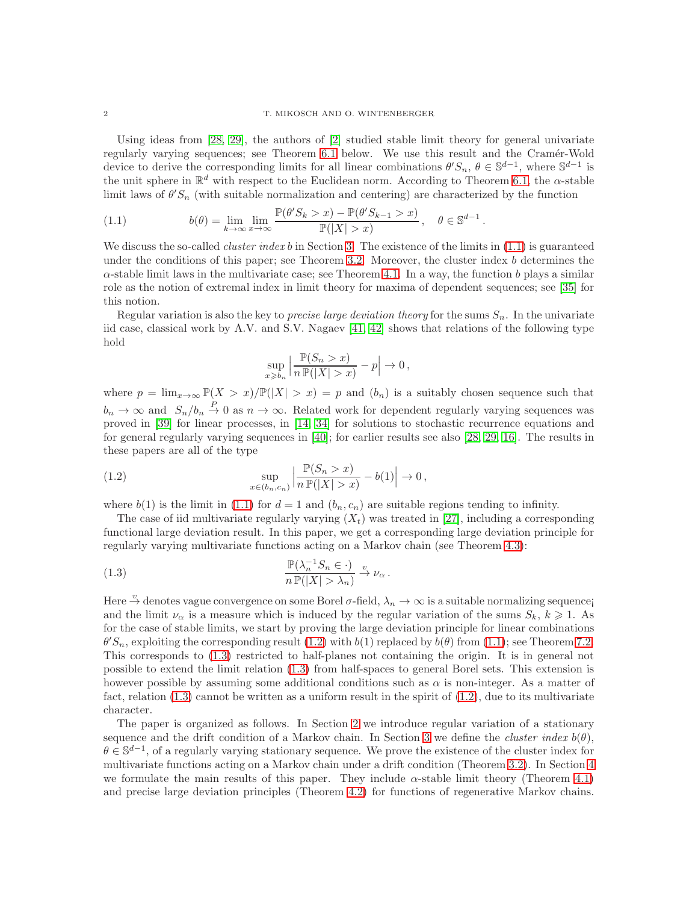Using ideas from [28, 29], the authors of [2] studied stable limit theory for general univariate regularly varying sequences; see Theorem 6.1 below. We use this result and the Cramér-Wold device to derive the corresponding limits for all linear combinations $\theta' S_n$, $\theta \in \mathbb{S}^{d-1}$, where $\mathbb{S}^{d-1}$ is the unit sphere in $\mathbb{R}^d$ with respect to the Euclidean norm. According to Theorem 6.1, the $\alpha$-stable limit laws of $\theta' S_n$ (with suitable normalization and centering) are characterized by the function

$$b(\theta) = \lim_{k\to\infty} \lim_{x\to\infty} \frac{\mathbb{P}(\theta' S_k > x) - \mathbb{P}(\theta' S_{k-1} > x)}{\mathbb{P}(|X| > x)}\,, \quad \theta \in \mathbb{S}^{d-1}\,. \tag{1.1}$$

We discuss the so-called *cluster index* $b$ in Section 3. The existence of the limits in (1.1) is guaranteed under the conditions of this paper; see Theorem 3.2. Moreover, the cluster index $b$ determines the $\alpha$-stable limit laws in the multivariate case; see Theorem 4.1. In a way, the function $b$ plays a similar role as the notion of extremal index in limit theory for maxima of dependent sequences; see [35] for this notion.

Regular variation is also the key to *precise large deviation theory* for the sums $S_n$. In the univariate iid case, classical work by A.V. and S.V. Nagaev [41, 42] shows that relations of the following type hold

$$\sup_{x \geqslant b_n} \Big| \frac{\mathbb{P}(S_n > x)}{n\,\mathbb{P}(|X| > x)} - p \Big| \to 0\,,$$

where $p = \lim_{x\to\infty} \mathbb{P}(X > x)/\mathbb{P}(|X| > x) = p$ and $(b_n)$ is a suitably chosen sequence such that $b_n \to \infty$ and $S_n/b_n \stackrel{P}{\to} 0$ as $n \to \infty$. Related work for dependent regularly varying sequences was proved in [39] for linear processes, in [14, 34] for solutions to stochastic recurrence equations and for general regularly varying sequences in [40]; for earlier results see also [28, 29, 16]. The results in these papers are all of the type

$$\sup_{x\in(b_n,c_n)} \Big| \frac{\mathbb{P}(S_n > x)}{n\,\mathbb{P}(|X| > x)} - b(1) \Big| \to 0\,, \tag{1.2}$$

where $b(1)$ is the limit in (1.1) for $d = 1$ and $(b_n, c_n)$ are suitable regions tending to infinity.

The case of iid multivariate regularly varying $(X_t)$ was treated in [27], including a corresponding functional large deviation result. In this paper, we get a corresponding large deviation principle for regularly varying multivariate functions acting on a Markov chain (see Theorem 4.3):

$$\frac{\mathbb{P}(\lambda_n^{-1} S_n \in \cdot)}{n\,\mathbb{P}(|X| > \lambda_n)} \stackrel{v}{\to} \nu_\alpha\,. \tag{1.3}$$

Here $\stackrel{v}{\to}$ denotes vague convergence on some Borel $\sigma$-field, $\lambda_n \to \infty$ is a suitable normalizing sequence¡ and the limit $\nu_\alpha$ is a measure which is induced by the regular variation of the sums $S_k$, $k \geqslant 1$. As for the case of stable limits, we start by proving the large deviation principle for linear combinations $\theta' S_n$, exploiting the corresponding result (1.2) with $b(1)$ replaced by $b(\theta)$ from (1.1); see Theorem 7.2. This corresponds to (1.3) restricted to half-planes not containing the origin. It is in general not possible to extend the limit relation (1.3) from half-spaces to general Borel sets. This extension is however possible by assuming some additional conditions such as $\alpha$ is non-integer. As a matter of fact, relation (1.3) cannot be written as a uniform result in the spirit of (1.2), due to its multivariate character.

The paper is organized as follows. In Section 2 we introduce regular variation of a stationary sequence and the drift condition of a Markov chain. In Section 3 we define the *cluster index* $b(\theta)$, $\theta \in \mathbb{S}^{d-1}$, of a regularly varying stationary sequence. We prove the existence of the cluster index for multivariate functions acting on a Markov chain under a drift condition (Theorem 3.2). In Section 4 we formulate the main results of this paper. They include $\alpha$-stable limit theory (Theorem 4.1) and precise large deviation principles (Theorem 4.2) for functions of regenerative Markov chains.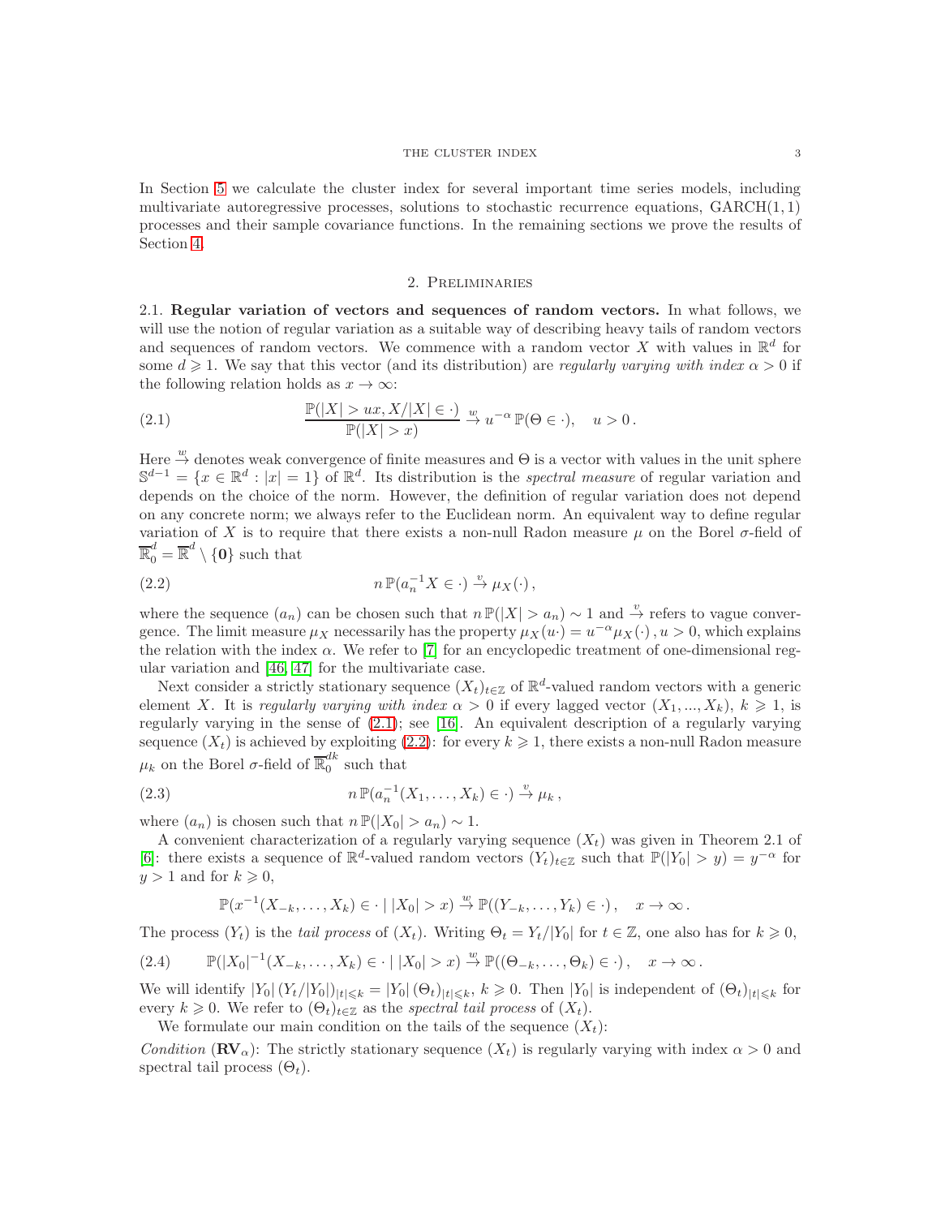In Section 5 we calculate the cluster index for several important time series models, including multivariate autoregressive processes, solutions to stochastic recurrence equations, GARCH(1, 1) processes and their sample covariance functions. In the remaining sections we prove the results of Section 4.

## 2. Preliminaries

### 2.1. Regular variation of vectors and sequences of random vectors.

In what follows, we will use the notion of regular variation as a suitable way of describing heavy tails of random vectors and sequences of random vectors. We commence with a random vector $X$ with values in $\mathbb{R}^d$ for some $d \geqslant 1$. We say that this vector (and its distribution) are *regularly varying with index* $\alpha > 0$ if the following relation holds as $x \to \infty$:

$$\frac{\mathbb{P}(|X| > ux, X/|X| \in \cdot)}{\mathbb{P}(|X| > x)} \xrightarrow{w} u^{-\alpha}\,\mathbb{P}(\Theta \in \cdot), \quad u > 0\,. \tag{2.1}$$

Here $\xrightarrow{w}$ denotes weak convergence of finite measures and $\Theta$ is a vector with values in the unit sphere $\mathbb{S}^{d-1} = \{x \in \mathbb{R}^d : |x| = 1\}$ of $\mathbb{R}^d$. Its distribution is the *spectral measure* of regular variation and depends on the choice of the norm. However, the definition of regular variation does not depend on any concrete norm; we always refer to the Euclidean norm. An equivalent way to define regular variation of $X$ is to require that there exists a non-null Radon measure $\mu$ on the Borel $\sigma$-field of $\overline{\mathbb{R}}_0^d = \overline{\mathbb{R}}^d \setminus \{\mathbf{0}\}$ such that

$$n\,\mathbb{P}(a_n^{-1}X \in \cdot) \xrightarrow{v} \mu_X(\cdot)\,, \tag{2.2}$$

where the sequence $(a_n)$ can be chosen such that $n\,\mathbb{P}(|X| > a_n) \sim 1$ and $\xrightarrow{v}$ refers to vague convergence. The limit measure $\mu_X$ necessarily has the property $\mu_X(u\cdot) = u^{-\alpha}\mu_X(\cdot)\,, u > 0$, which explains the relation with the index $\alpha$. We refer to [7] for an encyclopedic treatment of one-dimensional regular variation and [46, 47] for the multivariate case.

Next consider a strictly stationary sequence $(X_t)_{t\in\mathbb{Z}}$ of $\mathbb{R}^d$-valued random vectors with a generic element $X$. It is *regularly varying with index* $\alpha > 0$ if every lagged vector $(X_1, ..., X_k)$, $k \geqslant 1$, is regularly varying in the sense of (2.1); see [16]. An equivalent description of a regularly varying sequence $(X_t)$ is achieved by exploiting (2.2): for every $k \geqslant 1$, there exists a non-null Radon measure $\mu_k$ on the Borel $\sigma$-field of $\overline{\mathbb{R}}_0^{dk}$ such that

$$n\,\mathbb{P}(a_n^{-1}(X_1, \ldots, X_k) \in \cdot) \xrightarrow{v} \mu_k\,, \tag{2.3}$$

where $(a_n)$ is chosen such that $n\,\mathbb{P}(|X_0| > a_n) \sim 1$.

A convenient characterization of a regularly varying sequence $(X_t)$ was given in Theorem 2.1 of [6]: there exists a sequence of $\mathbb{R}^d$-valued random vectors $(Y_t)_{t\in\mathbb{Z}}$ such that $\mathbb{P}(|Y_0| > y) = y^{-\alpha}$ for $y > 1$ and for $k \geqslant 0$,

$$\mathbb{P}(x^{-1}(X_{-k}, \ldots, X_k) \in \cdot \mid |X_0| > x) \xrightarrow{w} \mathbb{P}((Y_{-k}, \ldots, Y_k) \in \cdot)\,, \quad x \to \infty\,.$$

The process $(Y_t)$ is the *tail process* of $(X_t)$. Writing $\Theta_t = Y_t/|Y_0|$ for $t \in \mathbb{Z}$, one also has for $k \geqslant 0$,

$$\mathbb{P}(|X_0|^{-1}(X_{-k}, \ldots, X_k) \in \cdot \mid |X_0| > x) \xrightarrow{w} \mathbb{P}((\Theta_{-k}, \ldots, \Theta_k) \in \cdot)\,, \quad x \to \infty\,. \tag{2.4}$$

We will identify $|Y_0|\,(Y_t/|Y_0|)_{|t|\leqslant k} = |Y_0|\,(\Theta_t)_{|t|\leqslant k}$, $k \geqslant 0$. Then $|Y_0|$ is independent of $(\Theta_t)_{|t|\leqslant k}$ for every $k \geqslant 0$. We refer to $(\Theta_t)_{t\in\mathbb{Z}}$ as the *spectral tail process* of $(X_t)$.

We formulate our main condition on the tails of the sequence $(X_t)$:

*Condition* $(\mathbf{RV}_\alpha)$: The strictly stationary sequence $(X_t)$ is regularly varying with index $\alpha > 0$ and spectral tail process $(\Theta_t)$.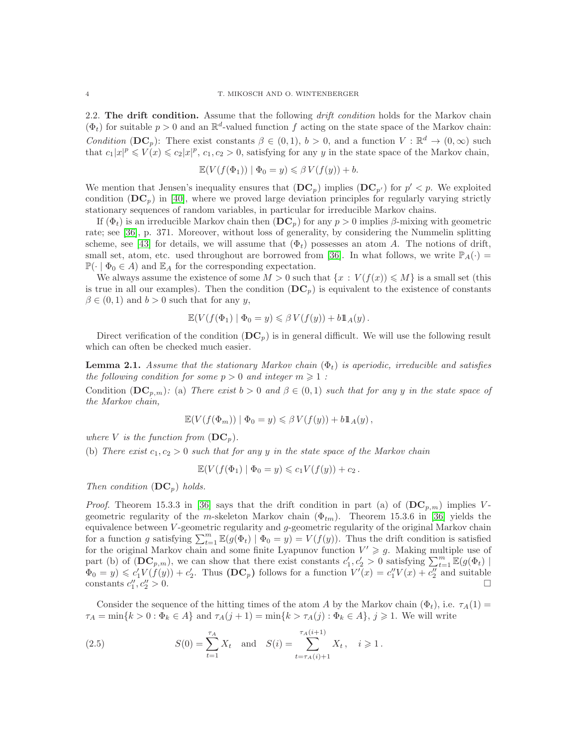### 2.2. **The drift condition.**

Assume that the following *drift condition* holds for the Markov chain $(\Phi_t)$ for suitable $p > 0$ and an $\mathbb{R}^d$-valued function $f$ acting on the state space of the Markov chain:

*Condition* $(\mathbf{DC}_p)$: There exist constants $\beta \in (0,1)$, $b > 0$, and a function $V : \mathbb{R}^d \to (0,\infty)$ such that $c_1|x|^p \leqslant V(x) \leqslant c_2|x|^p$, $c_1, c_2 > 0$, satisfying for any $y$ in the state space of the Markov chain,

$$\mathbb{E}(V(f(\Phi_1)) \mid \Phi_0 = y) \leqslant \beta\, V(f(y)) + b.$$

We mention that Jensen's inequality ensures that $(\mathbf{DC}_p)$ implies $(\mathbf{DC}_{p'})$ for $p' < p$. We exploited condition $(\mathbf{DC}_p)$ in [40], where we proved large deviation principles for regularly varying strictly stationary sequences of random variables, in particular for irreducible Markov chains.

If $(\Phi_t)$ is an irreducible Markov chain then $(\mathbf{DC}_p)$ for any $p > 0$ implies $\beta$-mixing with geometric rate; see [36], p. 371. Moreover, without loss of generality, by considering the Nummelin splitting scheme, see [43] for details, we will assume that $(\Phi_t)$ possesses an atom $A$. The notions of drift, small set, atom, etc. used throughout are borrowed from [36]. In what follows, we write $\mathbb{P}_A(\cdot) = \mathbb{P}(\cdot \mid \Phi_0 \in A)$ and $\mathbb{E}_A$ for the corresponding expectation.

We always assume the existence of some $M > 0$ such that $\{x : V(f(x)) \leqslant M\}$ is a small set (this is true in all our examples). Then the condition $(\mathbf{DC}_p)$ is equivalent to the existence of constants $\beta \in (0,1)$ and $b > 0$ such that for any $y$,

$$\mathbb{E}(V(f(\Phi_1) \mid \Phi_0 = y) \leqslant \beta\, V(f(y)) + b\mathbb{1}_A(y)\,.$$

Direct verification of the condition $(\mathbf{DC}_p)$ is in general difficult. We will use the following result which can often be checked much easier.

**Lemma 2.1.** *Assume that the stationary Markov chain $(\Phi_t)$ is aperiodic, irreducible and satisfies the following condition for some $p > 0$ and integer $m \geqslant 1$ :*

Condition $(\mathbf{DC}_{p,m})$*:* (a) *There exist $b > 0$ and $\beta \in (0,1)$ such that for any $y$ in the state space of the Markov chain,*

$$\mathbb{E}(V(f(\Phi_m)) \mid \Phi_0 = y) \leqslant \beta\, V(f(y)) + b\mathbb{1}_A(y)\,,$$

*where $V$ is the function from $(\mathbf{DC}_p)$.*

(b) *There exist $c_1, c_2 > 0$ such that for any $y$ in the state space of the Markov chain*

$$\mathbb{E}(V(f(\Phi_1) \mid \Phi_0 = y) \leqslant c_1 V(f(y)) + c_2\,.$$

*Then condition $(\mathbf{DC}_p)$ holds.*

*Proof.* Theorem 15.3.3 in [36] says that the drift condition in part (a) of $(\mathbf{DC}_{p,m})$ implies $V$-geometric regularity of the $m$-skeleton Markov chain $(\Phi_{tm})$. Theorem 15.3.6 in [36] yields the equivalence between $V$-geometric regularity and $g$-geometric regularity of the original Markov chain for a function $g$ satisfying $\sum_{t=1}^m \mathbb{E}(g(\Phi_t) \mid \Phi_0 = y) = V(f(y))$. Thus the drift condition is satisfied for the original Markov chain and some finite Lyapunov function $V' \geqslant g$. Making multiple use of part (b) of $(\mathbf{DC}_{p,m})$, we can show that there exist constants $c_1', c_2' > 0$ satisfying $\sum_{t=1}^m \mathbb{E}(g(\Phi_t) \mid \Phi_0 = y) \leqslant c_1' V(f(y)) + c_2'$. Thus $(\mathbf{DC}_p)$ follows for a function $V'(x) = c_1'' V(x) + c_2''$ and suitable constants $c_1'', c_2'' > 0$. $\square$

Consider the sequence of the hitting times of the atom $A$ by the Markov chain $(\Phi_t)$, i.e. $\tau_A(1) = \tau_A = \min\{k > 0 : \Phi_k \in A\}$ and $\tau_A(j+1) = \min\{k > \tau_A(j) : \Phi_k \in A\}$, $j \geqslant 1$. We will write

$$S(0) = \sum_{t=1}^{\tau_A} X_t \quad \text{and} \quad S(i) = \sum_{t=\tau_A(i)+1}^{\tau_A(i+1)} X_t\,, \quad i \geqslant 1\,. \tag{2.5}$$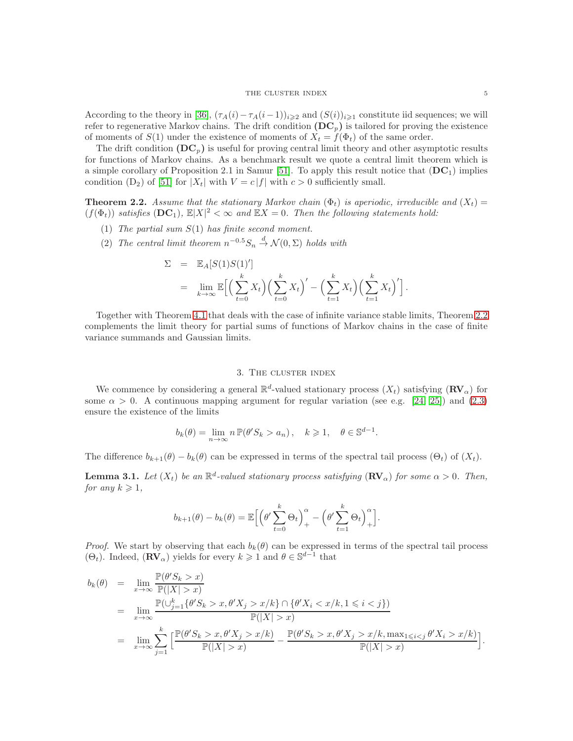According to the theory in [36], $(\tau_A(i)-\tau_A(i-1))_{i\geqslant 2}$ and $(S(i))_{i\geqslant 1}$ constitute iid sequences; we will refer to regenerative Markov chains. The drift condition $(\mathbf{DC}_p)$ is tailored for proving the existence of moments of $S(1)$ under the existence of moments of $X_t = f(\Phi_t)$ of the same order.

The drift condition $(\mathbf{DC}_p)$ is useful for proving central limit theory and other asymptotic results for functions of Markov chains. As a benchmark result we quote a central limit theorem which is a simple corollary of Proposition 2.1 in Samur [51]. To apply this result notice that $(\mathbf{DC}_1)$ implies condition $(\mathrm{D}_2)$ of [51] for $|X_t|$ with $V = c\,|f|$ with $c>0$ sufficiently small.

**Theorem 2.2.** *Assume that the stationary Markov chain $(\Phi_t)$ is aperiodic, irreducible and $(X_t) = (f(\Phi_t))$ satisfies $(\mathbf{DC}_1)$, $\mathbb{E}|X|^2<\infty$ and $\mathbb{E}X=0$. Then the following statements hold:*

1. *The partial sum $S(1)$ has finite second moment.*
2. *The central limit theorem $n^{-0.5}S_n \stackrel{d}{\to} \mathcal{N}(0,\Sigma)$ holds with*

$$
\begin{aligned}
\Sigma &= \mathbb{E}_A[S(1)S(1)'] \\
&= \lim_{k\to\infty}\mathbb{E}\Big[\Big(\sum_{t=0}^k X_t\Big)\Big(\sum_{t=0}^k X_t\Big)' - \Big(\sum_{t=1}^k X_t\Big)\Big(\sum_{t=1}^k X_t\Big)'\Big].
\end{aligned}
$$

Together with Theorem 4.1 that deals with the case of infinite variance stable limits, Theorem 2.2 complements the limit theory for partial sums of functions of Markov chains in the case of finite variance summands and Gaussian limits.

## 3. The cluster index

We commence by considering a general $\mathbb{R}^d$-valued stationary process $(X_t)$ satisfying $(\mathbf{RV}_\alpha)$ for some $\alpha>0$. A continuous mapping argument for regular variation (see e.g. [24, 25]) and (2.3) ensure the existence of the limits

$$
b_k(\theta) = \lim_{n\to\infty} n\,\mathbb{P}(\theta' S_k > a_n)\,,\quad k\geqslant 1,\quad \theta\in\mathbb{S}^{d-1}.
$$

The difference $b_{k+1}(\theta)-b_k(\theta)$ can be expressed in terms of the spectral tail process $(\Theta_t)$ of $(X_t)$.

**Lemma 3.1.** *Let $(X_t)$ be an $\mathbb{R}^d$-valued stationary process satisfying $(\mathbf{RV}_\alpha)$ for some $\alpha>0$. Then, for any $k\geqslant 1$,*

$$
b_{k+1}(\theta)-b_k(\theta) = \mathbb{E}\Big[\Big(\theta'\sum_{t=0}^k \Theta_t\Big)_+^\alpha - \Big(\theta'\sum_{t=1}^k \Theta_t\Big)_+^\alpha\Big].
$$

*Proof.* We start by observing that each $b_k(\theta)$ can be expressed in terms of the spectral tail process $(\Theta_t)$. Indeed, $(\mathbf{RV}_\alpha)$ yields for every $k\geqslant 1$ and $\theta\in\mathbb{S}^{d-1}$ that

$$
\begin{aligned}
b_k(\theta) &= \lim_{x\to\infty}\frac{\mathbb{P}(\theta' S_k > x)}{\mathbb{P}(|X|>x)} \\
&= \lim_{x\to\infty}\frac{\mathbb{P}(\cup_{j=1}^k\{\theta' S_k > x, \theta' X_j > x/k\}\cap\{\theta' X_i < x/k, 1\leqslant i<j\})}{\mathbb{P}(|X|>x)} \\
&= \lim_{x\to\infty}\sum_{j=1}^k\Big[\frac{\mathbb{P}(\theta' S_k > x, \theta' X_j > x/k)}{\mathbb{P}(|X|>x)} - \frac{\mathbb{P}(\theta' S_k > x, \theta' X_j > x/k, \max_{1\leqslant i<j}\theta' X_i > x/k)}{\mathbb{P}(|X|>x)}\Big].
\end{aligned}
$$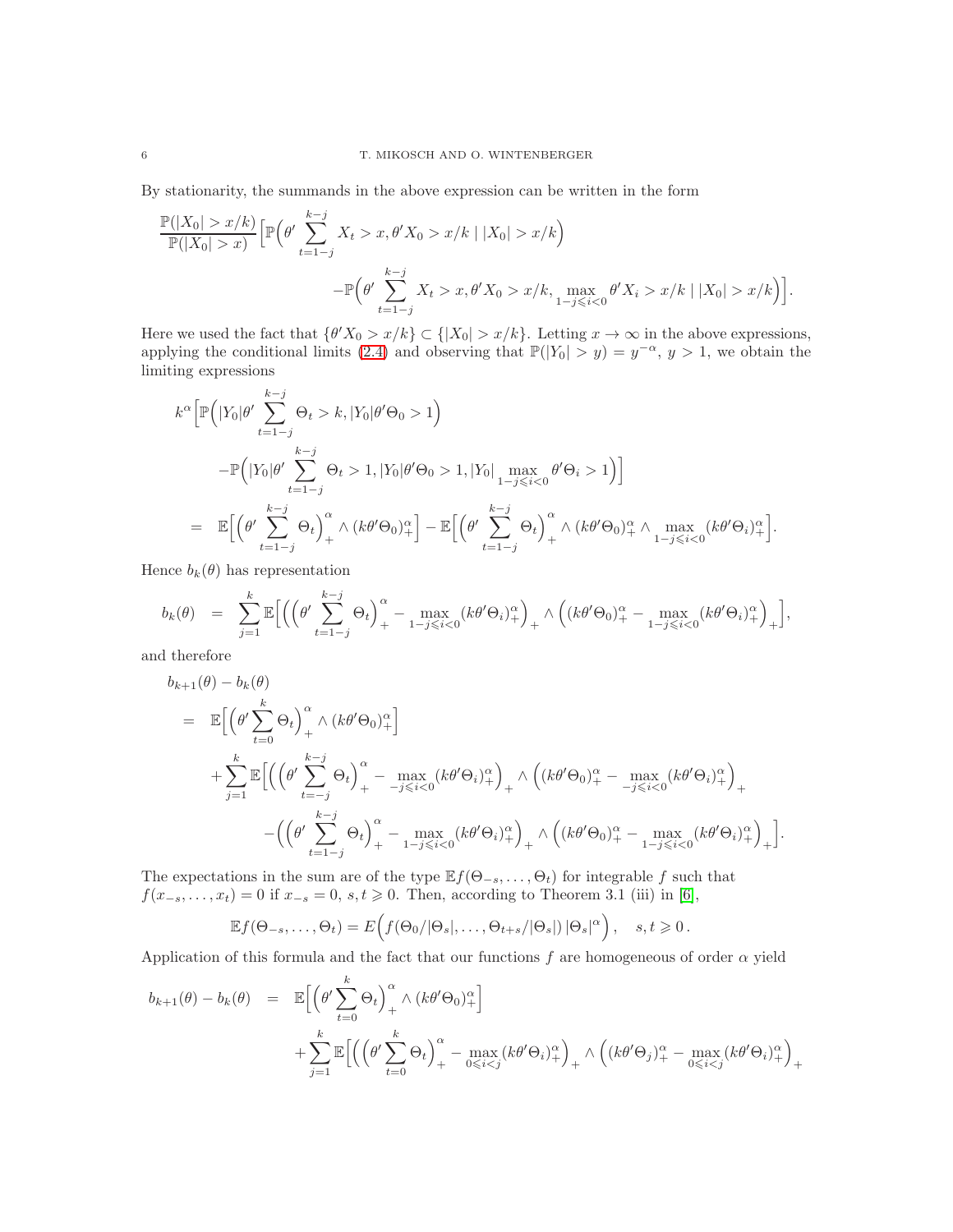By stationarity, the summands in the above expression can be written in the form

$$
\frac{\mathbb{P}(|X_0|>x/k)}{\mathbb{P}(|X_0|>x)}\Big[\mathbb{P}\Big(\theta'\sum_{t=1-j}^{k-j}X_t>x,\theta'X_0>x/k\mid |X_0|>x/k\Big)
$$

$$
-\mathbb{P}\Big(\theta'\sum_{t=1-j}^{k-j}X_t>x,\theta'X_0>x/k,\max_{1-j\leqslant i<0}\theta'X_i>x/k\mid |X_0|>x/k\Big)\Big].
$$

Here we used the fact that $\{\theta' X_0>x/k\}\subset\{|X_0|>x/k\}$. Letting $x\to\infty$ in the above expressions, applying the conditional limits (2.4) and observing that $\mathbb{P}(|Y_0|>y)=y^{-\alpha}$, $y>1$, we obtain the limiting expressions

$$
\begin{aligned}
& k^\alpha\Big[\mathbb{P}\Big(|Y_0|\theta'\sum_{t=1-j}^{k-j}\Theta_t>k,|Y_0|\theta'\Theta_0>1\Big)\\
&\qquad -\mathbb{P}\Big(|Y_0|\theta'\sum_{t=1-j}^{k-j}\Theta_t>1,|Y_0|\theta'\Theta_0>1,|Y_0|\max_{1-j\leqslant i<0}\theta'\Theta_i>1\Big)\Big]\\
&= \mathbb{E}\Big[\Big(\theta'\sum_{t=1-j}^{k-j}\Theta_t\Big)_+^\alpha\wedge(k\theta'\Theta_0)_+^\alpha\Big]-\mathbb{E}\Big[\Big(\theta'\sum_{t=1-j}^{k-j}\Theta_t\Big)_+^\alpha\wedge(k\theta'\Theta_0)_+^\alpha\wedge\max_{1-j\leqslant i<0}(k\theta'\Theta_i)_+^\alpha\Big].
\end{aligned}
$$

Hence $b_k(\theta)$ has representation

$$
b_k(\theta) = \sum_{j=1}^k\mathbb{E}\Big[\Big(\Big(\theta'\sum_{t=1-j}^{k-j}\Theta_t\Big)_+^\alpha-\max_{1-j\leqslant i<0}(k\theta'\Theta_i)_+^\alpha\Big)_+\wedge\Big((k\theta'\Theta_0)_+^\alpha-\max_{1-j\leqslant i<0}(k\theta'\Theta_i)_+^\alpha\Big)_+\Big],
$$

and therefore

$$
\begin{aligned}
& b_{k+1}(\theta)-b_k(\theta)\\
&= \mathbb{E}\Big[\Big(\theta'\sum_{t=0}^{k}\Theta_t\Big)_+^\alpha\wedge(k\theta'\Theta_0)_+^\alpha\Big]\\
&\quad+\sum_{j=1}^k\mathbb{E}\Big[\Big(\Big(\theta'\sum_{t=-j}^{k-j}\Theta_t\Big)_+^\alpha-\max_{-j\leqslant i<0}(k\theta'\Theta_i)_+^\alpha\Big)_+\wedge\Big((k\theta'\Theta_0)_+^\alpha-\max_{-j\leqslant i<0}(k\theta'\Theta_i)_+^\alpha\Big)_+\\
&\qquad-\Big(\Big(\theta'\sum_{t=1-j}^{k-j}\Theta_t\Big)_+^\alpha-\max_{1-j\leqslant i<0}(k\theta'\Theta_i)_+^\alpha\Big)_+\wedge\Big((k\theta'\Theta_0)_+^\alpha-\max_{1-j\leqslant i<0}(k\theta'\Theta_i)_+^\alpha\Big)_+\Big].
\end{aligned}
$$

The expectations in the sum are of the type $\mathbb{E}f(\Theta_{-s},\ldots,\Theta_t)$ for integrable $f$ such that $f(x_{-s},\ldots,x_t)=0$ if $x_{-s}=0$, $s,t\geqslant 0$. Then, according to Theorem 3.1 (iii) in [6],

$$
\mathbb{E}f(\Theta_{-s},\ldots,\Theta_t)=E\Big(f(\Theta_0/|\Theta_s|,\ldots,\Theta_{t+s}/|\Theta_s|)\,|\Theta_s|^\alpha\Big),\quad s,t\geqslant 0\,.
$$

Application of this formula and the fact that our functions $f$ are homogeneous of order $\alpha$ yield

$$
\begin{aligned}
b_{k+1}(\theta)-b_k(\theta) &= \mathbb{E}\Big[\Big(\theta'\sum_{t=0}^{k}\Theta_t\Big)_+^\alpha\wedge(k\theta'\Theta_0)_+^\alpha\Big]\\
&\quad+\sum_{j=1}^k\mathbb{E}\Big[\Big(\Big(\theta'\sum_{t=0}^{k}\Theta_t\Big)_+^\alpha-\max_{0\leqslant i<j}(k\theta'\Theta_i)_+^\alpha\Big)_+\wedge\Big((k\theta'\Theta_j)_+^\alpha-\max_{0\leqslant i<j}(k\theta'\Theta_i)_+^\alpha\Big)_+
\end{aligned}
$$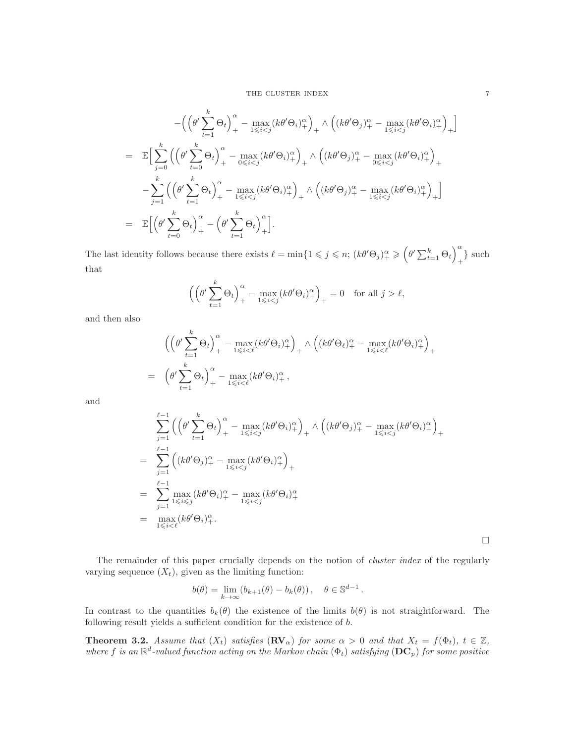$$
\begin{aligned}
&-\Big(\Big(\theta'\sum_{t=1}^k\Theta_t\Big)_+^\alpha-\max_{1\leqslant i<j}(k\theta'\Theta_i)_+^\alpha\Big)_+\wedge\Big((k\theta'\Theta_j)_+^\alpha-\max_{1\leqslant i<j}(k\theta'\Theta_i)_+^\alpha\Big)_+\Big]\\
=\;&\mathbb{E}\Big[\sum_{j=0}^k\Big(\Big(\theta'\sum_{t=0}^k\Theta_t\Big)_+^\alpha-\max_{0\leqslant i<j}(k\theta'\Theta_i)_+^\alpha\Big)_+\wedge\Big((k\theta'\Theta_j)_+^\alpha-\max_{0\leqslant i<j}(k\theta'\Theta_i)_+^\alpha\Big)_+\\
&-\sum_{j=1}^k\Big(\Big(\theta'\sum_{t=1}^k\Theta_t\Big)_+^\alpha-\max_{1\leqslant i<j}(k\theta'\Theta_i)_+^\alpha\Big)_+\wedge\Big((k\theta'\Theta_j)_+^\alpha-\max_{1\leqslant i<j}(k\theta'\Theta_i)_+^\alpha\Big)_+\Big]\\
=\;&\mathbb{E}\Big[\Big(\theta'\sum_{t=0}^k\Theta_t\Big)_+^\alpha-\Big(\theta'\sum_{t=1}^k\Theta_t\Big)_+^\alpha\Big].
\end{aligned}
$$

The last identity follows because there exists $\ell=\min\{1\leqslant j\leqslant n;\,(k\theta'\Theta_j)_+^\alpha\geqslant\Big(\theta'\sum_{t=1}^k\Theta_t\Big)_+^\alpha\}$ such that

$$
\Big(\Big(\theta'\sum_{t=1}^k\Theta_t\Big)_+^\alpha-\max_{1\leqslant i<j}(k\theta'\Theta_i)_+^\alpha\Big)_+=0\quad\text{for all } j>\ell,
$$

and then also

$$
\begin{aligned}
&\Big(\Big(\theta'\sum_{t=1}^k\Theta_t\Big)_+^\alpha-\max_{1\leqslant i<\ell}(k\theta'\Theta_i)_+^\alpha\Big)_+\wedge\Big((k\theta'\Theta_\ell)_+^\alpha-\max_{1\leqslant i<\ell}(k\theta'\Theta_i)_+^\alpha\Big)_+\\
=\;&\Big(\theta'\sum_{t=1}^k\Theta_t\Big)_+^\alpha-\max_{1\leqslant i<\ell}(k\theta'\Theta_i)_+^\alpha\,,
\end{aligned}
$$

and

$$
\begin{aligned}
&\sum_{j=1}^{\ell-1}\Big(\Big(\theta'\sum_{t=1}^k\Theta_t\Big)_+^\alpha-\max_{1\leqslant i<j}(k\theta'\Theta_i)_+^\alpha\Big)_+\wedge\Big((k\theta'\Theta_j)_+^\alpha-\max_{1\leqslant i<j}(k\theta'\Theta_i)_+^\alpha\Big)_+\\
=\;&\sum_{j=1}^{\ell-1}\Big((k\theta'\Theta_j)_+^\alpha-\max_{1\leqslant i<j}(k\theta'\Theta_i)_+^\alpha\Big)_+\\
=\;&\sum_{j=1}^{\ell-1}\max_{1\leqslant i\leqslant j}(k\theta'\Theta_i)_+^\alpha-\max_{1\leqslant i<j}(k\theta'\Theta_i)_+^\alpha\\
=\;&\max_{1\leqslant i<\ell}(k\theta'\Theta_i)_+^\alpha.
\end{aligned}
$$

□

The remainder of this paper crucially depends on the notion of *cluster index* of the regularly varying sequence $(X_t)$, given as the limiting function:

$$
b(\theta)=\lim_{k\to\infty}\big(b_{k+1}(\theta)-b_k(\theta)\big),\quad \theta\in\mathbb{S}^{d-1}\,.
$$

In contrast to the quantities $b_k(\theta)$ the existence of the limits $b(\theta)$ is not straightforward. The following result yields a sufficient condition for the existence of $b$.

**Theorem 3.2.** *Assume that $(X_t)$ satisfies $(\mathbf{RV}_\alpha)$ for some $\alpha>0$ and that $X_t=f(\Phi_t)$, $t\in\mathbb{Z}$, where $f$ is an $\mathbb{R}^d$-valued function acting on the Markov chain $(\Phi_t)$ satisfying $(\mathbf{DC}_p)$ for some positive*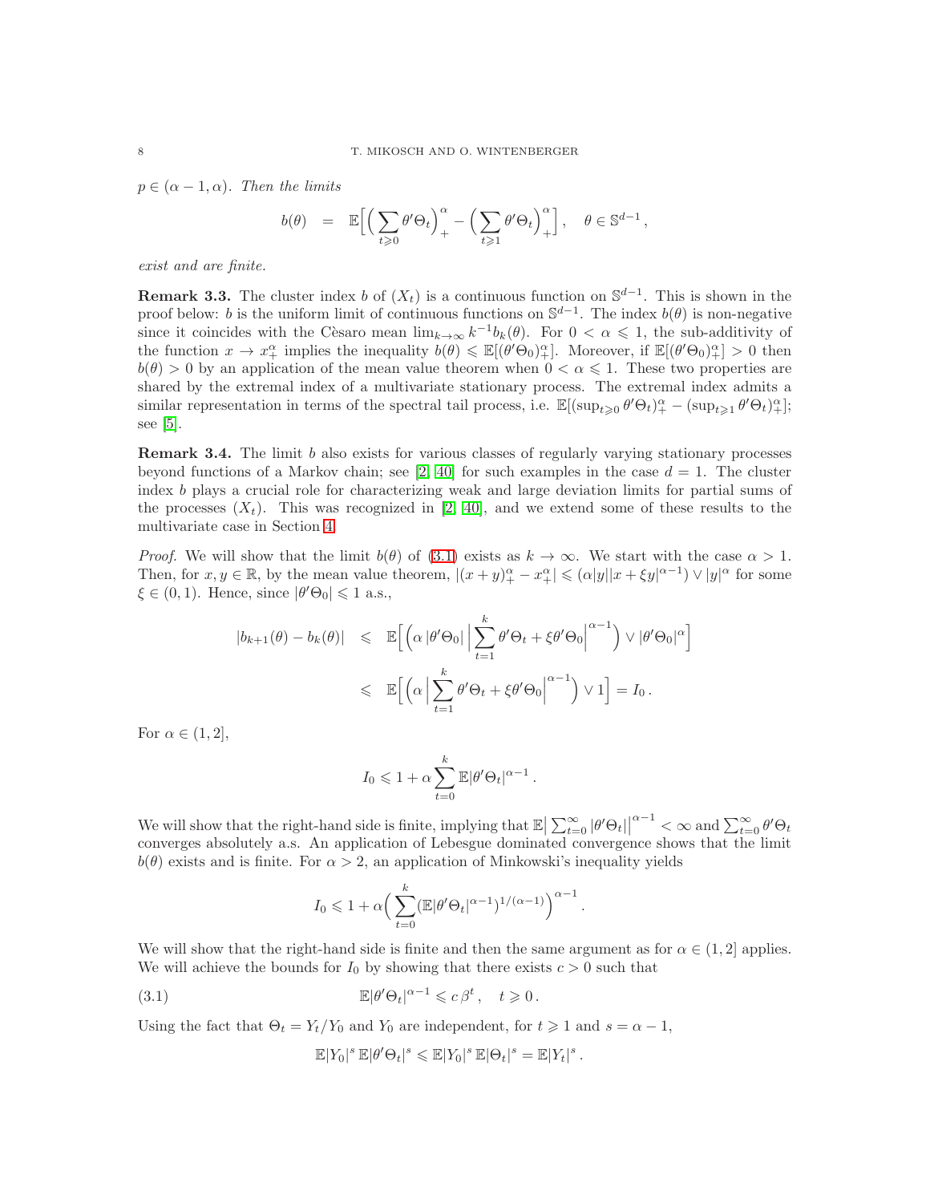$p \in (\alpha-1,\alpha)$. *Then the limits*

$$b(\theta) \;=\; \mathbb{E}\Big[\Big(\sum_{t\geqslant 0}\theta'\Theta_t\Big)_+^\alpha - \Big(\sum_{t\geqslant 1}\theta'\Theta_t\Big)_+^\alpha\Big], \quad \theta\in\mathbb{S}^{d-1},$$

*exist and are finite.*

**Remark 3.3.** The cluster index $b$ of $(X_t)$ is a continuous function on $\mathbb{S}^{d-1}$. This is shown in the proof below: $b$ is the uniform limit of continuous functions on $\mathbb{S}^{d-1}$. The index $b(\theta)$ is non-negative since it coincides with the Cèsaro mean $\lim_{k\to\infty} k^{-1}b_k(\theta)$. For $0<\alpha\leqslant 1$, the sub-additivity of the function $x\to x_+^\alpha$ implies the inequality $b(\theta)\leqslant \mathbb{E}[(\theta'\Theta_0)_+^\alpha]$. Moreover, if $\mathbb{E}[(\theta'\Theta_0)_+^\alpha]>0$ then $b(\theta)>0$ by an application of the mean value theorem when $0<\alpha\leqslant 1$. These two properties are shared by the extremal index of a multivariate stationary process. The extremal index admits a similar representation in terms of the spectral tail process, i.e. $\mathbb{E}[(\sup_{t\geqslant 0}\theta'\Theta_t)_+^\alpha - (\sup_{t\geqslant 1}\theta'\Theta_t)_+^\alpha]$; see [5].

**Remark 3.4.** The limit $b$ also exists for various classes of regularly varying stationary processes beyond functions of a Markov chain; see [2, 40] for such examples in the case $d=1$. The cluster index $b$ plays a crucial role for characterizing weak and large deviation limits for partial sums of the processes $(X_t)$. This was recognized in [2, 40], and we extend some of these results to the multivariate case in Section 4.

*Proof.* We will show that the limit $b(\theta)$ of (3.1) exists as $k\to\infty$. We start with the case $\alpha>1$. Then, for $x,y\in\mathbb{R}$, by the mean value theorem, $|(x+y)_+^\alpha - x_+^\alpha|\leqslant (\alpha|y||x+\xi y|^{\alpha-1})\vee|y|^\alpha$ for some $\xi\in(0,1)$. Hence, since $|\theta'\Theta_0|\leqslant 1$ a.s.,

$$\begin{aligned}
|b_{k+1}(\theta)-b_k(\theta)| &\leqslant \mathbb{E}\Big[\Big(\alpha\,|\theta'\Theta_0|\,\Big|\sum_{t=1}^k\theta'\Theta_t+\xi\theta'\Theta_0\Big|^{\alpha-1}\Big)\vee|\theta'\Theta_0|^\alpha\Big]\\
&\leqslant \mathbb{E}\Big[\Big(\alpha\,\Big|\sum_{t=1}^k\theta'\Theta_t+\xi\theta'\Theta_0\Big|^{\alpha-1}\Big)\vee 1\Big] = I_0\,.
\end{aligned}$$

For $\alpha\in(1,2]$,

$$I_0\leqslant 1+\alpha\sum_{t=0}^k \mathbb{E}|\theta'\Theta_t|^{\alpha-1}\,.$$

We will show that the right-hand side is finite, implying that $\mathbb{E}\big|\sum_{t=0}^\infty|\theta'\Theta_t|\big|^{\alpha-1}<\infty$ and $\sum_{t=0}^\infty\theta'\Theta_t$ converges absolutely a.s. An application of Lebesgue dominated convergence shows that the limit $b(\theta)$ exists and is finite. For $\alpha>2$, an application of Minkowski's inequality yields

$$I_0\leqslant 1+\alpha\Big(\sum_{t=0}^k(\mathbb{E}|\theta'\Theta_t|^{\alpha-1})^{1/(\alpha-1)}\Big)^{\alpha-1}.$$

We will show that the right-hand side is finite and then the same argument as for $\alpha\in(1,2]$ applies. We will achieve the bounds for $I_0$ by showing that there exists $c>0$ such that

$$\mathbb{E}|\theta'\Theta_t|^{\alpha-1}\leqslant c\,\beta^t,\quad t\geqslant 0\,. \tag{3.1}$$

Using the fact that $\Theta_t=Y_t/Y_0$ and $Y_0$ are independent, for $t\geqslant 1$ and $s=\alpha-1$,

$$\mathbb{E}|Y_0|^s\,\mathbb{E}|\theta'\Theta_t|^s\leqslant \mathbb{E}|Y_0|^s\,\mathbb{E}|\Theta_t|^s=\mathbb{E}|Y_t|^s\,.$$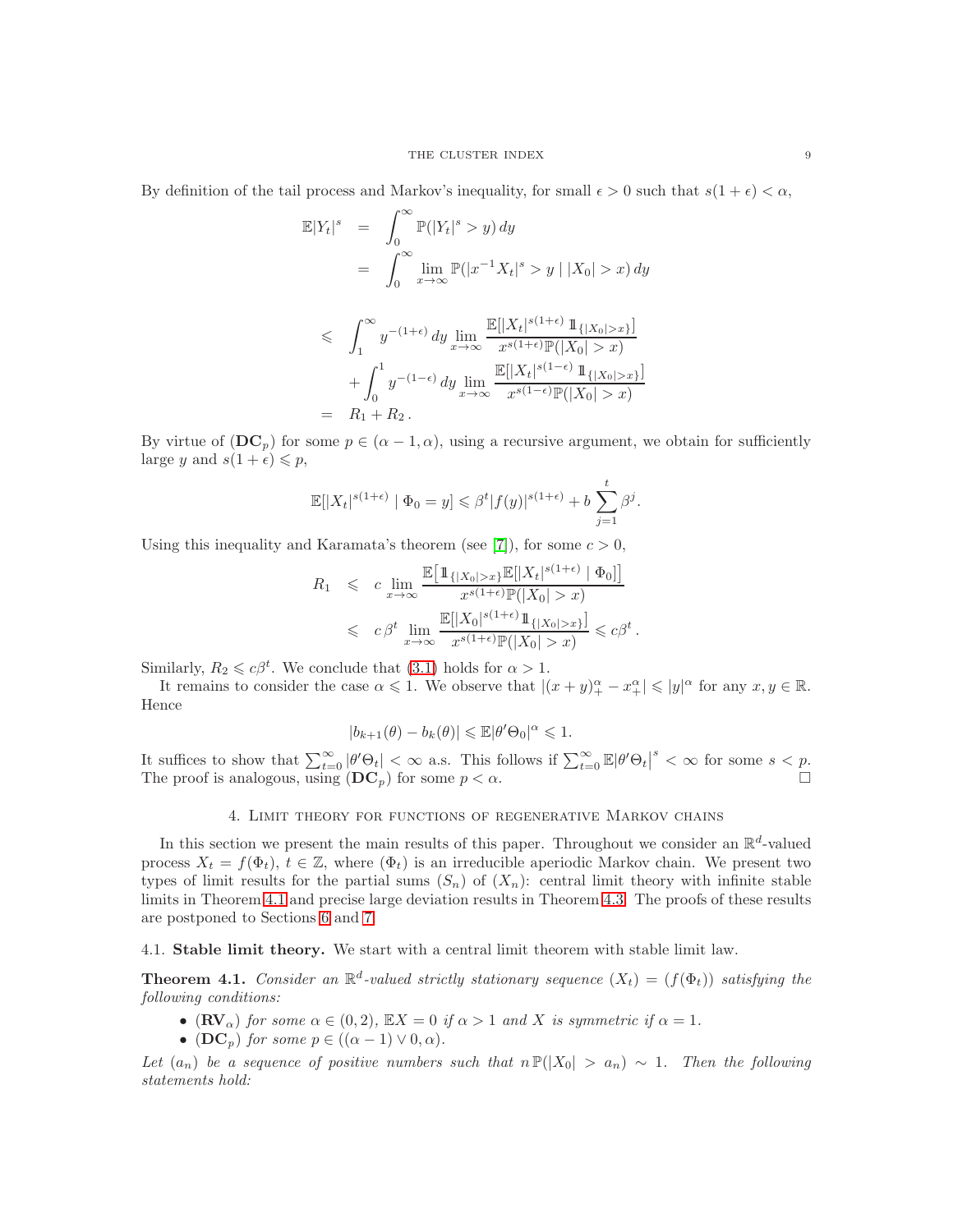By definition of the tail process and Markov's inequality, for small $\epsilon > 0$ such that $s(1+\epsilon) < \alpha$,

$$
\begin{aligned}
\mathbb{E}|Y_t|^s &= \int_0^\infty \mathbb{P}(|Y_t|^s > y)\,dy \\
&= \int_0^\infty \lim_{x\to\infty} \mathbb{P}(|x^{-1}X_t|^s > y \mid |X_0| > x)\,dy \\
&\leqslant \int_1^\infty y^{-(1+\epsilon)}\,dy \lim_{x\to\infty} \frac{\mathbb{E}[|X_t|^{s(1+\epsilon)}\,\mathbb{1}_{\{|X_0|>x\}}]}{x^{s(1+\epsilon)}\mathbb{P}(|X_0|>x)} \\
&\quad + \int_0^1 y^{-(1-\epsilon)}\,dy \lim_{x\to\infty} \frac{\mathbb{E}[|X_t|^{s(1-\epsilon)}\,\mathbb{1}_{\{|X_0|>x\}}]}{x^{s(1-\epsilon)}\mathbb{P}(|X_0|>x)} \\
&= R_1 + R_2\,.
\end{aligned}
$$

By virtue of $(\mathbf{DC}_p)$ for some $p \in (\alpha-1, \alpha)$, using a recursive argument, we obtain for sufficiently large $y$ and $s(1+\epsilon) \leqslant p$,

$$
\mathbb{E}[|X_t|^{s(1+\epsilon)} \mid \Phi_0 = y] \leqslant \beta^t |f(y)|^{s(1+\epsilon)} + b\sum_{j=1}^t \beta^j.
$$

Using this inequality and Karamata's theorem (see [7]), for some $c > 0$,

$$
\begin{aligned}
R_1 &\leqslant c \lim_{x\to\infty} \frac{\mathbb{E}\big[\mathbb{1}_{\{|X_0|>x\}}\mathbb{E}[|X_t|^{s(1+\epsilon)} \mid \Phi_0]\big]}{x^{s(1+\epsilon)}\mathbb{P}(|X_0|>x)} \\
&\leqslant c\,\beta^t \lim_{x\to\infty} \frac{\mathbb{E}[|X_0|^{s(1+\epsilon)}\mathbb{1}_{\{|X_0|>x\}}]}{x^{s(1+\epsilon)}\mathbb{P}(|X_0|>x)} \leqslant c\beta^t\,.
\end{aligned}
$$

Similarly, $R_2 \leqslant c\beta^t$. We conclude that (3.1) holds for $\alpha > 1$.

It remains to consider the case $\alpha \leqslant 1$. We observe that $|(x+y)_+^\alpha - x_+^\alpha| \leqslant |y|^\alpha$ for any $x, y \in \mathbb{R}$. Hence

$$
|b_{k+1}(\theta) - b_k(\theta)| \leqslant \mathbb{E}|\theta'\Theta_0|^\alpha \leqslant 1.
$$

It suffices to show that $\sum_{t=0}^\infty |\theta'\Theta_t| < \infty$ a.s. This follows if $\sum_{t=0}^\infty \mathbb{E}|\theta'\Theta_t|^s < \infty$ for some $s < p$. The proof is analogous, using $(\mathbf{DC}_p)$ for some $p < \alpha$. $\square$

## 4. Limit theory for functions of regenerative Markov chains

In this section we present the main results of this paper. Throughout we consider an $\mathbb{R}^d$-valued process $X_t = f(\Phi_t)$, $t \in \mathbb{Z}$, where $(\Phi_t)$ is an irreducible aperiodic Markov chain. We present two types of limit results for the partial sums $(S_n)$ of $(X_n)$: central limit theory with infinite stable limits in Theorem 4.1 and precise large deviation results in Theorem 4.3. The proofs of these results are postponed to Sections 6 and 7.

### 4.1. Stable limit theory.

We start with a central limit theorem with stable limit law.

**Theorem 4.1.** *Consider an $\mathbb{R}^d$-valued strictly stationary sequence $(X_t) = (f(\Phi_t))$ satisfying the following conditions:*

- $(\mathbf{RV}_\alpha)$ *for some $\alpha \in (0,2)$, $\mathbb{E}X = 0$ if $\alpha > 1$ and $X$ is symmetric if $\alpha = 1$.*
- $(\mathbf{DC}_p)$ *for some $p \in ((\alpha-1)\vee 0, \alpha)$.*

*Let $(a_n)$ be a sequence of positive numbers such that $n\,\mathbb{P}(|X_0| > a_n) \sim 1$. Then the following statements hold:*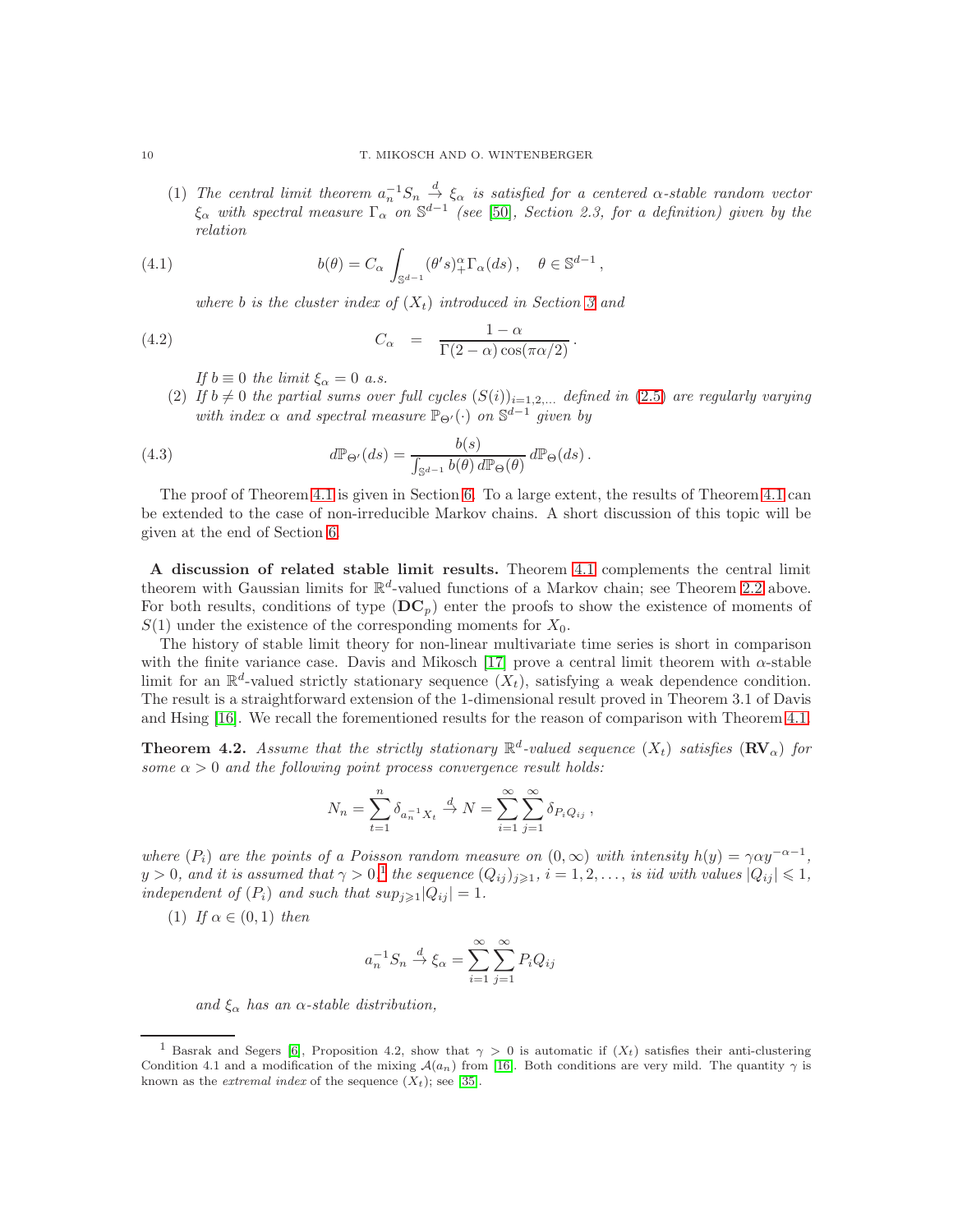(1) *The central limit theorem $a_n^{-1} S_n \stackrel{d}{\to} \xi_\alpha$ is satisfied for a centered $\alpha$-stable random vector $\xi_\alpha$ with spectral measure $\Gamma_\alpha$ on $\mathbb{S}^{d-1}$ (see [50], Section 2.3, for a definition) given by the relation*

$$b(\theta) = C_\alpha \int_{\mathbb{S}^{d-1}} (\theta' s)_+^\alpha \Gamma_\alpha(ds)\,, \quad \theta \in \mathbb{S}^{d-1}\,, \tag{4.1}$$

*where $b$ is the cluster index of $(X_t)$ introduced in Section 3 and*

$$C_\alpha \quad = \quad \frac{1-\alpha}{\Gamma(2-\alpha)\cos(\pi\alpha/2)}\,. \tag{4.2}$$

*If $b \equiv 0$ the limit $\xi_\alpha = 0$ a.s.*

(2) *If $b \neq 0$ the partial sums over full cycles $(S(i))_{i=1,2,\ldots}$ defined in (2.5) are regularly varying with index $\alpha$ and spectral measure $\mathbb{P}_{\Theta'}(\cdot)$ on $\mathbb{S}^{d-1}$ given by*

$$d\mathbb{P}_{\Theta'}(ds) = \frac{b(s)}{\int_{\mathbb{S}^{d-1}} b(\theta)\, d\mathbb{P}_\Theta(\theta)}\, d\mathbb{P}_\Theta(ds)\,. \tag{4.3}$$

The proof of Theorem 4.1 is given in Section 6. To a large extent, the results of Theorem 4.1 can be extended to the case of non-irreducible Markov chains. A short discussion of this topic will be given at the end of Section 6.

**A discussion of related stable limit results.** Theorem 4.1 complements the central limit theorem with Gaussian limits for $\mathbb{R}^d$-valued functions of a Markov chain; see Theorem 2.2 above. For both results, conditions of type $(\mathbf{DC}_p)$ enter the proofs to show the existence of moments of $S(1)$ under the existence of the corresponding moments for $X_0$.

The history of stable limit theory for non-linear multivariate time series is short in comparison with the finite variance case. Davis and Mikosch [17] prove a central limit theorem with $\alpha$-stable limit for an $\mathbb{R}^d$-valued strictly stationary sequence $(X_t)$, satisfying a weak dependence condition. The result is a straightforward extension of the 1-dimensional result proved in Theorem 3.1 of Davis and Hsing [16]. We recall the forementioned results for the reason of comparison with Theorem 4.1.

**Theorem 4.2.** *Assume that the strictly stationary $\mathbb{R}^d$-valued sequence $(X_t)$ satisfies $(\mathbf{RV}_\alpha)$ for some $\alpha > 0$ and the following point process convergence result holds:*

$$N_n = \sum_{t=1}^n \delta_{a_n^{-1} X_t} \stackrel{d}{\to} N = \sum_{i=1}^\infty \sum_{j=1}^\infty \delta_{P_i Q_{ij}}\,,$$

*where $(P_i)$ are the points of a Poisson random measure on $(0,\infty)$ with intensity $h(y) = \gamma\alpha y^{-\alpha-1}$, $y > 0$, and it is assumed that $\gamma > 0$,*[1] *the sequence $(Q_{ij})_{j\geqslant 1}$, $i = 1, 2, \ldots$, is iid with values $|Q_{ij}| \leqslant 1$, independent of $(P_i)$ and such that $\sup_{j\geqslant 1} |Q_{ij}| = 1$.*

(1) *If $\alpha \in (0,1)$ then*

$$a_n^{-1} S_n \stackrel{d}{\to} \xi_\alpha = \sum_{i=1}^\infty \sum_{j=1}^\infty P_i Q_{ij}$$

*and $\xi_\alpha$ has an $\alpha$-stable distribution,*

[1] Basrak and Segers [6], Proposition 4.2, show that $\gamma > 0$ is automatic if $(X_t)$ satisfies their anti-clustering Condition 4.1 and a modification of the mixing $\mathcal{A}(a_n)$ from [16]. Both conditions are very mild. The quantity $\gamma$ is known as the *extremal index* of the sequence $(X_t)$; see [35].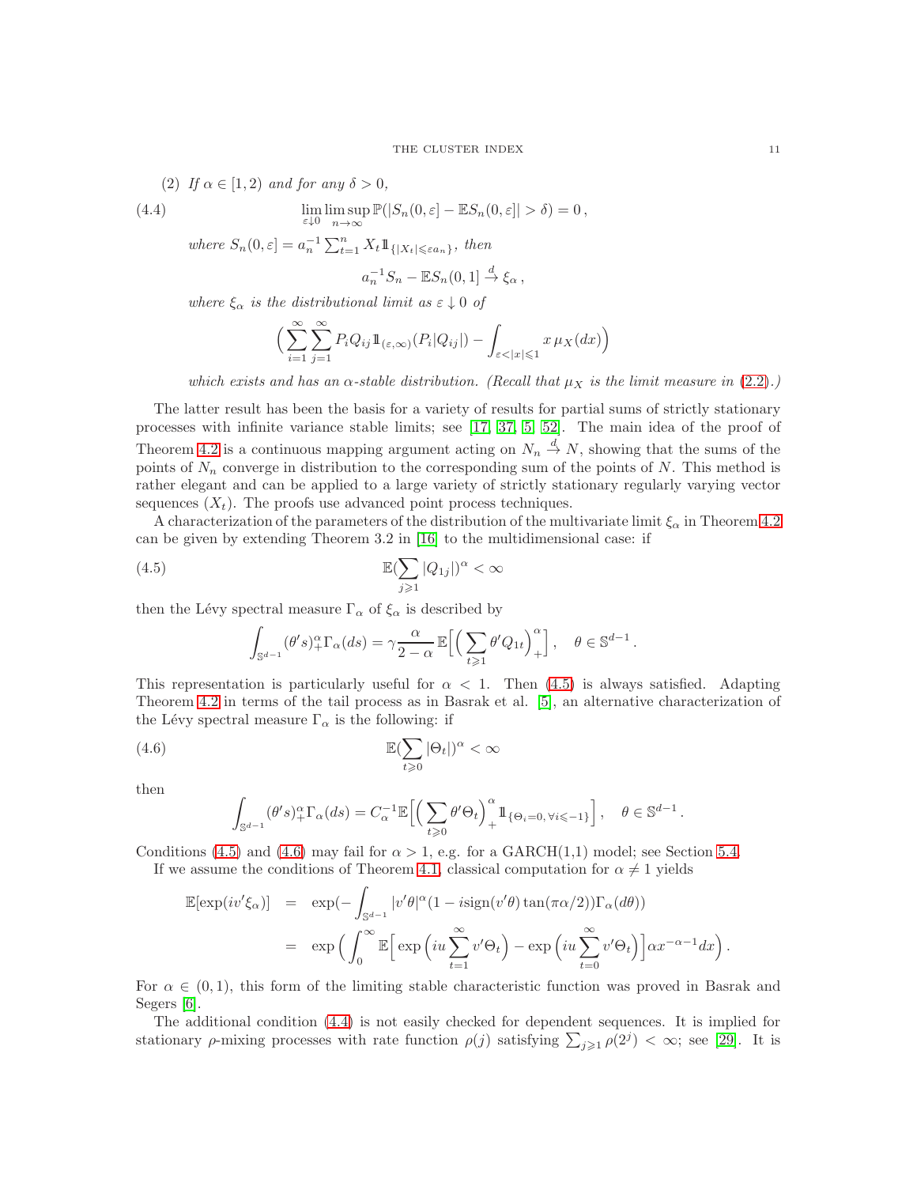(2) *If $\alpha \in [1,2)$ and for any $\delta > 0$,*

$$\lim_{\varepsilon \downarrow 0} \limsup_{n\to\infty} \mathbb{P}(|S_n(0,\varepsilon] - \mathbb{E}S_n(0,\varepsilon]| > \delta) = 0\,, \tag{4.4}$$

*where $S_n(0,\varepsilon] = a_n^{-1}\sum_{t=1}^n X_t \mathbb{1}_{\{|X_t|\leqslant \varepsilon a_n\}}$, then*

$$a_n^{-1} S_n - \mathbb{E}S_n(0,1] \xrightarrow{d} \xi_\alpha\,,$$

*where $\xi_\alpha$ is the distributional limit as $\varepsilon \downarrow 0$ of*

$$\Big( \sum_{i=1}^\infty \sum_{j=1}^\infty P_i Q_{ij} \mathbb{1}_{(\varepsilon,\infty)}(P_i|Q_{ij}|) - \int_{\varepsilon<|x|\leqslant 1} x\,\mu_X(dx)\Big)$$

*which exists and has an $\alpha$-stable distribution. (Recall that $\mu_X$ is the limit measure in (2.2).)*

The latter result has been the basis for a variety of results for partial sums of strictly stationary processes with infinite variance stable limits; see [17, 37, 5, 52]. The main idea of the proof of Theorem 4.2 is a continuous mapping argument acting on $N_n \xrightarrow{d} N$, showing that the sums of the points of $N_n$ converge in distribution to the corresponding sum of the points of $N$. This method is rather elegant and can be applied to a large variety of strictly stationary regularly varying vector sequences $(X_t)$. The proofs use advanced point process techniques.

A characterization of the parameters of the distribution of the multivariate limit $\xi_\alpha$ in Theorem 4.2 can be given by extending Theorem 3.2 in [16] to the multidimensional case: if

$$\mathbb{E}(\sum_{j\geqslant 1} |Q_{1j}|)^\alpha < \infty \tag{4.5}$$

then the Lévy spectral measure $\Gamma_\alpha$ of $\xi_\alpha$ is described by

$$\int_{\mathbb{S}^{d-1}} (\theta' s)_+^\alpha \Gamma_\alpha(ds) = \gamma \frac{\alpha}{2-\alpha}\,\mathbb{E}\Big[\Big(\sum_{t\geqslant 1} \theta' Q_{1t}\Big)_+^\alpha\Big]\,,\quad \theta \in \mathbb{S}^{d-1}\,.$$

This representation is particularly useful for $\alpha < 1$. Then (4.5) is always satisfied. Adapting Theorem 4.2 in terms of the tail process as in Basrak et al. [5], an alternative characterization of the Lévy spectral measure $\Gamma_\alpha$ is the following: if

$$\mathbb{E}(\sum_{t\geqslant 0} |\Theta_t|)^\alpha < \infty \tag{4.6}$$

then

$$\int_{\mathbb{S}^{d-1}} (\theta' s)_+^\alpha \Gamma_\alpha(ds) = C_\alpha^{-1}\mathbb{E}\Big[\Big(\sum_{t\geqslant 0} \theta'\Theta_t\Big)_+^\alpha \mathbb{1}_{\{\Theta_i = 0,\,\forall i\leqslant -1\}}\Big]\,,\quad \theta \in \mathbb{S}^{d-1}\,.$$

Conditions (4.5) and (4.6) may fail for $\alpha > 1$, e.g. for a GARCH(1,1) model; see Section 5.4.

If we assume the conditions of Theorem 4.1, classical computation for $\alpha \neq 1$ yields

$$\begin{aligned}
\mathbb{E}[\exp(iv'\xi_\alpha)] &= \exp(-\int_{\mathbb{S}^{d-1}} |v'\theta|^\alpha (1 - i\,\mathrm{sign}(v'\theta)\tan(\pi\alpha/2))\Gamma_\alpha(d\theta)) \\
&= \exp\Big(\int_0^\infty \mathbb{E}\Big[\exp\Big(iu\sum_{t=1}^\infty v'\Theta_t\Big) - \exp\Big(iu\sum_{t=0}^\infty v'\Theta_t\Big)\Big]\alpha x^{-\alpha-1}dx\Big)\,.
\end{aligned}$$

For $\alpha \in (0,1)$, this form of the limiting stable characteristic function was proved in Basrak and Segers [6].

The additional condition (4.4) is not easily checked for dependent sequences. It is implied for stationary $\rho$-mixing processes with rate function $\rho(j)$ satisfying $\sum_{j\geqslant 1}\rho(2^j) < \infty$; see [29]. It is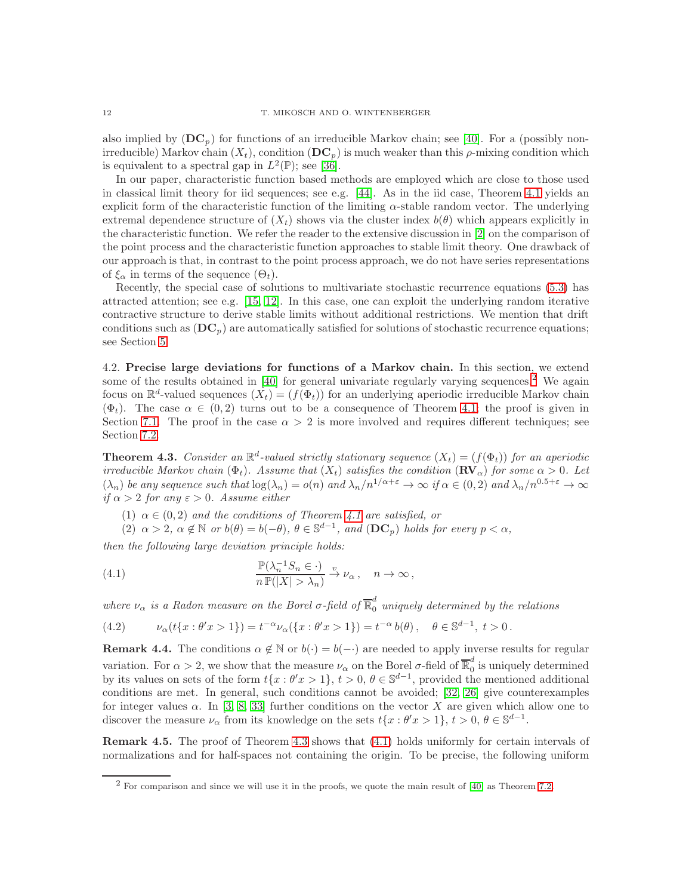also implied by $(\mathbf{DC}_p)$ for functions of an irreducible Markov chain; see [40]. For a (possibly non-irreducible) Markov chain $(X_t)$, condition $(\mathbf{DC}_p)$ is much weaker than this $\rho$-mixing condition which is equivalent to a spectral gap in $L^2(\mathbb{P})$; see [36].

In our paper, characteristic function based methods are employed which are close to those used in classical limit theory for iid sequences; see e.g. [44]. As in the iid case, Theorem 4.1 yields an explicit form of the characteristic function of the limiting $\alpha$-stable random vector. The underlying extremal dependence structure of $(X_t)$ shows via the cluster index $b(\theta)$ which appears explicitly in the characteristic function. We refer the reader to the extensive discussion in [2] on the comparison of the point process and the characteristic function approaches to stable limit theory. One drawback of our approach is that, in contrast to the point process approach, we do not have series representations of $\xi_\alpha$ in terms of the sequence $(\Theta_t)$.

Recently, the special case of solutions to multivariate stochastic recurrence equations (5.3) has attracted attention; see e.g. [15, 12]. In this case, one can exploit the underlying random iterative contractive structure to derive stable limits without additional restrictions. We mention that drift conditions such as $(\mathbf{DC}_p)$ are automatically satisfied for solutions of stochastic recurrence equations; see Section 5.

4.2. **Precise large deviations for functions of a Markov chain.** In this section, we extend some of the results obtained in [40] for general univariate regularly varying sequences.[2] We again focus on $\mathbb{R}^d$-valued sequences $(X_t) = (f(\Phi_t))$ for an underlying aperiodic irreducible Markov chain $(\Phi_t)$. The case $\alpha \in (0,2)$ turns out to be a consequence of Theorem 4.1; the proof is given in Section 7.1. The proof in the case $\alpha > 2$ is more involved and requires different techniques; see Section 7.2.

**Theorem 4.3.** *Consider an $\mathbb{R}^d$-valued strictly stationary sequence $(X_t) = (f(\Phi_t))$ for an aperiodic irreducible Markov chain $(\Phi_t)$. Assume that $(X_t)$ satisfies the condition $(\mathbf{RV}_\alpha)$ for some $\alpha > 0$. Let $(\lambda_n)$ be any sequence such that $\log(\lambda_n) = o(n)$ and $\lambda_n/n^{1/\alpha+\varepsilon} \to \infty$ if $\alpha \in (0,2)$ and $\lambda_n/n^{0.5+\varepsilon} \to \infty$ if $\alpha > 2$ for any $\varepsilon > 0$. Assume either*

(1) *$\alpha \in (0,2)$ and the conditions of Theorem 4.1 are satisfied, or*
(2) *$\alpha > 2$, $\alpha \notin \mathbb{N}$ or $b(\theta) = b(-\theta)$, $\theta \in \mathbb{S}^{d-1}$, and $(\mathbf{DC}_p)$ holds for every $p < \alpha$,*

*then the following large deviation principle holds:*

$$\frac{\mathbb{P}(\lambda_n^{-1} S_n \in \cdot)}{n\,\mathbb{P}(|X| > \lambda_n)} \xrightarrow{v} \nu_\alpha\,, \quad n \to \infty\,, \tag{4.1}$$

*where $\nu_\alpha$ is a Radon measure on the Borel $\sigma$-field of $\overline{\mathbb{R}}^d_0$ uniquely determined by the relations*

$$\nu_\alpha(t\{x : \theta' x > 1\}) = t^{-\alpha} \nu_\alpha(\{x : \theta' x > 1\}) = t^{-\alpha}\, b(\theta)\,, \quad \theta \in \mathbb{S}^{d-1},\ t > 0\,. \tag{4.2}$$

**Remark 4.4.** The conditions $\alpha \notin \mathbb{N}$ or $b(\cdot) = b(-\cdot)$ are needed to apply inverse results for regular variation. For $\alpha > 2$, we show that the measure $\nu_\alpha$ on the Borel $\sigma$-field of $\overline{\mathbb{R}}^d_0$ is uniquely determined by its values on sets of the form $t\{x : \theta' x > 1\}$, $t > 0$, $\theta \in \mathbb{S}^{d-1}$, provided the mentioned additional conditions are met. In general, such conditions cannot be avoided; [32, 26] give counterexamples for integer values $\alpha$. In [3, 8, 33] further conditions on the vector $X$ are given which allow one to discover the measure $\nu_\alpha$ from its knowledge on the sets $t\{x : \theta' x > 1\}$, $t > 0$, $\theta \in \mathbb{S}^{d-1}$.

**Remark 4.5.** The proof of Theorem 4.3 shows that (4.1) holds uniformly for certain intervals of normalizations and for half-spaces not containing the origin. To be precise, the following uniform

---

[2] For comparison and since we will use it in the proofs, we quote the main result of [40] as Theorem 7.2.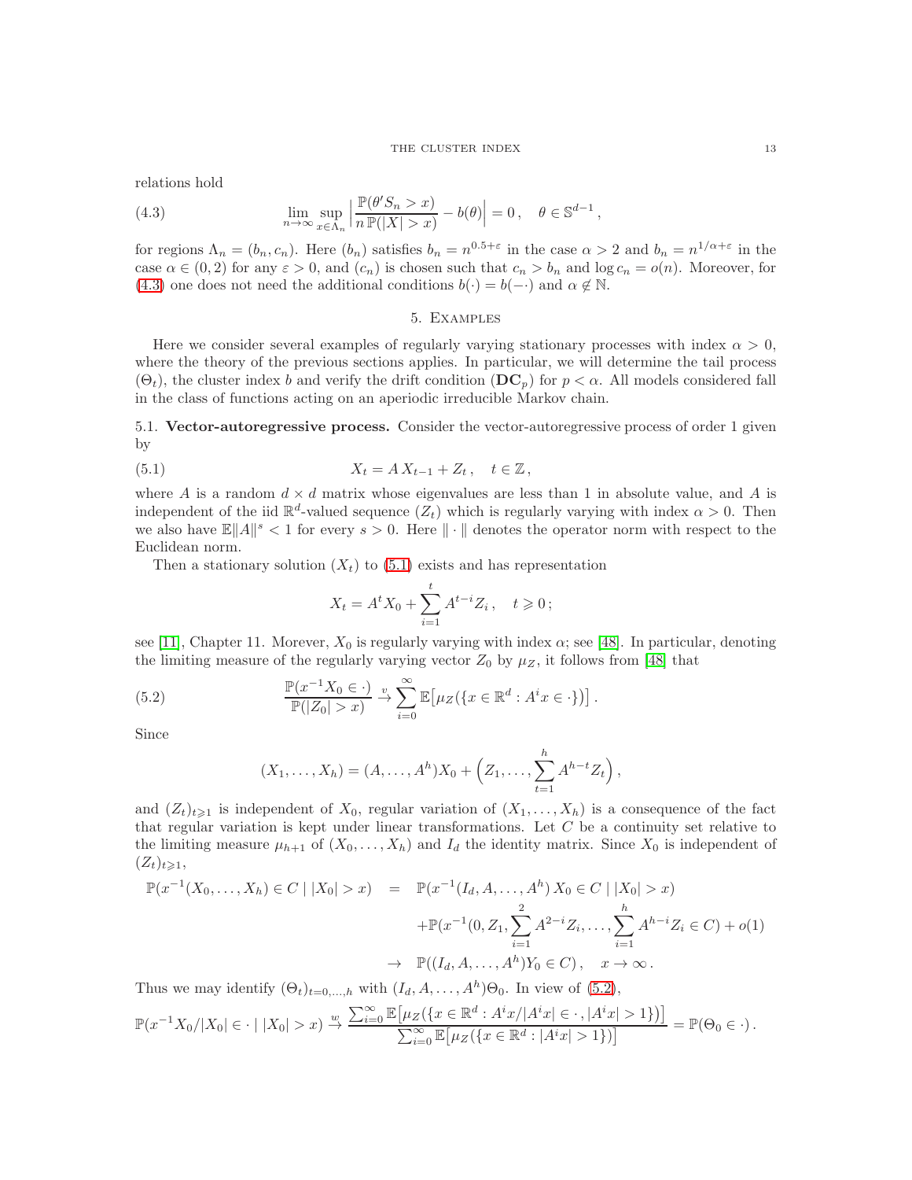relations hold

$$\lim_{n\to\infty} \sup_{x\in\Lambda_n} \Big| \frac{\mathbb{P}(\theta' S_n > x)}{n\,\mathbb{P}(|X|>x)} - b(\theta)\Big| = 0\,, \quad \theta \in \mathbb{S}^{d-1}\,, \tag{4.3}$$

for regions $\Lambda_n = (b_n, c_n)$. Here $(b_n)$ satisfies $b_n = n^{0.5+\varepsilon}$ in the case $\alpha > 2$ and $b_n = n^{1/\alpha+\varepsilon}$ in the case $\alpha \in (0,2)$ for any $\varepsilon > 0$, and $(c_n)$ is chosen such that $c_n > b_n$ and $\log c_n = o(n)$. Moreover, for (4.3) one does not need the additional conditions $b(\cdot) = b(-\cdot)$ and $\alpha \notin \mathbb{N}$.

## 5. Examples

Here we consider several examples of regularly varying stationary processes with index $\alpha > 0$, where the theory of the previous sections applies. In particular, we will determine the tail process $(\Theta_t)$, the cluster index $b$ and verify the drift condition $(\mathbf{DC}_p)$ for $p < \alpha$. All models considered fall in the class of functions acting on an aperiodic irreducible Markov chain.

5.1. **Vector-autoregressive process.** Consider the vector-autoregressive process of order 1 given by

$$X_t = A\,X_{t-1} + Z_t\,, \quad t \in \mathbb{Z}\,, \tag{5.1}$$

where $A$ is a random $d\times d$ matrix whose eigenvalues are less than 1 in absolute value, and $A$ is independent of the iid $\mathbb{R}^d$-valued sequence $(Z_t)$ which is regularly varying with index $\alpha > 0$. Then we also have $\mathbb{E}\|A\|^s < 1$ for every $s > 0$. Here $\|\cdot\|$ denotes the operator norm with respect to the Euclidean norm.

Then a stationary solution $(X_t)$ to (5.1) exists and has representation

$$X_t = A^t X_0 + \sum_{i=1}^{t} A^{t-i} Z_i\,, \quad t \geqslant 0\,;$$

see [11], Chapter 11. Morever, $X_0$ is regularly varying with index $\alpha$; see [48]. In particular, denoting the limiting measure of the regularly varying vector $Z_0$ by $\mu_Z$, it follows from [48] that

$$\frac{\mathbb{P}(x^{-1}X_0 \in \cdot)}{\mathbb{P}(|Z_0| > x)} \stackrel{v}{\to} \sum_{i=0}^{\infty} \mathbb{E}\big[\mu_Z(\{x \in \mathbb{R}^d : A^i x \in \cdot\})\big]\,. \tag{5.2}$$

Since

$$(X_1,\ldots,X_h) = (A,\ldots,A^h)X_0 + \Big(Z_1,\ldots,\sum_{t=1}^{h} A^{h-t}Z_t\Big)\,,$$

and $(Z_t)_{t\geqslant 1}$ is independent of $X_0$, regular variation of $(X_1,\ldots,X_h)$ is a consequence of the fact that regular variation is kept under linear transformations. Let $C$ be a continuity set relative to the limiting measure $\mu_{h+1}$ of $(X_0,\ldots,X_h)$ and $I_d$ the identity matrix. Since $X_0$ is independent of $(Z_t)_{t\geqslant 1}$,

$$\begin{aligned}
\mathbb{P}(x^{-1}(X_0,\ldots,X_h) \in C \mid |X_0| > x) &= \mathbb{P}(x^{-1}(I_d, A,\ldots,A^h)\,X_0 \in C \mid |X_0| > x) \\
&\quad + \mathbb{P}(x^{-1}(0, Z_1, \sum_{i=1}^{2} A^{2-i}Z_i, \ldots, \sum_{i=1}^{h} A^{h-i}Z_i \in C) + o(1) \\
&\to \mathbb{P}((I_d, A, \ldots, A^h)Y_0 \in C)\,, \quad x \to \infty\,.
\end{aligned}$$

Thus we may identify $(\Theta_t)_{t=0,\ldots,h}$ with $(I_d, A,\ldots,A^h)\Theta_0$. In view of (5.2),

$$\mathbb{P}(x^{-1}X_0/|X_0| \in \cdot \mid |X_0| > x) \stackrel{w}{\to} \frac{\sum_{i=0}^{\infty}\mathbb{E}\big[\mu_Z(\{x \in \mathbb{R}^d : A^i x/|A^i x| \in \cdot\,, |A^i x| > 1\})\big]}{\sum_{i=0}^{\infty}\mathbb{E}\big[\mu_Z(\{x\in\mathbb{R}^d : |A^i x| > 1\})\big]} = \mathbb{P}(\Theta_0 \in \cdot)\,.$$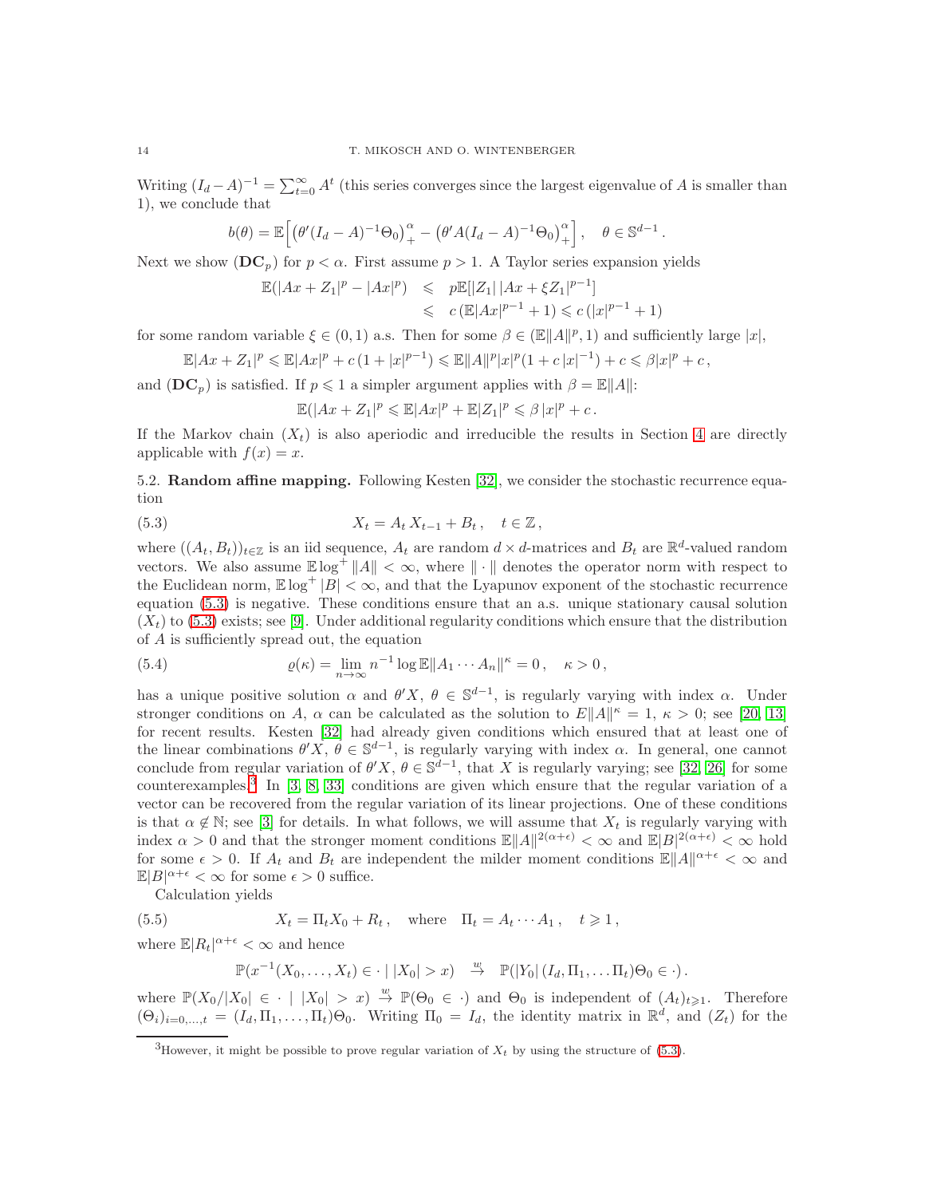Writing $(I_d - A)^{-1} = \sum_{t=0}^{\infty} A^t$ (this series converges since the largest eigenvalue of $A$ is smaller than 1), we conclude that

$$b(\theta) = \mathbb{E}\Big[\big(\theta'(I_d - A)^{-1}\Theta_0\big)_+^{\alpha} - \big(\theta' A(I_d - A)^{-1}\Theta_0\big)_+^{\alpha}\Big]\,, \quad \theta \in \mathbb{S}^{d-1}\,.$$

Next we show $(\mathbf{DC}_p)$ for $p < \alpha$. First assume $p > 1$. A Taylor series expansion yields

$$\begin{aligned}
\mathbb{E}(|Ax + Z_1|^p - |Ax|^p) &\leqslant p\mathbb{E}[|Z_1|\,|Ax + \xi Z_1|^{p-1}] \\
&\leqslant c\,(\mathbb{E}|Ax|^{p-1} + 1) \leqslant c\,(|x|^{p-1} + 1)
\end{aligned}$$

for some random variable $\xi \in (0,1)$ a.s. Then for some $\beta \in (\mathbb{E}\|A\|^p, 1)$ and sufficiently large $|x|$,

$$\mathbb{E}|Ax + Z_1|^p \leqslant \mathbb{E}|Ax|^p + c\,(1 + |x|^{p-1}) \leqslant \mathbb{E}\|A\|^p|x|^p(1 + c\,|x|^{-1}) + c \leqslant \beta|x|^p + c\,,$$

and $(\mathbf{DC}_p)$ is satisfied. If $p \leqslant 1$ a simpler argument applies with $\beta = \mathbb{E}\|A\|$:

$$\mathbb{E}(|Ax + Z_1|^p \leqslant \mathbb{E}|Ax|^p + \mathbb{E}|Z_1|^p \leqslant \beta\,|x|^p + c\,.$$

If the Markov chain $(X_t)$ is also aperiodic and irreducible the results in Section 4 are directly applicable with $f(x) = x$.

5.2. **Random affine mapping.** Following Kesten [32], we consider the stochastic recurrence equation

$$X_t = A_t\,X_{t-1} + B_t\,, \quad t \in \mathbb{Z}\,, \tag{5.3}$$

where $((A_t, B_t))_{t\in\mathbb{Z}}$ is an iid sequence, $A_t$ are random $d\times d$-matrices and $B_t$ are $\mathbb{R}^d$-valued random vectors. We also assume $\mathbb{E}\log^+\|A\| < \infty$, where $\|\cdot\|$ denotes the operator norm with respect to the Euclidean norm, $\mathbb{E}\log^+|B| < \infty$, and that the Lyapunov exponent of the stochastic recurrence equation (5.3) is negative. These conditions ensure that an a.s. unique stationary causal solution $(X_t)$ to (5.3) exists; see [9]. Under additional regularity conditions which ensure that the distribution of $A$ is sufficiently spread out, the equation

$$\varrho(\kappa) = \lim_{n\to\infty} n^{-1}\log\mathbb{E}\|A_1\cdots A_n\|^{\kappa} = 0\,, \quad \kappa > 0\,, \tag{5.4}$$

has a unique positive solution $\alpha$ and $\theta' X$, $\theta \in \mathbb{S}^{d-1}$, is regularly varying with index $\alpha$. Under stronger conditions on $A$, $\alpha$ can be calculated as the solution to $E\|A\|^{\kappa} = 1$, $\kappa > 0$; see [20, 13] for recent results. Kesten [32] had already given conditions which ensured that at least one of the linear combinations $\theta' X$, $\theta \in \mathbb{S}^{d-1}$, is regularly varying with index $\alpha$. In general, one cannot conclude from regular variation of $\theta' X$, $\theta \in \mathbb{S}^{d-1}$, that $X$ is regularly varying; see [32, 26] for some counterexamples.[3] In [3, 8, 33] conditions are given which ensure that the regular variation of a vector can be recovered from the regular variation of its linear projections. One of these conditions is that $\alpha \notin \mathbb{N}$; see [3] for details. In what follows, we will assume that $X_t$ is regularly varying with index $\alpha > 0$ and that the stronger moment conditions $\mathbb{E}\|A\|^{2(\alpha+\epsilon)} < \infty$ and $\mathbb{E}|B|^{2(\alpha+\epsilon)} < \infty$ hold for some $\epsilon > 0$. If $A_t$ and $B_t$ are independent the milder moment conditions $\mathbb{E}\|A\|^{\alpha+\epsilon} < \infty$ and $\mathbb{E}|B|^{\alpha+\epsilon} < \infty$ for some $\epsilon > 0$ suffice.

Calculation yields

$$X_t = \Pi_t X_0 + R_t\,, \quad \text{where} \quad \Pi_t = A_t\cdots A_1\,, \quad t \geqslant 1\,, \tag{5.5}$$

where $\mathbb{E}|R_t|^{\alpha+\epsilon} < \infty$ and hence

$$\mathbb{P}(x^{-1}(X_0,\ldots,X_t) \in \cdot \mid |X_0| > x) \quad \xrightarrow{w} \quad \mathbb{P}(|Y_0|\,(I_d, \Pi_1, \ldots \Pi_t)\Theta_0 \in \cdot)\,.$$

where $\mathbb{P}(X_0/|X_0| \in \cdot \mid |X_0| > x) \xrightarrow{w} \mathbb{P}(\Theta_0 \in \cdot)$ and $\Theta_0$ is independent of $(A_t)_{t\geqslant 1}$. Therefore $(\Theta_i)_{i=0,\ldots,t} = (I_d, \Pi_1, \ldots, \Pi_t)\Theta_0$. Writing $\Pi_0 = I_d$, the identity matrix in $\mathbb{R}^d$, and $(Z_t)$ for the

[3] However, it might be possible to prove regular variation of $X_t$ by using the structure of (5.3).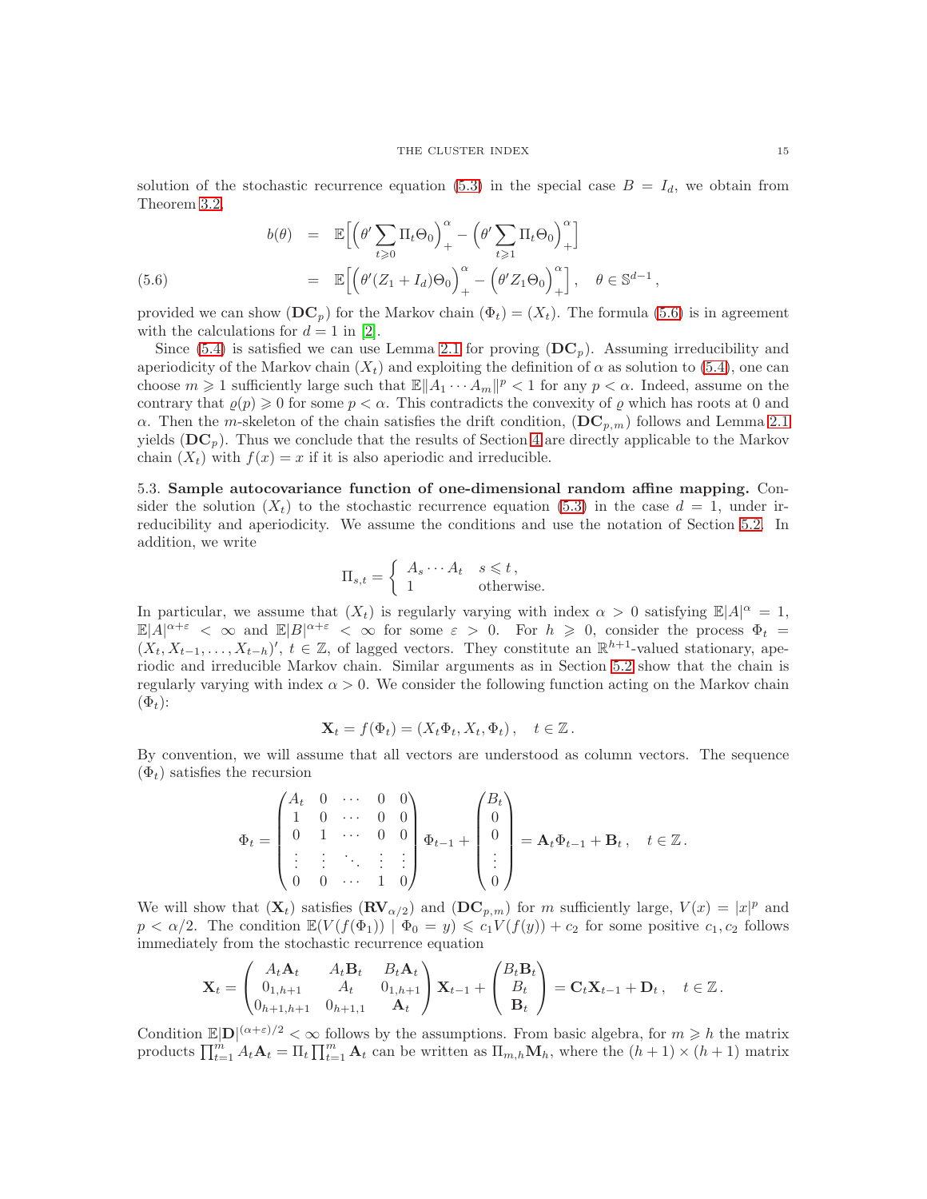solution of the stochastic recurrence equation (5.3) in the special case $B = I_d$, we obtain from Theorem 3.2,

$$
\begin{aligned}
b(\theta) &= \mathbb{E}\Big[\Big(\theta' \sum_{t\geqslant 0} \Pi_t \Theta_0\Big)_+^\alpha - \Big(\theta' \sum_{t\geqslant 1} \Pi_t \Theta_0\Big)_+^\alpha\Big] \\
&= \mathbb{E}\Big[\Big(\theta'(Z_1 + I_d)\Theta_0\Big)_+^\alpha - \Big(\theta' Z_1 \Theta_0\Big)_+^\alpha\Big], \quad \theta \in \mathbb{S}^{d-1}, \qquad (5.6)
\end{aligned}
$$

provided we can show $(\mathbf{DC}_p)$ for the Markov chain $(\Phi_t) = (X_t)$. The formula (5.6) is in agreement with the calculations for $d = 1$ in [2].

Since (5.4) is satisfied we can use Lemma 2.1 for proving $(\mathbf{DC}_p)$. Assuming irreducibility and aperiodicity of the Markov chain $(X_t)$ and exploiting the definition of $\alpha$ as solution to (5.4), one can choose $m \geqslant 1$ sufficiently large such that $\mathbb{E}\|A_1 \cdots A_m\|^p < 1$ for any $p < \alpha$. Indeed, assume on the contrary that $\varrho(p) \geqslant 0$ for some $p < \alpha$. This contradicts the convexity of $\varrho$ which has roots at 0 and $\alpha$. Then the $m$-skeleton of the chain satisfies the drift condition, $(\mathbf{DC}_{p,m})$ follows and Lemma 2.1 yields $(\mathbf{DC}_p)$. Thus we conclude that the results of Section 4 are directly applicable to the Markov chain $(X_t)$ with $f(x) = x$ if it is also aperiodic and irreducible.

5.3. **Sample autocovariance function of one-dimensional random affine mapping.** Consider the solution $(X_t)$ to the stochastic recurrence equation (5.3) in the case $d = 1$, under irreducibility and aperiodicity. We assume the conditions and use the notation of Section 5.2. In addition, we write

$$
\Pi_{s,t} = \begin{cases} A_s \cdots A_t & s \leqslant t, \\ 1 & \text{otherwise.} \end{cases}
$$

In particular, we assume that $(X_t)$ is regularly varying with index $\alpha > 0$ satisfying $\mathbb{E}|A|^\alpha = 1$, $\mathbb{E}|A|^{\alpha+\varepsilon} < \infty$ and $\mathbb{E}|B|^{\alpha+\varepsilon} < \infty$ for some $\varepsilon > 0$. For $h \geqslant 0$, consider the process $\Phi_t = (X_t, X_{t-1}, \ldots, X_{t-h})'$, $t \in \mathbb{Z}$, of lagged vectors. They constitute an $\mathbb{R}^{h+1}$-valued stationary, aperiodic and irreducible Markov chain. Similar arguments as in Section 5.2 show that the chain is regularly varying with index $\alpha > 0$. We consider the following function acting on the Markov chain $(\Phi_t)$:

$$
\mathbf{X}_t = f(\Phi_t) = (X_t \Phi_t, X_t, \Phi_t), \quad t \in \mathbb{Z}.
$$

By convention, we will assume that all vectors are understood as column vectors. The sequence $(\Phi_t)$ satisfies the recursion

$$
\Phi_t = \begin{pmatrix} A_t & 0 & \cdots & 0 & 0 \\ 1 & 0 & \cdots & 0 & 0 \\ 0 & 1 & \cdots & 0 & 0 \\ \vdots & \vdots & \ddots & \vdots & \vdots \\ 0 & 0 & \cdots & 1 & 0 \end{pmatrix} \Phi_{t-1} + \begin{pmatrix} B_t \\ 0 \\ 0 \\ \vdots \\ 0 \end{pmatrix} = \mathbf{A}_t \Phi_{t-1} + \mathbf{B}_t, \quad t \in \mathbb{Z}.
$$

We will show that $(\mathbf{X}_t)$ satisfies $(\mathbf{RV}_{\alpha/2})$ and $(\mathbf{DC}_{p,m})$ for $m$ sufficiently large, $V(x) = |x|^p$ and $p < \alpha/2$. The condition $\mathbb{E}(V(f(\Phi_1)) \mid \Phi_0 = y) \leqslant c_1 V(f(y)) + c_2$ for some positive $c_1, c_2$ follows immediately from the stochastic recurrence equation

$$
\mathbf{X}_t = \begin{pmatrix} A_t \mathbf{A}_t & A_t \mathbf{B}_t & B_t \mathbf{A}_t \\ 0_{1,h+1} & A_t & 0_{1,h+1} \\ 0_{h+1,h+1} & 0_{h+1,1} & \mathbf{A}_t \end{pmatrix} \mathbf{X}_{t-1} + \begin{pmatrix} B_t \mathbf{B}_t \\ B_t \\ \mathbf{B}_t \end{pmatrix} = \mathbf{C}_t \mathbf{X}_{t-1} + \mathbf{D}_t, \quad t \in \mathbb{Z}.
$$

Condition $\mathbb{E}|\mathbf{D}|^{(\alpha+\varepsilon)/2} < \infty$ follows by the assumptions. From basic algebra, for $m \geqslant h$ the matrix products $\prod_{t=1}^m A_t \mathbf{A}_t = \Pi_t \prod_{t=1}^m \mathbf{A}_t$ can be written as $\Pi_{m,h} \mathbf{M}_h$, where the $(h+1) \times (h+1)$ matrix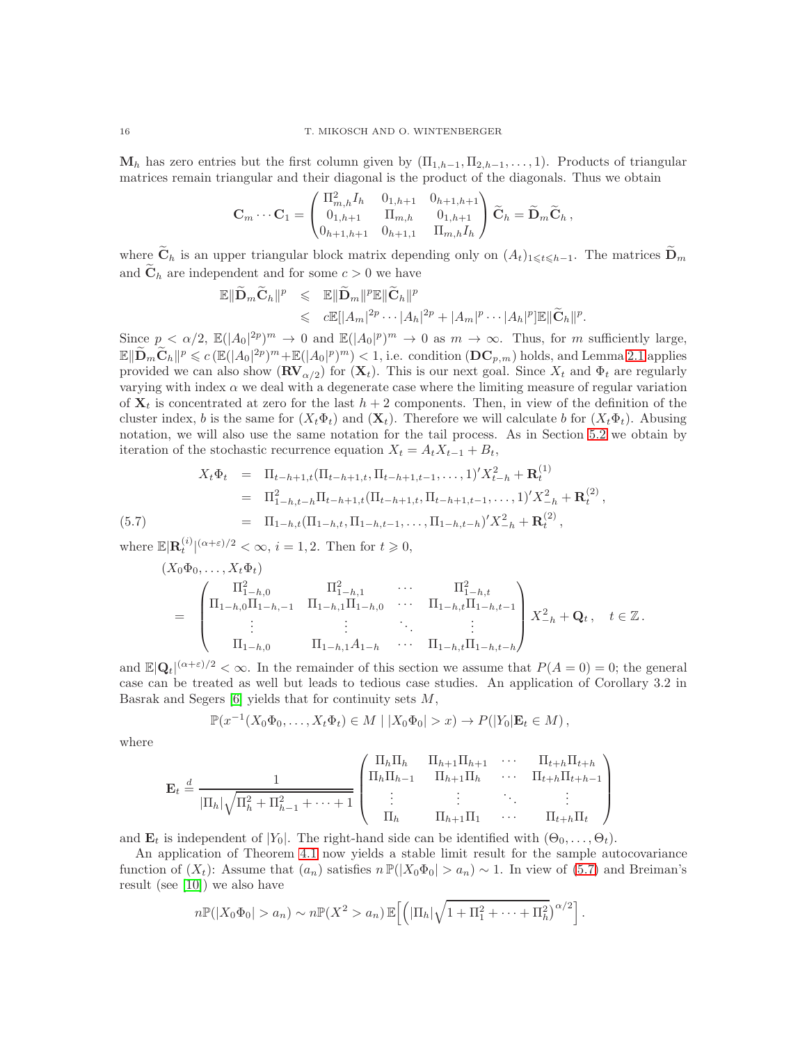$\mathbf{M}_h$ has zero entries but the first column given by $(\Pi_{1,h-1}, \Pi_{2,h-1}, \ldots, 1)$. Products of triangular matrices remain triangular and their diagonal is the product of the diagonals. Thus we obtain

$$\mathbf{C}_m \cdots \mathbf{C}_1 = \begin{pmatrix} \Pi_{m,h}^2 I_h & 0_{1,h+1} & 0_{h+1,h+1} \\ 0_{1,h+1} & \Pi_{m,h} & 0_{1,h+1} \\ 0_{h+1,h+1} & 0_{h+1,1} & \Pi_{m,h} I_h \end{pmatrix} \widetilde{\mathbf{C}}_h = \widetilde{\mathbf{D}}_m \widetilde{\mathbf{C}}_h \,,$$

where $\widetilde{\mathbf{C}}_h$ is an upper triangular block matrix depending only on $(A_t)_{1 \leqslant t \leqslant h-1}$. The matrices $\widetilde{\mathbf{D}}_m$ and $\widetilde{\mathbf{C}}_h$ are independent and for some $c > 0$ we have

$$\begin{aligned} \mathbb{E}\|\widetilde{\mathbf{D}}_m \widetilde{\mathbf{C}}_h\|^p &\leqslant \mathbb{E}\|\widetilde{\mathbf{D}}_m\|^p \mathbb{E}\|\widetilde{\mathbf{C}}_h\|^p \\ &\leqslant c\mathbb{E}[|A_m|^{2p} \cdots |A_h|^{2p} + |A_m|^p \cdots |A_h|^p] \mathbb{E}\|\widetilde{\mathbf{C}}_h\|^p. \end{aligned}$$

Since $p < \alpha/2$, $\mathbb{E}(|A_0|^{2p})^m \to 0$ and $\mathbb{E}(|A_0|^p)^m \to 0$ as $m \to \infty$. Thus, for $m$ sufficiently large, $\mathbb{E}\|\widetilde{\mathbf{D}}_m \widetilde{\mathbf{C}}_h\|^p \leqslant c\,(\mathbb{E}(|A_0|^{2p})^m + \mathbb{E}(|A_0|^p)^m) < 1$, i.e. condition $(\mathbf{DC}_{p,m})$ holds, and Lemma 2.1 applies provided we can also show $(\mathbf{RV}_{\alpha/2})$ for $(\mathbf{X}_t)$. This is our next goal. Since $X_t$ and $\Phi_t$ are regularly varying with index $\alpha$ we deal with a degenerate case where the limiting measure of regular variation of $\mathbf{X}_t$ is concentrated at zero for the last $h+2$ components. Then, in view of the definition of the cluster index, $b$ is the same for $(X_t\Phi_t)$ and $(\mathbf{X}_t)$. Therefore we will calculate $b$ for $(X_t\Phi_t)$. Abusing notation, we will also use the same notation for the tail process. As in Section 5.2 we obtain by iteration of the stochastic recurrence equation $X_t = A_t X_{t-1} + B_t$,

$$\begin{aligned} X_t\Phi_t &= \Pi_{t-h+1,t}(\Pi_{t-h+1,t}, \Pi_{t-h+1,t-1}, \ldots, 1)' X_{t-h}^2 + \mathbf{R}_t^{(1)} \\ &= \Pi_{1-h,t-h}^2 \Pi_{t-h+1,t}(\Pi_{t-h+1,t}, \Pi_{t-h+1,t-1}, \ldots, 1)' X_{-h}^2 + \mathbf{R}_t^{(2)} \,, \\ &= \Pi_{1-h,t}(\Pi_{1-h,t}, \Pi_{1-h,t-1}, \ldots, \Pi_{1-h,t-h})' X_{-h}^2 + \mathbf{R}_t^{(2)} \,, \end{aligned} \tag{5.7}$$

where $\mathbb{E}|\mathbf{R}_t^{(i)}|^{(\alpha+\varepsilon)/2} < \infty$, $i = 1, 2$. Then for $t \geqslant 0$,

$$\begin{aligned} &(X_0\Phi_0, \ldots, X_t\Phi_t) \\ &= \begin{pmatrix} \Pi_{1-h,0}^2 & \Pi_{1-h,1}^2 & \cdots & \Pi_{1-h,t}^2 \\ \Pi_{1-h,0}\Pi_{1-h,-1} & \Pi_{1-h,1}\Pi_{1-h,0} & \cdots & \Pi_{1-h,t}\Pi_{1-h,t-1} \\ \vdots & \vdots & \ddots & \vdots \\ \Pi_{1-h,0} & \Pi_{1-h,1}A_{1-h} & \cdots & \Pi_{1-h,t}\Pi_{1-h,t-h} \end{pmatrix} X_{-h}^2 + \mathbf{Q}_t \,, \quad t \in \mathbb{Z} \,. \end{aligned}$$

and $\mathbb{E}|\mathbf{Q}_t|^{(\alpha+\varepsilon)/2} < \infty$. In the remainder of this section we assume that $P(A = 0) = 0$; the general case can be treated as well but leads to tedious case studies. An application of Corollary 3.2 in Basrak and Segers [6] yields that for continuity sets $M$,

$$\mathbb{P}(x^{-1}(X_0\Phi_0, \ldots, X_t\Phi_t) \in M \mid |X_0\Phi_0| > x) \to P(|Y_0|\mathbf{E}_t \in M) \,,$$

where

$$\mathbf{E}_t \stackrel{d}{=} \frac{1}{|\Pi_h|\sqrt{\Pi_h^2 + \Pi_{h-1}^2 + \cdots + 1}} \begin{pmatrix} \Pi_h\Pi_h & \Pi_{h+1}\Pi_{h+1} & \cdots & \Pi_{t+h}\Pi_{t+h} \\ \Pi_h\Pi_{h-1} & \Pi_{h+1}\Pi_h & \cdots & \Pi_{t+h}\Pi_{t+h-1} \\ \vdots & \vdots & \ddots & \vdots \\ \Pi_h & \Pi_{h+1}\Pi_1 & \cdots & \Pi_{t+h}\Pi_t \end{pmatrix}$$

and $\mathbf{E}_t$ is independent of $|Y_0|$. The right-hand side can be identified with $(\Theta_0, \ldots, \Theta_t)$.

An application of Theorem 4.1 now yields a stable limit result for the sample autocovariance function of $(X_t)$: Assume that $(a_n)$ satisfies $n\,\mathbb{P}(|X_0\Phi_0| > a_n) \sim 1$. In view of (5.7) and Breiman's result (see [10]) we also have

$$n\mathbb{P}(|X_0\Phi_0| > a_n) \sim n\mathbb{P}(X^2 > a_n)\,\mathbb{E}\Big[\Big(|\Pi_h|\sqrt{1 + \Pi_1^2 + \cdots + \Pi_h^2}\Big)^{\alpha/2}\Big] \,.$$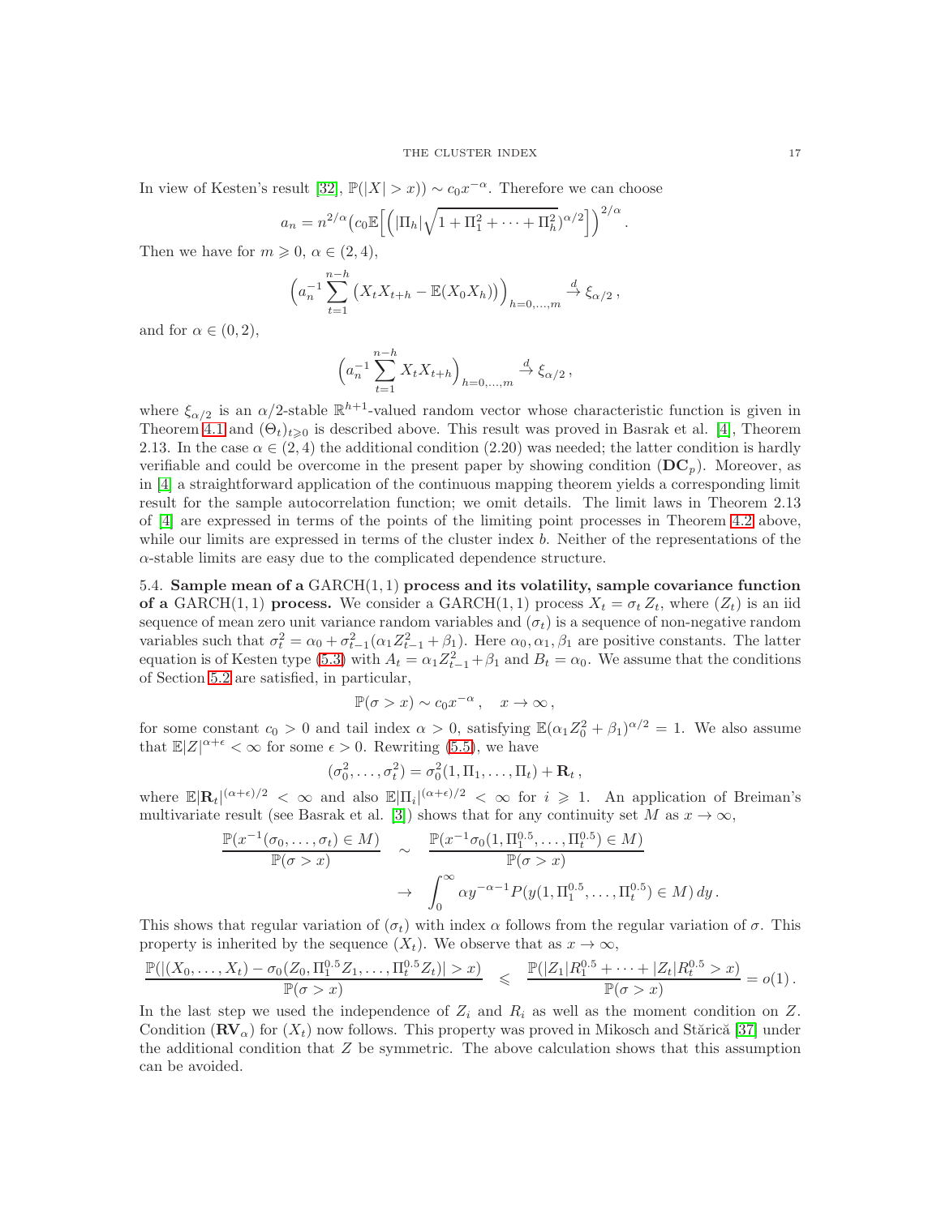In view of Kesten's result [32], $\mathbb{P}(|X| > x)) \sim c_0 x^{-\alpha}$. Therefore we can choose

$$a_n = n^{2/\alpha}\Big(c_0 \mathbb{E}\Big[\Big(|\Pi_h|\sqrt{1+\Pi_1^2+\cdots+\Pi_h^2}\Big)^{\alpha/2}\Big]\Big)^{2/\alpha}.$$

Then we have for $m \geqslant 0$, $\alpha \in (2,4)$,

$$\Big(a_n^{-1}\sum_{t=1}^{n-h}\big(X_t X_{t+h} - \mathbb{E}(X_0 X_h)\big)\Big)_{h=0,\ldots,m} \xrightarrow{d} \xi_{\alpha/2}\,,$$

and for $\alpha \in (0,2)$,

$$\Big(a_n^{-1}\sum_{t=1}^{n-h} X_t X_{t+h}\Big)_{h=0,\ldots,m} \xrightarrow{d} \xi_{\alpha/2}\,,$$

where $\xi_{\alpha/2}$ is an $\alpha/2$-stable $\mathbb{R}^{h+1}$-valued random vector whose characteristic function is given in Theorem 4.1 and $(\Theta_t)_{t\geqslant 0}$ is described above. This result was proved in Basrak et al. [4], Theorem 2.13. In the case $\alpha \in (2,4)$ the additional condition (2.20) was needed; the latter condition is hardly verifiable and could be overcome in the present paper by showing condition $(\mathbf{DC}_p)$. Moreover, as in [4] a straightforward application of the continuous mapping theorem yields a corresponding limit result for the sample autocorrelation function; we omit details. The limit laws in Theorem 2.13 of [4] are expressed in terms of the points of the limiting point processes in Theorem 4.2 above, while our limits are expressed in terms of the cluster index $b$. Neither of the representations of the $\alpha$-stable limits are easy due to the complicated dependence structure.

5.4. **Sample mean of a $\mathrm{GARCH}(1,1)$ process and its volatility, sample covariance function of a $\mathrm{GARCH}(1,1)$ process.** We consider a $\mathrm{GARCH}(1,1)$ process $X_t = \sigma_t\, Z_t$, where $(Z_t)$ is an iid sequence of mean zero unit variance random variables and $(\sigma_t)$ is a sequence of non-negative random variables such that $\sigma_t^2 = \alpha_0 + \sigma_{t-1}^2(\alpha_1 Z_{t-1}^2 + \beta_1)$. Here $\alpha_0, \alpha_1, \beta_1$ are positive constants. The latter equation is of Kesten type (5.3) with $A_t = \alpha_1 Z_{t-1}^2 + \beta_1$ and $B_t = \alpha_0$. We assume that the conditions of Section 5.2 are satisfied, in particular,

$$\mathbb{P}(\sigma > x) \sim c_0 x^{-\alpha}\,, \quad x \to \infty\,,$$

for some constant $c_0 > 0$ and tail index $\alpha > 0$, satisfying $\mathbb{E}(\alpha_1 Z_0^2 + \beta_1)^{\alpha/2} = 1$. We also assume that $\mathbb{E}|Z|^{\alpha+\epsilon} < \infty$ for some $\epsilon > 0$. Rewriting (5.5), we have

$$(\sigma_0^2, \ldots, \sigma_t^2) = \sigma_0^2(1, \Pi_1, \ldots, \Pi_t) + \mathbf{R}_t\,,$$

where $\mathbb{E}|\mathbf{R}_t|^{(\alpha+\epsilon)/2} < \infty$ and also $\mathbb{E}|\Pi_i|^{(\alpha+\epsilon)/2} < \infty$ for $i \geqslant 1$. An application of Breiman's multivariate result (see Basrak et al. [3]) shows that for any continuity set $M$ as $x \to \infty$,

$$\begin{aligned}\frac{\mathbb{P}(x^{-1}(\sigma_0, \ldots, \sigma_t) \in M)}{\mathbb{P}(\sigma > x)} \quad &\sim \quad \frac{\mathbb{P}(x^{-1}\sigma_0(1, \Pi_1^{0.5}, \ldots, \Pi_t^{0.5}) \in M)}{\mathbb{P}(\sigma > x)} \\ &\to \quad \int_0^\infty \alpha y^{-\alpha-1} P(y(1, \Pi_1^{0.5}, \ldots, \Pi_t^{0.5}) \in M)\, dy\,.\end{aligned}$$

This shows that regular variation of $(\sigma_t)$ with index $\alpha$ follows from the regular variation of $\sigma$. This property is inherited by the sequence $(X_t)$. We observe that as $x \to \infty$,

$$\frac{\mathbb{P}(|(X_0, \ldots, X_t) - \sigma_0(Z_0, \Pi_1^{0.5} Z_1, \ldots, \Pi_t^{0.5} Z_t)| > x)}{\mathbb{P}(\sigma > x)} \quad \leqslant \quad \frac{\mathbb{P}(|Z_1| R_1^{0.5} + \cdots + |Z_t| R_t^{0.5} > x)}{\mathbb{P}(\sigma > x)} = o(1)\,.$$

In the last step we used the independence of $Z_i$ and $R_i$ as well as the moment condition on $Z$. Condition $(\mathbf{RV}_\alpha)$ for $(X_t)$ now follows. This property was proved in Mikosch and Stărică [37] under the additional condition that $Z$ be symmetric. The above calculation shows that this assumption can be avoided.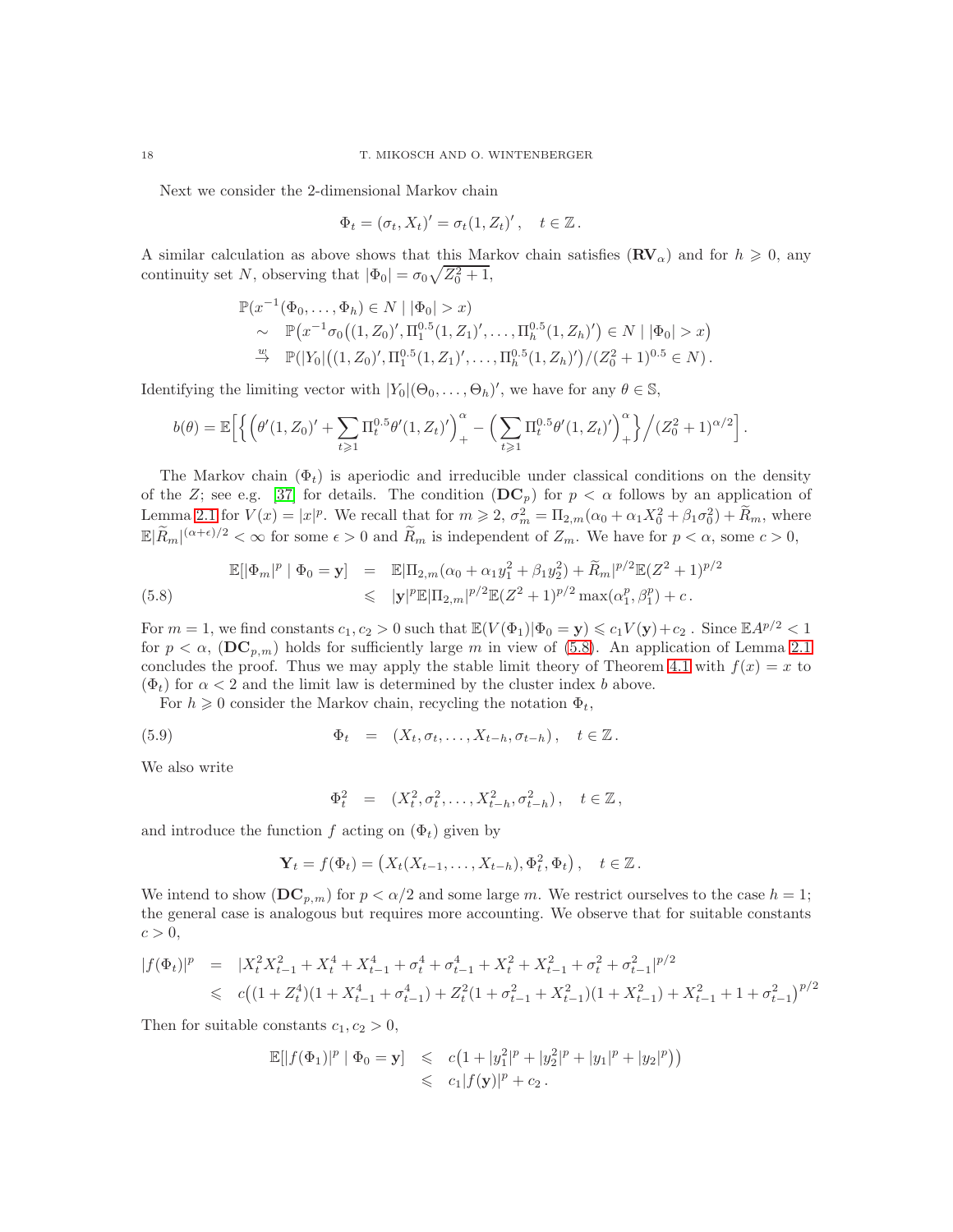Next we consider the 2-dimensional Markov chain

$$\Phi_t = (\sigma_t, X_t)' = \sigma_t (1, Z_t)', \quad t \in \mathbb{Z}.$$

A similar calculation as above shows that this Markov chain satisfies $(\mathbf{RV}_\alpha)$ and for $h \geqslant 0$, any continuity set $N$, observing that $|\Phi_0| = \sigma_0 \sqrt{Z_0^2 + 1}$,

$$\begin{aligned}
&\mathbb{P}(x^{-1}(\Phi_0, \ldots, \Phi_h) \in N \mid |\Phi_0| > x) \\
&\quad \sim \quad \mathbb{P}\big(x^{-1}\sigma_0\big((1, Z_0)', \Pi_1^{0.5}(1, Z_1)', \ldots, \Pi_h^{0.5}(1, Z_h)'\big) \in N \mid |\Phi_0| > x\big) \\
&\quad \stackrel{w}{\to} \quad \mathbb{P}(|Y_0|\big((1, Z_0)', \Pi_1^{0.5}(1, Z_1)', \ldots, \Pi_h^{0.5}(1, Z_h)'\big)/(Z_0^2 + 1)^{0.5} \in N)\,.
\end{aligned}$$

Identifying the limiting vector with $|Y_0|(\Theta_0, \ldots, \Theta_h)'$, we have for any $\theta \in \mathbb{S}$,

$$b(\theta) = \mathbb{E}\Big[\Big\{\Big(\theta'(1, Z_0)' + \sum_{t \geqslant 1} \Pi_t^{0.5}\theta'(1, Z_t)'\Big)_+^\alpha - \Big(\sum_{t \geqslant 1} \Pi_t^{0.5}\theta'(1, Z_t)'\Big)_+^\alpha\Big\}\Big/(Z_0^2 + 1)^{\alpha/2}\Big].$$

The Markov chain $(\Phi_t)$ is aperiodic and irreducible under classical conditions on the density of the $Z$; see e.g. [37] for details. The condition $(\mathbf{DC}_p)$ for $p < \alpha$ follows by an application of Lemma 2.1 for $V(x) = |x|^p$. We recall that for $m \geqslant 2$, $\sigma_m^2 = \Pi_{2,m}(\alpha_0 + \alpha_1 X_0^2 + \beta_1 \sigma_0^2) + \widetilde{R}_m$, where $\mathbb{E}|\widetilde{R}_m|^{(\alpha+\epsilon)/2} < \infty$ for some $\epsilon > 0$ and $\widetilde{R}_m$ is independent of $Z_m$. We have for $p < \alpha$, some $c > 0$,

$$\begin{aligned}
\mathbb{E}[|\Phi_m|^p \mid \Phi_0 = \mathbf{y}] &= \mathbb{E}|\Pi_{2,m}(\alpha_0 + \alpha_1 y_1^2 + \beta_1 y_2^2) + \widetilde{R}_m|^{p/2}\mathbb{E}(Z^2 + 1)^{p/2} \\
&\leqslant |\mathbf{y}|^p \mathbb{E}|\Pi_{2,m}|^{p/2}\mathbb{E}(Z^2 + 1)^{p/2}\max(\alpha_1^p, \beta_1^p) + c\,.
\end{aligned} \tag{5.8}$$

For $m = 1$, we find constants $c_1, c_2 > 0$ such that $\mathbb{E}(V(\Phi_1)|\Phi_0 = \mathbf{y}) \leqslant c_1 V(\mathbf{y}) + c_2$ . Since $\mathbb{E}A^{p/2} < 1$ for $p < \alpha$, $(\mathbf{DC}_{p,m})$ holds for sufficiently large $m$ in view of (5.8). An application of Lemma 2.1 concludes the proof. Thus we may apply the stable limit theory of Theorem 4.1 with $f(x) = x$ to $(\Phi_t)$ for $\alpha < 2$ and the limit law is determined by the cluster index $b$ above.

For $h \geqslant 0$ consider the Markov chain, recycling the notation $\Phi_t$,

$$\Phi_t \quad = \quad (X_t, \sigma_t, \ldots, X_{t-h}, \sigma_{t-h})\,, \quad t \in \mathbb{Z}. \tag{5.9}$$

We also write

$$\Phi_t^2 \quad = \quad (X_t^2, \sigma_t^2, \ldots, X_{t-h}^2, \sigma_{t-h}^2)\,, \quad t \in \mathbb{Z}\,,$$

and introduce the function $f$ acting on $(\Phi_t)$ given by

$$\mathbf{Y}_t = f(\Phi_t) = \big(X_t(X_{t-1}, \ldots, X_{t-h}), \Phi_t^2, \Phi_t\big)\,, \quad t \in \mathbb{Z}.$$

We intend to show $(\mathbf{DC}_{p,m})$ for $p < \alpha/2$ and some large $m$. We restrict ourselves to the case $h = 1$; the general case is analogous but requires more accounting. We observe that for suitable constants $c > 0$,

$$\begin{aligned}
|f(\Phi_t)|^p &= |X_t^2 X_{t-1}^2 + X_t^4 + X_{t-1}^4 + \sigma_t^4 + \sigma_{t-1}^4 + X_t^2 + X_{t-1}^2 + \sigma_t^2 + \sigma_{t-1}^2|^{p/2} \\
&\leqslant c\big((1 + Z_t^4)(1 + X_{t-1}^4 + \sigma_{t-1}^4) + Z_t^2(1 + \sigma_{t-1}^2 + X_{t-1}^2)(1 + X_{t-1}^2) + X_{t-1}^2 + 1 + \sigma_{t-1}^2\big)^{p/2}
\end{aligned}$$

Then for suitable constants $c_1, c_2 > 0$,

$$\begin{aligned}
\mathbb{E}[|f(\Phi_1)|^p \mid \Phi_0 = \mathbf{y}] &\leqslant c\big(1 + |y_1^2|^p + |y_2^2|^p + |y_1|^p + |y_2|^p)\big) \\
&\leqslant c_1|f(\mathbf{y})|^p + c_2\,.
\end{aligned}$$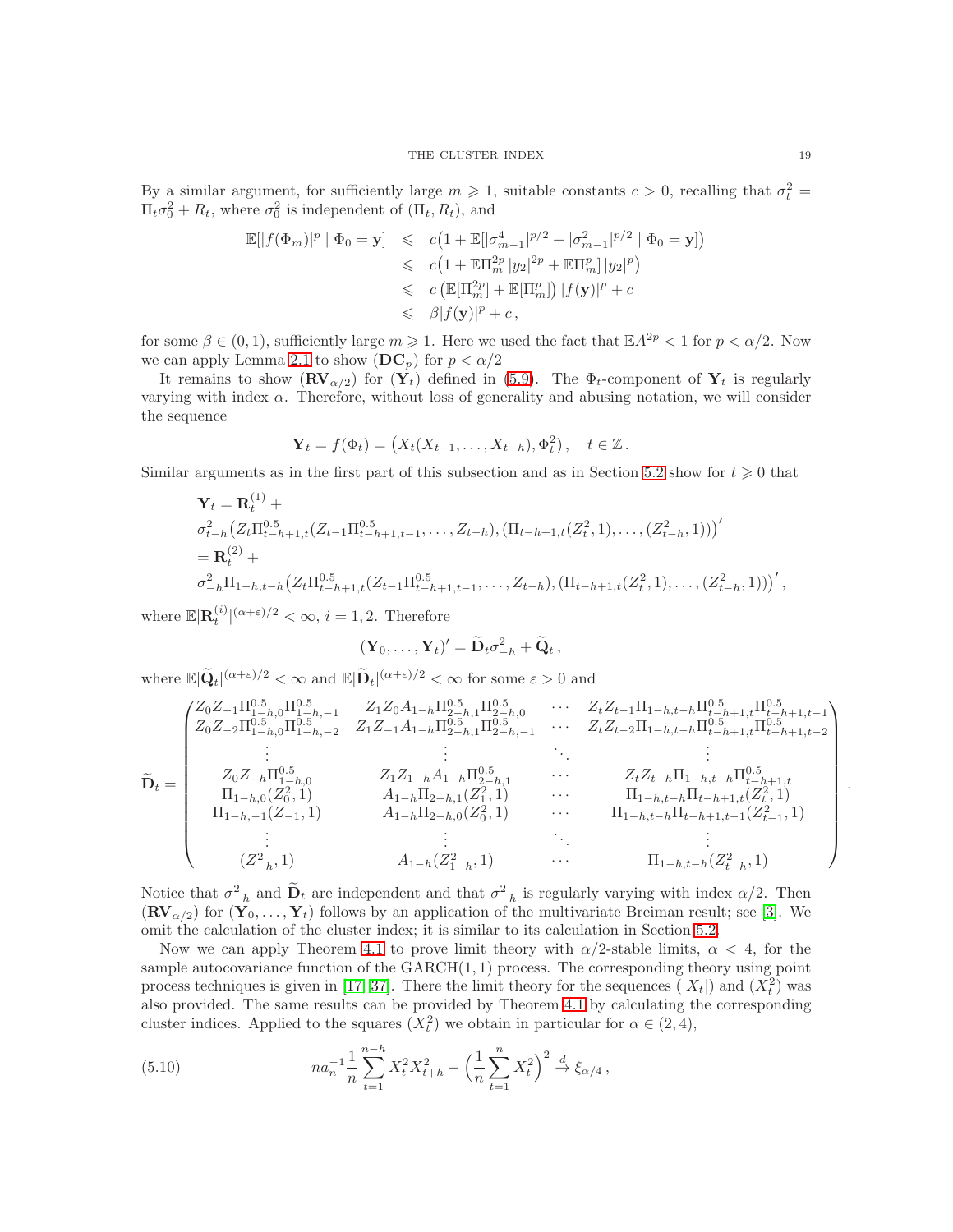By a similar argument, for sufficiently large $m \geqslant 1$, suitable constants $c > 0$, recalling that $\sigma_t^2 = \Pi_t \sigma_0^2 + R_t$, where $\sigma_0^2$ is independent of $(\Pi_t, R_t)$, and

$$
\begin{aligned}
\mathbb{E}[|f(\Phi_m)|^p \mid \Phi_0 = \mathbf{y}] &\leqslant c\big(1 + \mathbb{E}[|\sigma_{m-1}^4|^{p/2} + |\sigma_{m-1}^2|^{p/2} \mid \Phi_0 = \mathbf{y}]\big) \\
&\leqslant c\big(1 + \mathbb{E}\Pi_m^{2p}\, |y_2|^{2p} + \mathbb{E}\Pi_m^{p}]\, |y_2|^{p}\big) \\
&\leqslant c\left(\mathbb{E}[\Pi_m^{2p}] + \mathbb{E}[\Pi_m^{p}]\right) |f(\mathbf{y})|^p + c \\
&\leqslant \beta |f(\mathbf{y})|^p + c\,,
\end{aligned}
$$

for some $\beta \in (0,1)$, sufficiently large $m \geqslant 1$. Here we used the fact that $\mathbb{E}A^{2p} < 1$ for $p < \alpha/2$. Now we can apply Lemma 2.1 to show $(\mathbf{DC}_p)$ for $p < \alpha/2$

It remains to show $(\mathbf{RV}_{\alpha/2})$ for $(\mathbf{Y}_t)$ defined in (5.9). The $\Phi_t$-component of $\mathbf{Y}_t$ is regularly varying with index $\alpha$. Therefore, without loss of generality and abusing notation, we will consider the sequence

$$
\mathbf{Y}_t = f(\Phi_t) = \big(X_t(X_{t-1}, \ldots, X_{t-h}), \Phi_t^2\big), \quad t \in \mathbb{Z}\,.
$$

Similar arguments as in the first part of this subsection and as in Section 5.2 show for $t \geqslant 0$ that

$$
\begin{aligned}
&\mathbf{Y}_t = \mathbf{R}_t^{(1)} + \\
&\sigma_{t-h}^2\big(Z_t \Pi_{t-h+1,t}^{0.5}(Z_{t-1}\Pi_{t-h+1,t-1}^{0.5}, \ldots, Z_{t-h}), (\Pi_{t-h+1,t}(Z_t^2, 1), \ldots, (Z_{t-h}^2, 1))\big)' \\
&= \mathbf{R}_t^{(2)} + \\
&\sigma_{-h}^2 \Pi_{1-h,t-h}\big(Z_t \Pi_{t-h+1,t}^{0.5}(Z_{t-1}\Pi_{t-h+1,t-1}^{0.5}, \ldots, Z_{t-h}), (\Pi_{t-h+1,t}(Z_t^2, 1), \ldots, (Z_{t-h}^2, 1))\big)'\,,
\end{aligned}
$$

where $\mathbb{E}|\mathbf{R}_t^{(i)}|^{(\alpha+\varepsilon)/2} < \infty$, $i = 1, 2$. Therefore

$$
(\mathbf{Y}_0, \ldots, \mathbf{Y}_t)' = \widetilde{\mathbf{D}}_t \sigma_{-h}^2 + \widetilde{\mathbf{Q}}_t\,,
$$

where $\mathbb{E}|\widetilde{\mathbf{Q}}_t|^{(\alpha+\varepsilon)/2} < \infty$ and $\mathbb{E}|\widetilde{\mathbf{D}}_t|^{(\alpha+\varepsilon)/2} < \infty$ for some $\varepsilon > 0$ and

$$
\widetilde{\mathbf{D}}_t = \begin{pmatrix}
Z_0 Z_{-1} \Pi_{1-h,0}^{0.5} \Pi_{1-h,-1}^{0.5} & Z_1 Z_0 A_{1-h} \Pi_{2-h,1}^{0.5} \Pi_{2-h,0}^{0.5} & \cdots & Z_t Z_{t-1} \Pi_{1-h,t-h} \Pi_{t-h+1,t}^{0.5} \Pi_{t-h+1,t-1}^{0.5} \\
Z_0 Z_{-2} \Pi_{1-h,0}^{0.5} \Pi_{1-h,-2}^{0.5} & Z_1 Z_{-1} A_{1-h} \Pi_{2-h,1}^{0.5} \Pi_{2-h,-1}^{0.5} & \cdots & Z_t Z_{t-2} \Pi_{1-h,t-h} \Pi_{t-h+1,t}^{0.5} \Pi_{t-h+1,t-2}^{0.5} \\
\vdots & \vdots & \ddots & \vdots \\
Z_0 Z_{-h} \Pi_{1-h,0}^{0.5} & Z_1 Z_{1-h} A_{1-h} \Pi_{2-h,1}^{0.5} & \cdots & Z_t Z_{t-h} \Pi_{1-h,t-h} \Pi_{t-h+1,t}^{0.5} \\
\Pi_{1-h,0}(Z_0^2, 1) & A_{1-h} \Pi_{2-h,1}(Z_1^2, 1) & \cdots & \Pi_{1-h,t-h} \Pi_{t-h+1,t}(Z_t^2, 1) \\
\Pi_{1-h,-1}(Z_{-1}, 1) & A_{1-h} \Pi_{2-h,0}(Z_0^2, 1) & \cdots & \Pi_{1-h,t-h} \Pi_{t-h+1,t-1}(Z_{t-1}^2, 1) \\
\vdots & \vdots & \ddots & \vdots \\
(Z_{-h}^2, 1) & A_{1-h}(Z_{1-h}^2, 1) & \cdots & \Pi_{1-h,t-h}(Z_{t-h}^2, 1)
\end{pmatrix}.
$$

Notice that $\sigma_{-h}^2$ and $\widetilde{\mathbf{D}}_t$ are independent and that $\sigma_{-h}^2$ is regularly varying with index $\alpha/2$. Then $(\mathbf{RV}_{\alpha/2})$ for $(\mathbf{Y}_0, \ldots, \mathbf{Y}_t)$ follows by an application of the multivariate Breiman result; see [3]. We omit the calculation of the cluster index; it is similar to its calculation in Section 5.2.

Now we can apply Theorem 4.1 to prove limit theory with $\alpha/2$-stable limits, $\alpha < 4$, for the sample autocovariance function of the GARCH(1,1) process. The corresponding theory using point process techniques is given in [17, 37]. There the limit theory for the sequences $(|X_t|)$ and $(X_t^2)$ was also provided. The same results can be provided by Theorem 4.1 by calculating the corresponding cluster indices. Applied to the squares $(X_t^2)$ we obtain in particular for $\alpha \in (2, 4)$,

$$
n a_n^{-1} \frac{1}{n} \sum_{t=1}^{n-h} X_t^2 X_{t+h}^2 - \Big(\frac{1}{n} \sum_{t=1}^{n} X_t^2\Big)^2 \xrightarrow{d} \xi_{\alpha/4}\,, \tag{5.10}
$$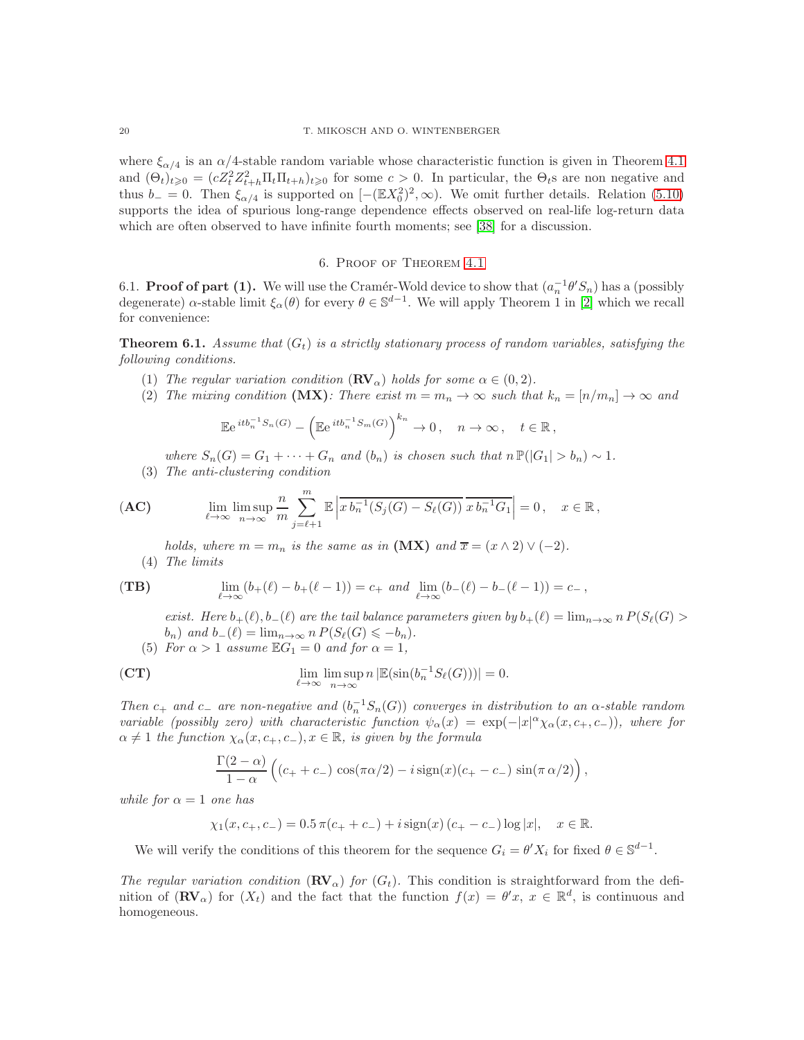where $\xi_{\alpha/4}$ is an $\alpha/4$-stable random variable whose characteristic function is given in Theorem 4.1 and $(\Theta_t)_{t\geqslant 0} = (cZ_t^2 Z_{t+h}^2 \Pi_t \Pi_{t+h})_{t\geqslant 0}$ for some $c>0$. In particular, the $\Theta_t$s are non negative and thus $b_- = 0$. Then $\xi_{\alpha/4}$ is supported on $[-(\mathbb{E}X_0^2)^2, \infty)$. We omit further details. Relation (5.10) supports the idea of spurious long-range dependence effects observed on real-life log-return data which are often observed to have infinite fourth moments; see [38] for a discussion.

## 6. Proof of Theorem 4.1

### 6.1. **Proof of part (1).**

We will use the Cramér-Wold device to show that $(a_n^{-1}\theta' S_n)$ has a (possibly degenerate) $\alpha$-stable limit $\xi_\alpha(\theta)$ for every $\theta \in \mathbb{S}^{d-1}$. We will apply Theorem 1 in [2] which we recall for convenience:

**Theorem 6.1.** *Assume that $(G_t)$ is a strictly stationary process of random variables, satisfying the following conditions.*

1. *The regular variation condition* $(\mathbf{RV}_\alpha)$ *holds for some* $\alpha \in (0,2)$.
2. *The mixing condition* **(MX)**: *There exist $m = m_n \to \infty$ such that $k_n = [n/m_n] \to \infty$ and*
$$\mathbb{E}e^{itb_n^{-1}S_n(G)} - \Big(\mathbb{E}e^{itb_n^{-1}S_m(G)}\Big)^{k_n} \to 0\,, \quad n\to\infty\,, \quad t \in \mathbb{R}\,,$$
*where $S_n(G) = G_1 + \cdots + G_n$ and $(b_n)$ is chosen such that $n\,\mathbb{P}(|G_1|>b_n) \sim 1$.*
3. *The anti-clustering condition*
$$\textbf{(AC)} \qquad \lim_{\ell\to\infty}\limsup_{n\to\infty} \frac{n}{m}\sum_{j=\ell+1}^{m} \mathbb{E}\Big|\overline{x\, b_n^{-1}(S_j(G)-S_\ell(G))}\;\overline{x\, b_n^{-1}G_1}\Big| = 0\,, \quad x\in\mathbb{R}\,,$$
*holds, where $m = m_n$ is the same as in* **(MX)** *and $\overline{x} = (x\wedge 2)\vee(-2)$.*
4. *The limits*
$$\textbf{(TB)} \qquad \lim_{\ell\to\infty}(b_+(\ell)-b_+(\ell-1)) = c_+ \text{ and } \lim_{\ell\to\infty}(b_-(\ell)-b_-(\ell-1)) = c_-\,,$$
*exist. Here $b_+(\ell), b_-(\ell)$ are the tail balance parameters given by $b_+(\ell) = \lim_{n\to\infty} n\,P(S_\ell(G) > b_n)$ and $b_-(\ell) = \lim_{n\to\infty} n\,P(S_\ell(G) \leqslant -b_n)$.*
5. *For $\alpha>1$ assume $\mathbb{E}G_1 = 0$ and for $\alpha = 1$,*
$$\textbf{(CT)} \qquad \lim_{\ell\to\infty}\limsup_{n\to\infty} n\,|\mathbb{E}(\sin(b_n^{-1}S_\ell(G)))| = 0.$$

*Then $c_+$ and $c_-$ are non-negative and $(b_n^{-1}S_n(G))$ converges in distribution to an $\alpha$-stable random variable (possibly zero) with characteristic function $\psi_\alpha(x) = \exp(-|x|^\alpha \chi_\alpha(x,c_+,c_-))$, where for $\alpha\neq 1$ the function $\chi_\alpha(x,c_+,c_-), x\in\mathbb{R}$, is given by the formula*
$$\frac{\Gamma(2-\alpha)}{1-\alpha}\Big((c_+ + c_-)\,\cos(\pi\alpha/2) - i\,\mathrm{sign}(x)(c_+ - c_-)\,\sin(\pi\,\alpha/2)\Big)\,,$$
*while for $\alpha = 1$ one has*
$$\chi_1(x,c_+,c_-) = 0.5\,\pi(c_+ + c_-) + i\,\mathrm{sign}(x)\,(c_+ - c_-)\log|x|, \quad x\in\mathbb{R}.$$

We will verify the conditions of this theorem for the sequence $G_i = \theta' X_i$ for fixed $\theta \in \mathbb{S}^{d-1}$.

*The regular variation condition* $(\mathbf{RV}_\alpha)$ *for* $(G_t)$. This condition is straightforward from the definition of $(\mathbf{RV}_\alpha)$ for $(X_t)$ and the fact that the function $f(x) = \theta' x$, $x\in\mathbb{R}^d$, is continuous and homogeneous.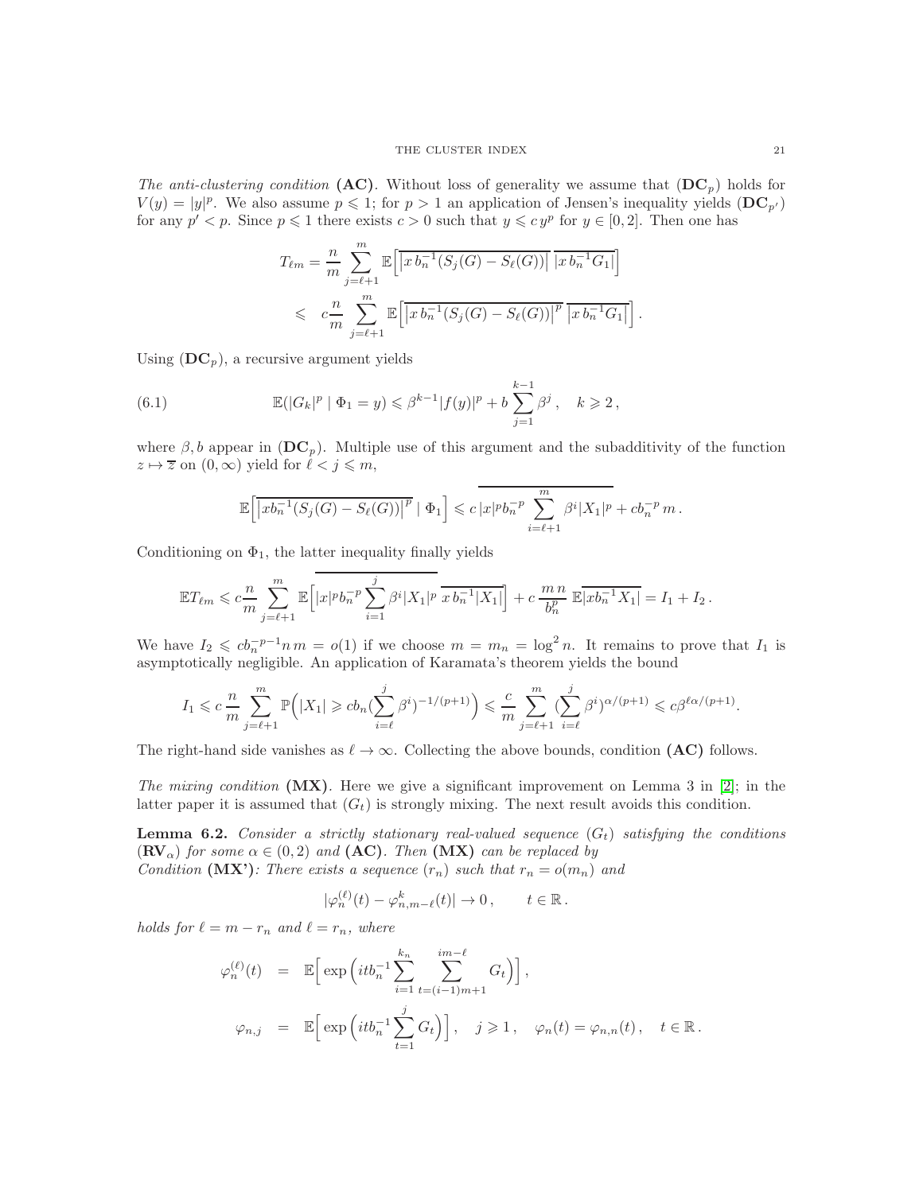*The anti-clustering condition* **(AC)**. Without loss of generality we assume that $(\mathbf{DC}_p)$ holds for $V(y) = |y|^p$. We also assume $p \leqslant 1$; for $p > 1$ an application of Jensen's inequality yields $(\mathbf{DC}_{p'})$ for any $p' < p$. Since $p \leqslant 1$ there exists $c > 0$ such that $y \leqslant c\, y^p$ for $y \in [0, 2]$. Then one has

$$
\begin{aligned}
T_{\ell m} &= \frac{n}{m} \sum_{j=\ell+1}^{m} \mathbb{E}\Big[ \overline{\big| x\, b_n^{-1}(S_j(G) - S_\ell(G))\big|}\ \overline{|x\, b_n^{-1} G_1|}\Big] \\
&\leqslant \ c \frac{n}{m} \sum_{j=\ell+1}^{m} \mathbb{E}\Big[ \overline{\big| x\, b_n^{-1}(S_j(G) - S_\ell(G))\big|^p}\ \overline{|x\, b_n^{-1} G_1|}\Big] .
\end{aligned}
$$

Using $(\mathbf{DC}_p)$, a recursive argument yields

$$
\mathbb{E}(|G_k|^p \mid \Phi_1 = y) \leqslant \beta^{k-1} |f(y)|^p + b \sum_{j=1}^{k-1} \beta^j , \quad k \geqslant 2 , \tag{6.1}
$$

where $\beta, b$ appear in $(\mathbf{DC}_p)$. Multiple use of this argument and the subadditivity of the function $z \mapsto \overline{z}$ on $(0, \infty)$ yield for $\ell < j \leqslant m$,

$$
\mathbb{E}\Big[ \overline{\big| x b_n^{-1}(S_j(G) - S_\ell(G))\big|^p} \mid \Phi_1 \Big] \leqslant c\, \overline{|x|^p b_n^{-p} \sum_{i=\ell+1}^{m} \beta^i |X_1|^p} + c b_n^{-p}\, m .
$$

Conditioning on $\Phi_1$, the latter inequality finally yields

$$
\mathbb{E} T_{\ell m} \leqslant c \frac{n}{m} \sum_{j=\ell+1}^{m} \mathbb{E}\Big[ \overline{|x|^p b_n^{-p} \sum_{i=1}^{j} \beta^i |X_1|^p}\ \overline{x\, b_n^{-1} |X_1|}\Big] + c\, \frac{m\, n}{b_n^p}\, \mathbb{E} \overline{|x b_n^{-1} X_1|} = I_1 + I_2 .
$$

We have $I_2 \leqslant c b_n^{-p-1} n\, m = o(1)$ if we choose $m = m_n = \log^2 n$. It remains to prove that $I_1$ is asymptotically negligible. An application of Karamata's theorem yields the bound

$$
I_1 \leqslant c\, \frac{n}{m} \sum_{j=\ell+1}^{m} \mathbb{P}\Big( |X_1| \geqslant c b_n \big(\sum_{i=\ell}^{j} \beta^i\big)^{-1/(p+1)} \Big) \leqslant \frac{c}{m} \sum_{j=\ell+1}^{m} \big(\sum_{i=\ell}^{j} \beta^i\big)^{\alpha/(p+1)} \leqslant c \beta^{\ell \alpha/(p+1)} .
$$

The right-hand side vanishes as $\ell \to \infty$. Collecting the above bounds, condition **(AC)** follows.

*The mixing condition* **(MX)**. Here we give a significant improvement on Lemma 3 in [2]; in the latter paper it is assumed that $(G_t)$ is strongly mixing. The next result avoids this condition.

**Lemma 6.2.** *Consider a strictly stationary real-valued sequence $(G_t)$ satisfying the conditions* $(\mathbf{RV}_\alpha)$ *for some $\alpha \in (0, 2)$ and* **(AC)**. *Then* **(MX)** *can be replaced by*
*Condition* **(MX')***: There exists a sequence $(r_n)$ such that $r_n = o(m_n)$ and*

$$
|\varphi_n^{(\ell)}(t) - \varphi_{n, m-\ell}^{k}(t)| \to 0 , \qquad t \in \mathbb{R} .
$$

*holds for $\ell = m - r_n$ and $\ell = r_n$, where*

$$
\begin{aligned}
\varphi_n^{(\ell)}(t) &= \mathbb{E}\Big[ \exp\Big( i t b_n^{-1} \sum_{i=1}^{k_n} \sum_{t=(i-1)m+1}^{im-\ell} G_t \Big) \Big] , \\
\varphi_{n,j} &= \mathbb{E}\Big[ \exp\Big( i t b_n^{-1} \sum_{t=1}^{j} G_t \Big) \Big] , \quad j \geqslant 1 , \quad \varphi_n(t) = \varphi_{n,n}(t) , \quad t \in \mathbb{R} .
\end{aligned}
$$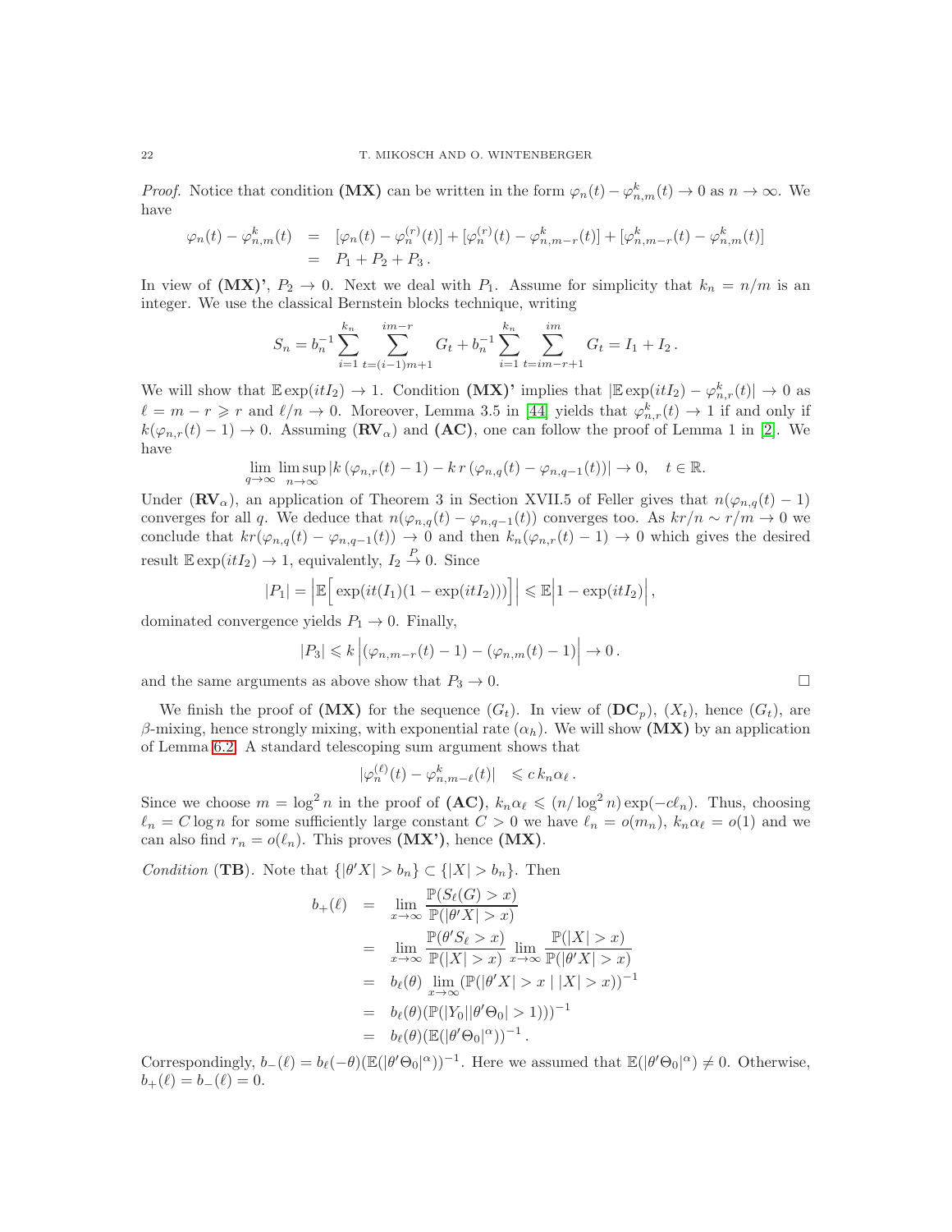*Proof.* Notice that condition **(MX)** can be written in the form $\varphi_n(t) - \varphi^k_{n,m}(t) \to 0$ as $n \to \infty$. We have

$$\begin{aligned}
\varphi_n(t) - \varphi^k_{n,m}(t) &= [\varphi_n(t) - \varphi_n^{(r)}(t)] + [\varphi_n^{(r)}(t) - \varphi^k_{n,m-r}(t)] + [\varphi^k_{n,m-r}(t) - \varphi^k_{n,m}(t)] \\
&= P_1 + P_2 + P_3 .
\end{aligned}$$

In view of **(MX)'**, $P_2 \to 0$. Next we deal with $P_1$. Assume for simplicity that $k_n = n/m$ is an integer. We use the classical Bernstein blocks technique, writing

$$S_n = b_n^{-1} \sum_{i=1}^{k_n} \sum_{t=(i-1)m+1}^{im-r} G_t + b_n^{-1} \sum_{i=1}^{k_n} \sum_{t=im-r+1}^{im} G_t = I_1 + I_2 .$$

We will show that $\mathbb{E}\exp(itI_2) \to 1$. Condition **(MX)'** implies that $|\mathbb{E}\exp(itI_2) - \varphi^k_{n,r}(t)| \to 0$ as $\ell = m - r \geqslant r$ and $\ell/n \to 0$. Moreover, Lemma 3.5 in [44] yields that $\varphi^k_{n,r}(t) \to 1$ if and only if $k(\varphi_{n,r}(t) - 1) \to 0$. Assuming $(\mathbf{RV}_\alpha)$ and **(AC)**, one can follow the proof of Lemma 1 in [2]. We have

$$\lim_{q\to\infty} \limsup_{n\to\infty} |k\,(\varphi_{n,r}(t) - 1) - k\,r\,(\varphi_{n,q}(t) - \varphi_{n,q-1}(t))| \to 0, \quad t \in \mathbb{R}.$$

Under $(\mathbf{RV}_\alpha)$, an application of Theorem 3 in Section XVII.5 of Feller gives that $n(\varphi_{n,q}(t) - 1)$ converges for all $q$. We deduce that $n(\varphi_{n,q}(t) - \varphi_{n,q-1}(t))$ converges too. As $kr/n \sim r/m \to 0$ we conclude that $kr(\varphi_{n,q}(t) - \varphi_{n,q-1}(t)) \to 0$ and then $k_n(\varphi_{n,r}(t) - 1) \to 0$ which gives the desired result $\mathbb{E}\exp(itI_2) \to 1$, equivalently, $I_2 \stackrel{P}{\to} 0$. Since

$$|P_1| = \Big|\mathbb{E}\Big[\exp(it(I_1)(1 - \exp(itI_2)))\Big]\Big| \leqslant \mathbb{E}\Big|1 - \exp(itI_2)\Big| ,$$

dominated convergence yields $P_1 \to 0$. Finally,

$$|P_3| \leqslant k\,\Big|(\varphi_{n,m-r}(t) - 1) - (\varphi_{n,m}(t) - 1)\Big| \to 0 .$$

and the same arguments as above show that $P_3 \to 0$. $\square$

We finish the proof of **(MX)** for the sequence $(G_t)$. In view of $(\mathbf{DC}_p)$, $(X_t)$, hence $(G_t)$, are $\beta$-mixing, hence strongly mixing, with exponential rate $(\alpha_h)$. We will show **(MX)** by an application of Lemma 6.2. A standard telescoping sum argument shows that

$$|\varphi_n^{(\ell)}(t) - \varphi^k_{n,m-\ell}(t)| \quad \leqslant c\,k_n \alpha_\ell .$$

Since we choose $m = \log^2 n$ in the proof of **(AC)**, $k_n\alpha_\ell \leqslant (n/\log^2 n)\exp(-c\ell_n)$. Thus, choosing $\ell_n = C\log n$ for some sufficiently large constant $C > 0$ we have $\ell_n = o(m_n)$, $k_n\alpha_\ell = o(1)$ and we can also find $r_n = o(\ell_n)$. This proves **(MX')**, hence **(MX)**.

*Condition* (**TB**). Note that $\{|\theta' X| > b_n\} \subset \{|X| > b_n\}$. Then

$$\begin{aligned}
b_+(\ell) &= \lim_{x\to\infty} \frac{\mathbb{P}(S_\ell(G) > x)}{\mathbb{P}(|\theta' X| > x)} \\
&= \lim_{x\to\infty} \frac{\mathbb{P}(\theta' S_\ell > x)}{\mathbb{P}(|X| > x)} \lim_{x\to\infty} \frac{\mathbb{P}(|X| > x)}{\mathbb{P}(|\theta' X| > x)} \\
&= b_\ell(\theta) \lim_{x\to\infty} (\mathbb{P}(|\theta' X| > x \mid |X| > x))^{-1} \\
&= b_\ell(\theta)(\mathbb{P}(|Y_0||\theta'\Theta_0| > 1)))^{-1} \\
&= b_\ell(\theta)(\mathbb{E}(|\theta'\Theta_0|^\alpha))^{-1} .
\end{aligned}$$

Correspondingly, $b_-(\ell) = b_\ell(-\theta)(\mathbb{E}(|\theta'\Theta_0|^\alpha))^{-1}$. Here we assumed that $\mathbb{E}(|\theta'\Theta_0|^\alpha) \neq 0$. Otherwise, $b_+(\ell) = b_-(\ell) = 0$.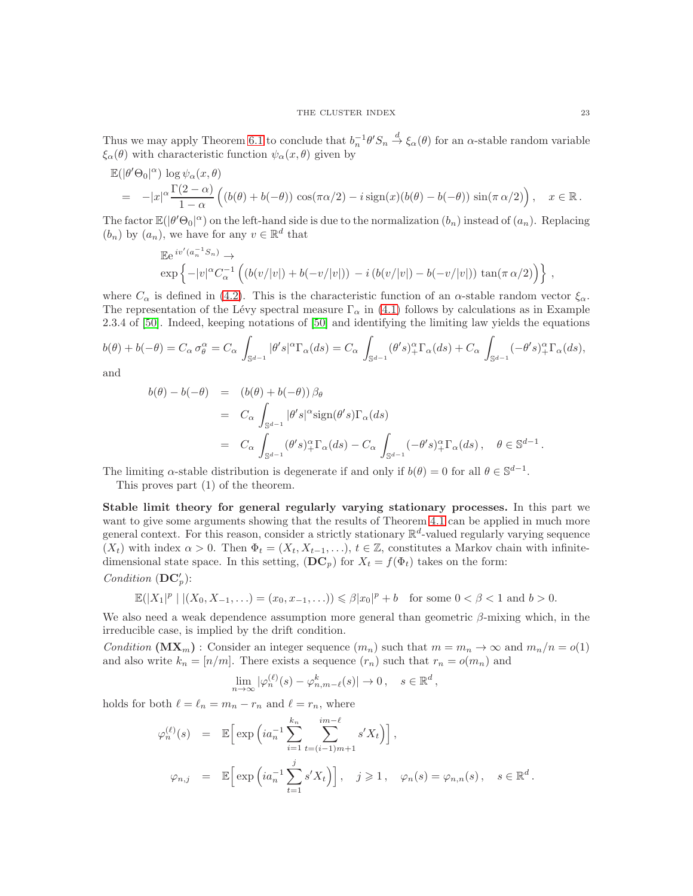Thus we may apply Theorem 6.1 to conclude that $b_n^{-1}\theta' S_n \xrightarrow{d} \xi_\alpha(\theta)$ for an $\alpha$-stable random variable $\xi_\alpha(\theta)$ with characteristic function $\psi_\alpha(x,\theta)$ given by

$$
\begin{aligned}
&\mathbb{E}(|\theta'\Theta_0|^\alpha)\,\log\psi_\alpha(x,\theta)\\
&= -|x|^\alpha \frac{\Gamma(2-\alpha)}{1-\alpha}\Big((b(\theta)+b(-\theta))\,\cos(\pi\alpha/2) - i\,\mathrm{sign}(x)(b(\theta)-b(-\theta))\,\sin(\pi\,\alpha/2)\Big)\,,\quad x\in\mathbb{R}\,.
\end{aligned}
$$

The factor $\mathbb{E}(|\theta'\Theta_0|^\alpha)$ on the left-hand side is due to the normalization $(b_n)$ instead of $(a_n)$. Replacing $(b_n)$ by $(a_n)$, we have for any $v\in\mathbb{R}^d$ that

$$
\begin{aligned}
&\mathbb{E}\mathrm{e}^{\,iv'(a_n^{-1}S_n)}\to\\
&\exp\Big\{-|v|^\alpha C_\alpha^{-1}\Big((b(v/|v|)+b(-v/|v|))\,-i\,(b(v/|v|)-b(-v/|v|))\,\tan(\pi\,\alpha/2)\Big)\Big\}\,,
\end{aligned}
$$

where $C_\alpha$ is defined in (4.2). This is the characteristic function of an $\alpha$-stable random vector $\xi_\alpha$. The representation of the Lévy spectral measure $\Gamma_\alpha$ in (4.1) follows by calculations as in Example 2.3.4 of [50]. Indeed, keeping notations of [50] and identifying the limiting law yields the equations

$$
b(\theta)+b(-\theta)=C_\alpha\,\sigma_\theta^\alpha = C_\alpha\int_{\mathbb{S}^{d-1}}|\theta's|^\alpha\Gamma_\alpha(ds)=C_\alpha\int_{\mathbb{S}^{d-1}}(\theta's)_+^\alpha\Gamma_\alpha(ds)+C_\alpha\int_{\mathbb{S}^{d-1}}(-\theta's)_+^\alpha\Gamma_\alpha(ds),
$$

and

$$
\begin{aligned}
b(\theta)-b(-\theta) &= (b(\theta)+b(-\theta))\,\beta_\theta\\
&= C_\alpha\int_{\mathbb{S}^{d-1}}|\theta's|^\alpha\mathrm{sign}(\theta's)\Gamma_\alpha(ds)\\
&= C_\alpha\int_{\mathbb{S}^{d-1}}(\theta's)_+^\alpha\Gamma_\alpha(ds)-C_\alpha\int_{\mathbb{S}^{d-1}}(-\theta's)_+^\alpha\Gamma_\alpha(ds)\,,\quad \theta\in\mathbb{S}^{d-1}\,.
\end{aligned}
$$

The limiting $\alpha$-stable distribution is degenerate if and only if $b(\theta)=0$ for all $\theta\in\mathbb{S}^{d-1}$.

This proves part (1) of the theorem.

**Stable limit theory for general regularly varying stationary processes.** In this part we want to give some arguments showing that the results of Theorem 4.1 can be applied in much more general context. For this reason, consider a strictly stationary $\mathbb{R}^d$-valued regularly varying sequence $(X_t)$ with index $\alpha>0$. Then $\Phi_t=(X_t,X_{t-1},\ldots)$, $t\in\mathbb{Z}$, constitutes a Markov chain with infinite-dimensional state space. In this setting, $(\mathbf{DC}_p)$ for $X_t=f(\Phi_t)$ takes on the form:

*Condition* $(\mathbf{DC}_p')$:

$$
\mathbb{E}(|X_1|^p\mid(X_0,X_{-1},\ldots)=(x_0,x_{-1},\ldots))\leqslant\beta|x_0|^p+b\quad\text{for some }0<\beta<1\text{ and }b>0.
$$

We also need a weak dependence assumption more general than geometric $\beta$-mixing which, in the irreducible case, is implied by the drift condition.

*Condition* $(\mathbf{MX}_m)$ : Consider an integer sequence $(m_n)$ such that $m=m_n\to\infty$ and $m_n/n=o(1)$ and also write $k_n=[n/m]$. There exists a sequence $(r_n)$ such that $r_n=o(m_n)$ and

$$
\lim_{n\to\infty}|\varphi_n^{(\ell)}(s)-\varphi_{n,m-\ell}^k(s)|\to 0\,,\quad s\in\mathbb{R}^d\,,
$$

holds for both $\ell=\ell_n=m_n-r_n$ and $\ell=r_n$, where

$$
\begin{aligned}
\varphi_n^{(\ell)}(s) &= \mathbb{E}\Big[\exp\Big(ia_n^{-1}\sum_{i=1}^{k_n}\sum_{t=(i-1)m+1}^{im-\ell}s'X_t\Big)\Big]\,,\\
\varphi_{n,j} &= \mathbb{E}\Big[\exp\Big(ia_n^{-1}\sum_{t=1}^{j}s'X_t\Big)\Big]\,,\quad j\geqslant 1\,,\quad \varphi_n(s)=\varphi_{n,n}(s)\,,\quad s\in\mathbb{R}^d\,.
\end{aligned}
$$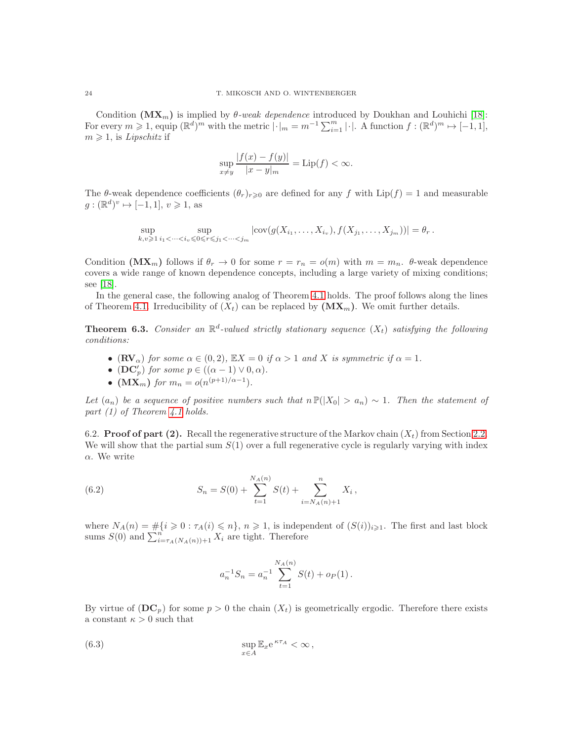Condition $(\mathbf{MX}_m)$ is implied by *θ-weak dependence* introduced by Doukhan and Louhichi [18]: For every $m \geqslant 1$, equip $(\mathbb{R}^d)^m$ with the metric $|\cdot|_m = m^{-1}\sum_{i=1}^m |\cdot|$. A function $f : (\mathbb{R}^d)^m \mapsto [-1,1]$, $m \geqslant 1$, is *Lipschitz* if

$$\sup_{x\neq y} \frac{|f(x)-f(y)|}{|x-y|_m} = \mathrm{Lip}(f) < \infty.$$

The θ-weak dependence coefficients $(\theta_r)_{r\geqslant 0}$ are defined for any $f$ with $\mathrm{Lip}(f) = 1$ and measurable $g : (\mathbb{R}^d)^v \mapsto [-1,1]$, $v \geqslant 1$, as

$$\sup_{k,v\geqslant 1} \sup_{i_1<\cdots<i_v\leqslant 0\leqslant r\leqslant j_1<\cdots<j_m} |\mathrm{cov}(g(X_{i_1},\dots,X_{i_v}), f(X_{j_1},\dots,X_{j_m}))| = \theta_r\,.$$

Condition $(\mathbf{MX}_m)$ follows if $\theta_r \to 0$ for some $r = r_n = o(m)$ with $m = m_n$. θ-weak dependence covers a wide range of known dependence concepts, including a large variety of mixing conditions; see [18].

In the general case, the following analog of Theorem 4.1 holds. The proof follows along the lines of Theorem 4.1. Irreducibility of $(X_t)$ can be replaced by $(\mathbf{MX}_m)$. We omit further details.

**Theorem 6.3.** *Consider an $\mathbb{R}^d$-valued strictly stationary sequence $(X_t)$ satisfying the following conditions:*

- $(\mathbf{RV}_\alpha)$ *for some $\alpha \in (0,2)$, $\mathbb{E}X = 0$ if $\alpha > 1$ and $X$ is symmetric if $\alpha = 1$.*
- $(\mathbf{DC}'_p)$ *for some $p \in ((\alpha-1)\vee 0, \alpha)$.*
- $(\mathbf{MX}_m)$ *for $m_n = o(n^{(p+1)/\alpha - 1})$.*

*Let $(a_n)$ be a sequence of positive numbers such that $n\,\mathbb{P}(|X_0| > a_n) \sim 1$. Then the statement of part (1) of Theorem 4.1 holds.*

6.2. **Proof of part (2).** Recall the regenerative structure of the Markov chain $(X_t)$ from Section 2.2. We will show that the partial sum $S(1)$ over a full regenerative cycle is regularly varying with index $\alpha$. We write

$$S_n = S(0) + \sum_{t=1}^{N_A(n)} S(t) + \sum_{i=N_A(n)+1}^{n} X_i\,, \tag{6.2}$$

where $N_A(n) = \#\{i \geqslant 0 : \tau_A(i) \leqslant n\}$, $n \geqslant 1$, is independent of $(S(i))_{i\geqslant 1}$. The first and last block sums $S(0)$ and $\sum_{i=\tau_A(N_A(n))+1}^{n} X_i$ are tight. Therefore

$$a_n^{-1} S_n = a_n^{-1}\sum_{t=1}^{N_A(n)} S(t) + o_P(1)\,.$$

By virtue of $(\mathbf{DC}_p)$ for some $p > 0$ the chain $(X_t)$ is geometrically ergodic. Therefore there exists a constant $\kappa > 0$ such that

$$\sup_{x\in A} \mathbb{E}_x \mathrm{e}^{\,\kappa\tau_A} < \infty\,, \tag{6.3}$$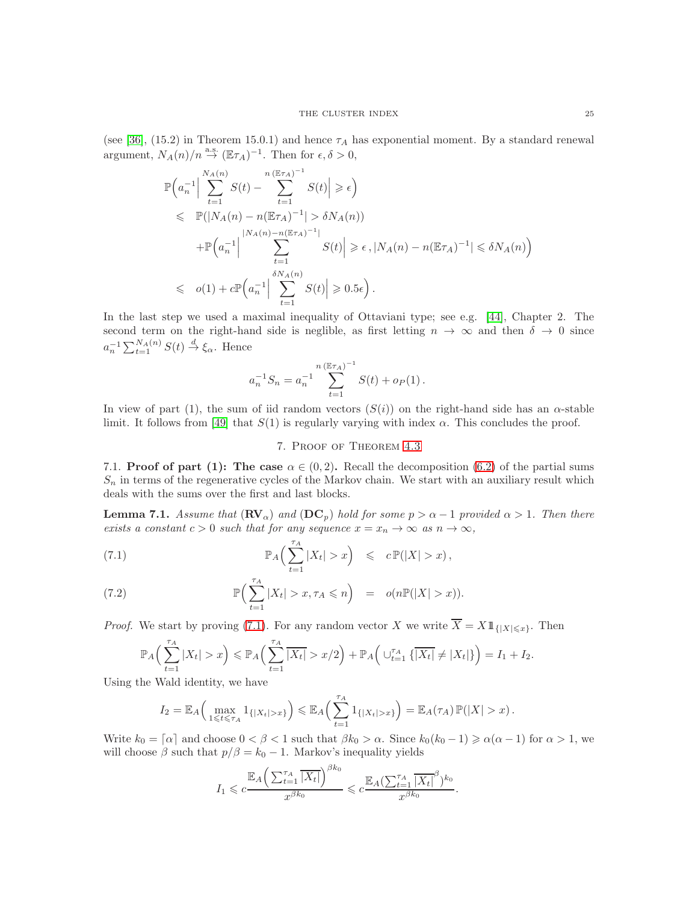(see [36], (15.2) in Theorem 15.0.1) and hence $\tau_A$ has exponential moment. By a standard renewal argument, $N_A(n)/n \stackrel{\rm a.s.}{\to} (\mathbb{E}\tau_A)^{-1}$. Then for $\epsilon,\delta>0$,

$$
\begin{aligned}
&\mathbb{P}\Big(a_n^{-1}\Big|\sum_{t=1}^{N_A(n)} S(t) - \sum_{t=1}^{n\,(\mathbb{E}\tau_A)^{-1}} S(t)\Big| \geqslant \epsilon\Big)\\
&\leqslant \ \mathbb{P}(|N_A(n)-n(\mathbb{E}\tau_A)^{-1}|>\delta N_A(n))\\
&\quad +\mathbb{P}\Big(a_n^{-1}\Big|\sum_{t=1}^{|N_A(n)-n(\mathbb{E}\tau_A)^{-1}|} S(t)\Big| \geqslant \epsilon\,, |N_A(n)-n(\mathbb{E}\tau_A)^{-1}|\leqslant \delta N_A(n)\Big)\\
&\leqslant \ o(1) + c\mathbb{P}\Big(a_n^{-1}\Big|\sum_{t=1}^{\delta N_A(n)} S(t)\Big|\geqslant 0.5\epsilon\Big)\,.
\end{aligned}
$$

In the last step we used a maximal inequality of Ottaviani type; see e.g. [44], Chapter 2. The second term on the right-hand side is neglible, as first letting $n\to\infty$ and then $\delta\to 0$ since $a_n^{-1}\sum_{t=1}^{N_A(n)} S(t)\stackrel{d}{\to}\xi_\alpha$. Hence

$$
a_n^{-1}S_n = a_n^{-1}\sum_{t=1}^{n\,(\mathbb{E}\tau_A)^{-1}} S(t) + o_P(1)\,.
$$

In view of part (1), the sum of iid random vectors $(S(i))$ on the right-hand side has an $\alpha$-stable limit. It follows from [49] that $S(1)$ is regularly varying with index $\alpha$. This concludes the proof.

## 7. Proof of Theorem 4.3

7.1. **Proof of part (1): The case $\alpha\in(0,2)$.** Recall the decomposition (6.2) of the partial sums $S_n$ in terms of the regenerative cycles of the Markov chain. We start with an auxiliary result which deals with the sums over the first and last blocks.

**Lemma 7.1.** *Assume that $(\mathbf{RV}_\alpha)$ and $(\mathbf{DC}_p)$ hold for some $p>\alpha-1$ provided $\alpha>1$. Then there exists a constant $c>0$ such that for any sequence $x=x_n\to\infty$ as $n\to\infty$,*

$$
\mathbb{P}_A\Big(\sum_{t=1}^{\tau_A}|X_t|>x\Big) \quad\leqslant\quad c\,\mathbb{P}(|X|>x)\,, \tag{7.1}
$$

$$
\mathbb{P}\Big(\sum_{t=1}^{\tau_A}|X_t|>x, \tau_A\leqslant n\Big) \quad=\quad o(n\mathbb{P}(|X|>x)). \tag{7.2}
$$

*Proof.* We start by proving (7.1). For any random vector $X$ we write $\overline{X}=X1\!\!1_{\{|X|\leqslant x\}}$. Then

$$
\mathbb{P}_A\Big(\sum_{t=1}^{\tau_A}|X_t|>x\Big)\leqslant \mathbb{P}_A\Big(\sum_{t=1}^{\tau_A}\overline{|X_t|}>x/2\Big)+\mathbb{P}_A\Big(\cup_{t=1}^{\tau_A}\{\overline{|X_t|}\neq|X_t|\}\Big)=I_1+I_2.
$$

Using the Wald identity, we have

$$
I_2=\mathbb{E}_A\Big(\max_{1\leqslant t\leqslant\tau_A}1_{\{|X_t|>x\}}\Big)\leqslant \mathbb{E}_A\Big(\sum_{t=1}^{\tau_A}1_{\{|X_t|>x\}}\Big)=\mathbb{E}_A(\tau_A)\,\mathbb{P}(|X|>x)\,.
$$

Write $k_0=\lceil\alpha\rceil$ and choose $0<\beta<1$ such that $\beta k_0>\alpha$. Since $k_0(k_0-1)\geqslant\alpha(\alpha-1)$ for $\alpha>1$, we will choose $\beta$ such that $p/\beta=k_0-1$. Markov's inequality yields

$$
I_1\leqslant c\frac{\mathbb{E}_A\Big(\sum_{t=1}^{\tau_A}\overline{|X_t|}\Big)^{\beta k_0}}{x^{\beta k_0}}\leqslant c\frac{\mathbb{E}_A(\sum_{t=1}^{\tau_A}\overline{|X_t|}^{\beta})^{k_0}}{x^{\beta k_0}}.
$$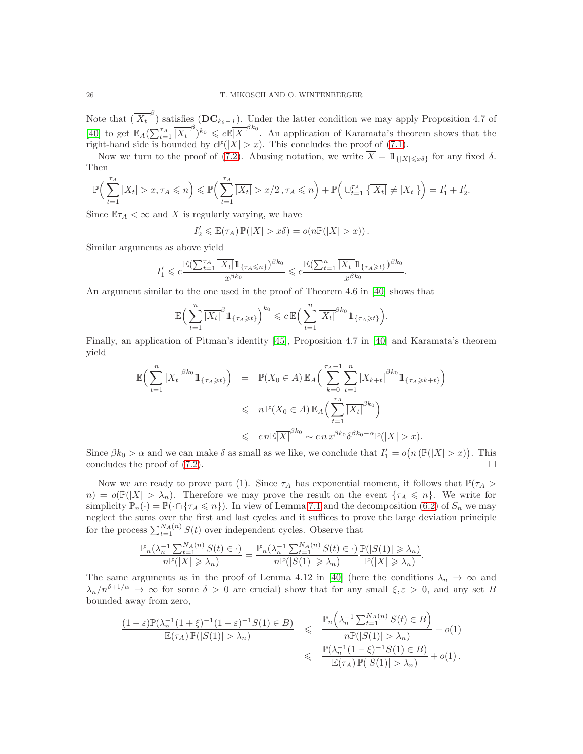Note that $(\overline{|X_t|}^\beta)$ satisfies $(\mathbf{DC}_{k_0-1})$. Under the latter condition we may apply Proposition 4.7 of [40] to get $\mathbb{E}_A(\sum_{t=1}^{\tau_A}\overline{|X_t|}^\beta)^{k_0}\leqslant c\mathbb{E}\overline{|X|}^{\beta k_0}$. An application of Karamata's theorem shows that the right-hand side is bounded by $c\mathbb{P}(|X|>x)$. This concludes the proof of (7.1).

Now we turn to the proof of (7.2). Abusing notation, we write $\overline{X}=\mathbb{1}_{\{|X|\leqslant x\delta\}}$ for any fixed $\delta$. Then

$$\mathbb{P}\Big(\sum_{t=1}^{\tau_A}|X_t|>x,\tau_A\leqslant n\Big)\leqslant\mathbb{P}\Big(\sum_{t=1}^{\tau_A}\overline{|X_t|}>x/2\,,\tau_A\leqslant n\Big)+\mathbb{P}\Big(\cup_{t=1}^{\tau_A}\{\overline{|X_t|}\neq|X_t|\}\Big)=I_1'+I_2'.$$

Since $\mathbb{E}\tau_A<\infty$ and $X$ is regularly varying, we have

$$I_2'\leqslant\mathbb{E}(\tau_A)\,\mathbb{P}(|X|>x\delta)=o(n\mathbb{P}(|X|>x))\,.$$

Similar arguments as above yield

$$I_1'\leqslant c\frac{\mathbb{E}(\sum_{t=1}^{\tau_A}\overline{|X_t|}\mathbb{1}_{\{\tau_A\leqslant n\}})^{\beta k_0}}{x^{\beta k_0}}\leqslant c\frac{\mathbb{E}(\sum_{t=1}^{n}\overline{|X_t|}\mathbb{1}_{\{\tau_A\geqslant t\}})^{\beta k_0}}{x^{\beta k_0}}.$$

An argument similar to the one used in the proof of Theorem 4.6 in [40] shows that

$$\mathbb{E}\Big(\sum_{t=1}^{n}\overline{|X_t|}^\beta\mathbb{1}_{\{\tau_A\geqslant t\}}\Big)^{k_0}\leqslant c\,\mathbb{E}\Big(\sum_{t=1}^{n}\overline{|X_t|}^{\beta k_0}\mathbb{1}_{\{\tau_A\geqslant t\}}\Big).$$

Finally, an application of Pitman's identity [45], Proposition 4.7 in [40] and Karamata's theorem yield

$$\begin{aligned}
\mathbb{E}\Big(\sum_{t=1}^{n}\overline{|X_t|}^{\beta k_0}\mathbb{1}_{\{\tau_A\geqslant t\}}\Big) &= \mathbb{P}(X_0\in A)\,\mathbb{E}_A\Big(\sum_{k=0}^{\tau_A-1}\sum_{t=1}^{n}\overline{|X_{k+t}|}^{\beta k_0}\mathbb{1}_{\{\tau_A\geqslant k+t\}}\Big)\\
&\leqslant n\,\mathbb{P}(X_0\in A)\,\mathbb{E}_A\Big(\sum_{t=1}^{\tau_A}\overline{|X_t|}^{\beta k_0}\Big)\\
&\leqslant c\,n\mathbb{E}\overline{|X|}^{\beta k_0}\sim c\,n\,x^{\beta k_0}\delta^{\beta k_0-\alpha}\mathbb{P}(|X|>x).
\end{aligned}$$

Since $\beta k_0>\alpha$ and we can make $\delta$ as small as we like, we conclude that $I_1'=o\big(n\,(\mathbb{P}(|X|>x)\big)$. This concludes the proof of (7.2). □

Now we are ready to prove part (1). Since $\tau_A$ has exponential moment, it follows that $\mathbb{P}(\tau_A>n)=o(\mathbb{P}(|X|>\lambda_n)$. Therefore we may prove the result on the event $\{\tau_A\leqslant n\}$. We write for simplicity $\mathbb{P}_n(\cdot)=\mathbb{P}(\cdot\cap\{\tau_A\leqslant n\})$. In view of Lemma 7.1 and the decomposition (6.2) of $S_n$ we may neglect the sums over the first and last cycles and it suffices to prove the large deviation principle for the process $\sum_{t=1}^{N_A(n)}S(t)$ over independent cycles. Observe that

$$\frac{\mathbb{P}_n(\lambda_n^{-1}\sum_{t=1}^{N_A(n)}S(t)\in\cdot)}{n\mathbb{P}(|X|\geqslant\lambda_n)}=\frac{\mathbb{P}_n(\lambda_n^{-1}\sum_{t=1}^{N_A(n)}S(t)\in\cdot)}{n\mathbb{P}(|S(1)|\geqslant\lambda_n)}\frac{\mathbb{P}(|S(1)|\geqslant\lambda_n)}{\mathbb{P}(|X|\geqslant\lambda_n)}.$$

The same arguments as in the proof of Lemma 4.12 in [40] (here the conditions $\lambda_n\to\infty$ and $\lambda_n/n^{\delta+1/\alpha}\to\infty$ for some $\delta>0$ are crucial) show that for any small $\xi,\varepsilon>0$, and any set $B$ bounded away from zero,

$$\begin{aligned}
\frac{(1-\varepsilon)\mathbb{P}(\lambda_n^{-1}(1+\xi)^{-1}(1+\varepsilon)^{-1}S(1)\in B)}{\mathbb{E}(\tau_A)\,\mathbb{P}(|S(1)|>\lambda_n)} &\leqslant \frac{\mathbb{P}_n\Big(\lambda_n^{-1}\sum_{t=1}^{N_A(n)}S(t)\in B\Big)}{n\mathbb{P}(|S(1)|>\lambda_n)}+o(1)\\
&\leqslant \frac{\mathbb{P}(\lambda_n^{-1}(1-\xi)^{-1}S(1)\in B)}{\mathbb{E}(\tau_A)\,\mathbb{P}(|S(1)|>\lambda_n)}+o(1)\,.
\end{aligned}$$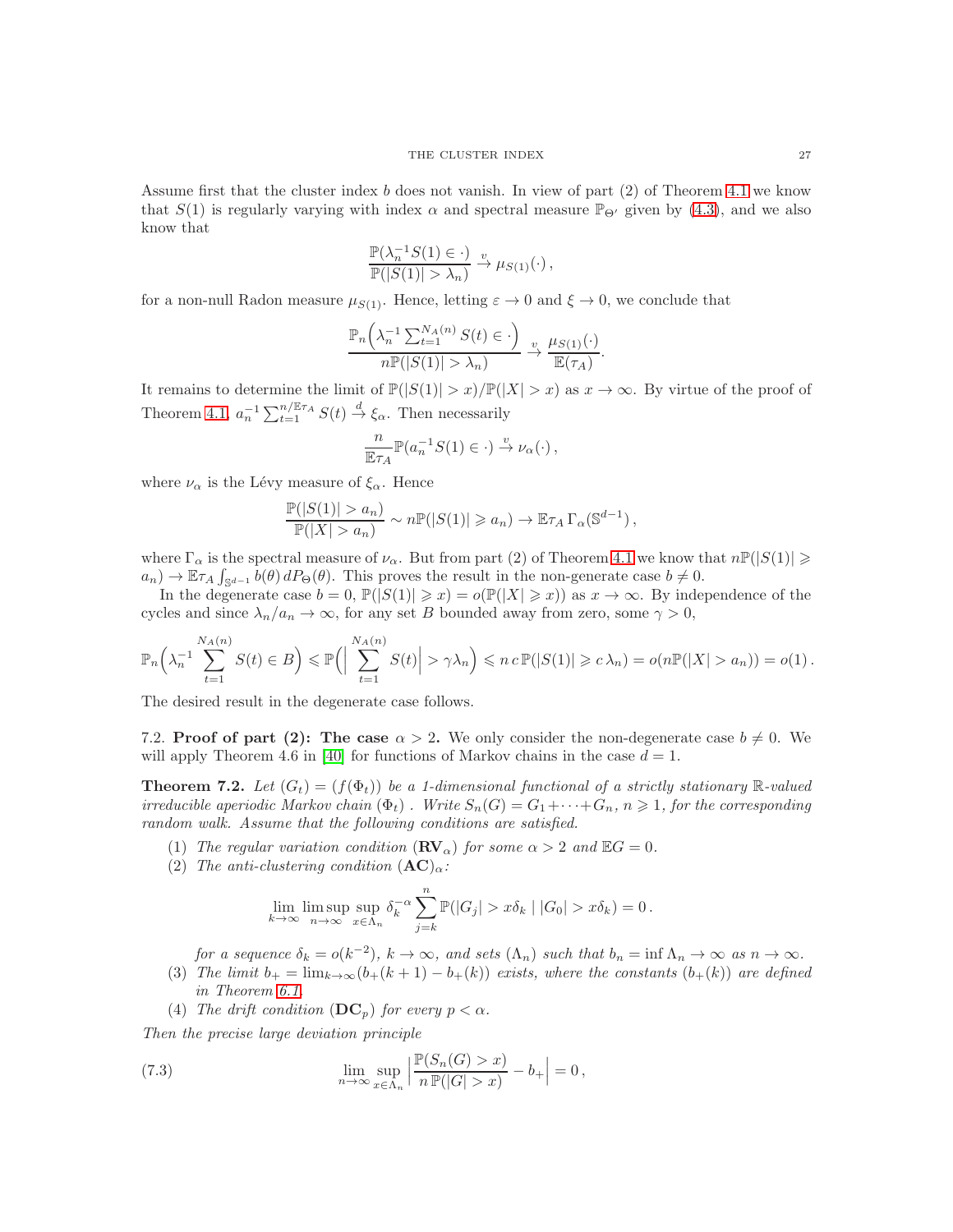Assume first that the cluster index $b$ does not vanish. In view of part (2) of Theorem 4.1 we know that $S(1)$ is regularly varying with index $\alpha$ and spectral measure $\mathbb{P}_{\Theta'}$ given by (4.3), and we also know that

$$\frac{\mathbb{P}(\lambda_n^{-1} S(1) \in \cdot)}{\mathbb{P}(|S(1)| > \lambda_n)} \xrightarrow{v} \mu_{S(1)}(\cdot)\,,$$

for a non-null Radon measure $\mu_{S(1)}$. Hence, letting $\varepsilon \to 0$ and $\xi \to 0$, we conclude that

$$\frac{\mathbb{P}_n\Big(\lambda_n^{-1} \sum_{t=1}^{N_A(n)} S(t) \in \cdot\Big)}{n\mathbb{P}(|S(1)| > \lambda_n)} \xrightarrow{v} \frac{\mu_{S(1)}(\cdot)}{\mathbb{E}(\tau_A)}.$$

It remains to determine the limit of $\mathbb{P}(|S(1)| > x)/\mathbb{P}(|X| > x)$ as $x \to \infty$. By virtue of the proof of Theorem 4.1, $a_n^{-1} \sum_{t=1}^{n/\mathbb{E}\tau_A} S(t) \xrightarrow{d} \xi_\alpha$. Then necessarily

$$\frac{n}{\mathbb{E}\tau_A} \mathbb{P}(a_n^{-1} S(1) \in \cdot) \xrightarrow{v} \nu_\alpha(\cdot)\,,$$

where $\nu_\alpha$ is the Lévy measure of $\xi_\alpha$. Hence

$$\frac{\mathbb{P}(|S(1)| > a_n)}{\mathbb{P}(|X| > a_n)} \sim n\mathbb{P}(|S(1)| \geqslant a_n) \to \mathbb{E}\tau_A\, \Gamma_\alpha(\mathbb{S}^{d-1})\,,$$

where $\Gamma_\alpha$ is the spectral measure of $\nu_\alpha$. But from part (2) of Theorem 4.1 we know that $n\mathbb{P}(|S(1)| \geqslant a_n) \to \mathbb{E}\tau_A \int_{\mathbb{S}^{d-1}} b(\theta)\, dP_\Theta(\theta)$. This proves the result in the non-generate case $b \neq 0$.

In the degenerate case $b = 0$, $\mathbb{P}(|S(1)| \geqslant x) = o(\mathbb{P}(|X| \geqslant x))$ as $x \to \infty$. By independence of the cycles and since $\lambda_n/a_n \to \infty$, for any set $B$ bounded away from zero, some $\gamma > 0$,

$$\mathbb{P}_n\Big(\lambda_n^{-1} \sum_{t=1}^{N_A(n)} S(t) \in B\Big) \leqslant \mathbb{P}\Big(\Big|\sum_{t=1}^{N_A(n)} S(t)\Big| > \gamma\lambda_n\Big) \leqslant n\, c\, \mathbb{P}(|S(1)| \geqslant c\,\lambda_n) = o(n\mathbb{P}(|X| > a_n)) = o(1)\,.$$

The desired result in the degenerate case follows.

7.2. **Proof of part (2): The case $\alpha > 2$.** We only consider the non-degenerate case $b \neq 0$. We will apply Theorem 4.6 in [40] for functions of Markov chains in the case $d = 1$.

**Theorem 7.2.** *Let $(G_t) = (f(\Phi_t))$ be a 1-dimensional functional of a strictly stationary $\mathbb{R}$-valued irreducible aperiodic Markov chain $(\Phi_t)$ . Write $S_n(G) = G_1 + \cdots + G_n$, $n \geqslant 1$, for the corresponding random walk. Assume that the following conditions are satisfied.*

1. *The regular variation condition $(\mathbf{RV}_\alpha)$ for some $\alpha > 2$ and $\mathbb{E}G = 0$.*
2. *The anti-clustering condition $(\mathbf{AC})_\alpha$:*

$$\lim_{k\to\infty} \limsup_{n\to\infty} \sup_{x\in\Lambda_n} \delta_k^{-\alpha} \sum_{j=k}^{n} \mathbb{P}(|G_j| > x\delta_k \mid |G_0| > x\delta_k) = 0\,.$$

   *for a sequence $\delta_k = o(k^{-2})$, $k \to \infty$, and sets $(\Lambda_n)$ such that $b_n = \inf \Lambda_n \to \infty$ as $n \to \infty$.*
3. *The limit $b_+ = \lim_{k\to\infty}(b_+(k+1) - b_+(k))$ exists, where the constants $(b_+(k))$ are defined in Theorem 6.1.*
4. *The drift condition $(\mathbf{DC}_p)$ for every $p < \alpha$.*

*Then the precise large deviation principle*

$$\lim_{n\to\infty} \sup_{x\in\Lambda_n} \Big|\frac{\mathbb{P}(S_n(G) > x)}{n\,\mathbb{P}(|G| > x)} - b_+\Big| = 0\,, \tag{7.3}$$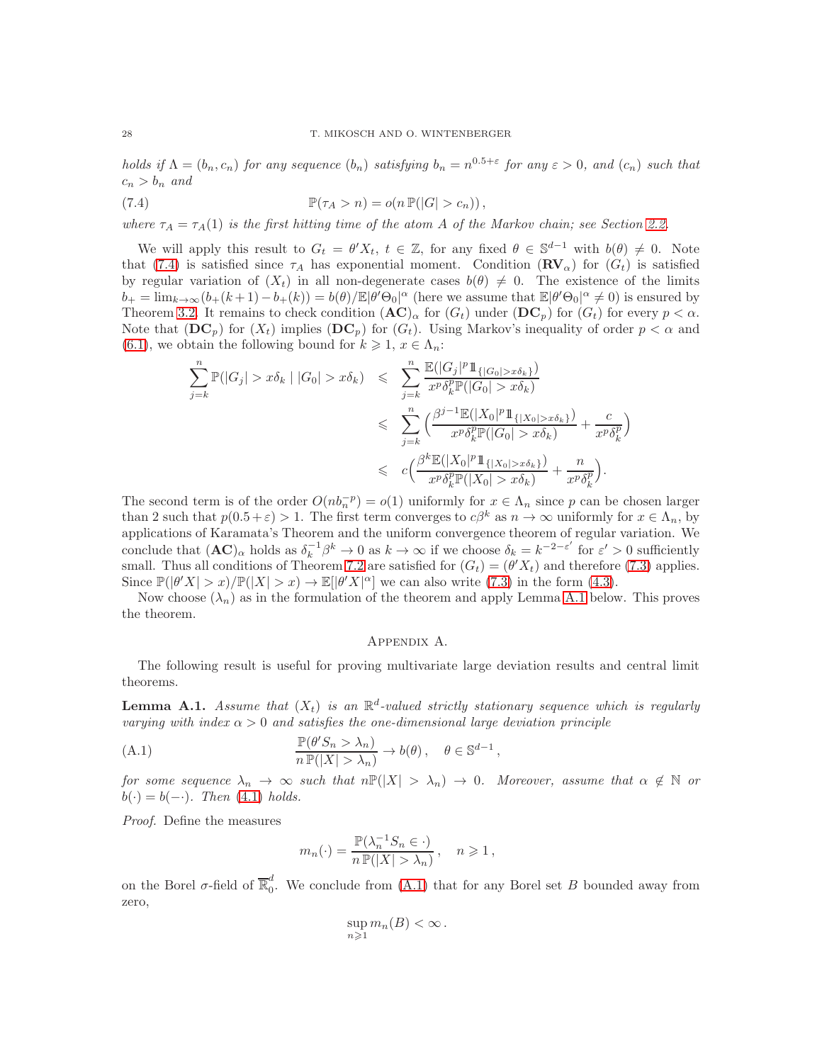*holds if $\Lambda = (b_n, c_n)$ for any sequence $(b_n)$ satisfying $b_n = n^{0.5+\varepsilon}$ for any $\varepsilon > 0$, and $(c_n)$ such that $c_n > b_n$ and*

$$\mathbb{P}(\tau_A > n) = o(n\,\mathbb{P}(|G| > c_n))\,, \tag{7.4}$$

*where $\tau_A = \tau_A(1)$ is the first hitting time of the atom $A$ of the Markov chain; see Section 2.2.*

We will apply this result to $G_t = \theta' X_t$, $t \in \mathbb{Z}$, for any fixed $\theta \in \mathbb{S}^{d-1}$ with $b(\theta) \neq 0$. Note that (7.4) is satisfied since $\tau_A$ has exponential moment. Condition $(\mathbf{RV}_\alpha)$ for $(G_t)$ is satisfied by regular variation of $(X_t)$ in all non-degenerate cases $b(\theta) \neq 0$. The existence of the limits $b_+ = \lim_{k\to\infty}(b_+(k+1) - b_+(k)) = b(\theta)/\mathbb{E}|\theta'\Theta_0|^\alpha$ (here we assume that $\mathbb{E}|\theta'\Theta_0|^\alpha \neq 0$) is ensured by Theorem 3.2. It remains to check condition $(\mathbf{AC})_\alpha$ for $(G_t)$ under $(\mathbf{DC}_p)$ for $(G_t)$ for every $p < \alpha$. Note that $(\mathbf{DC}_p)$ for $(X_t)$ implies $(\mathbf{DC}_p)$ for $(G_t)$. Using Markov's inequality of order $p < \alpha$ and (6.1), we obtain the following bound for $k \geqslant 1$, $x \in \Lambda_n$:

$$\begin{aligned}
\sum_{j=k}^{n} \mathbb{P}(|G_j| > x\delta_k \mid |G_0| > x\delta_k) &\leqslant \sum_{j=k}^{n} \frac{\mathbb{E}(|G_j|^p \mathbb{1}_{\{|G_0|>x\delta_k\}})}{x^p\delta_k^p \mathbb{P}(|G_0| > x\delta_k)} \\
&\leqslant \sum_{j=k}^{n} \Big( \frac{\beta^{j-1}\mathbb{E}(|X_0|^p \mathbb{1}_{\{|X_0|>x\delta_k\}})}{x^p\delta_k^p \mathbb{P}(|G_0| > x\delta_k)} + \frac{c}{x^p\delta_k^p} \Big) \\
&\leqslant c\Big( \frac{\beta^{k}\mathbb{E}(|X_0|^p \mathbb{1}_{\{|X_0|>x\delta_k\}})}{x^p\delta_k^p \mathbb{P}(|X_0| > x\delta_k)} + \frac{n}{x^p\delta_k^p} \Big).
\end{aligned}$$

The second term is of the order $O(nb_n^{-p}) = o(1)$ uniformly for $x \in \Lambda_n$ since $p$ can be chosen larger than 2 such that $p(0.5+\varepsilon) > 1$. The first term converges to $c\beta^k$ as $n \to \infty$ uniformly for $x \in \Lambda_n$, by applications of Karamata's Theorem and the uniform convergence theorem of regular variation. We conclude that $(\mathbf{AC})_\alpha$ holds as $\delta_k^{-1}\beta^k \to 0$ as $k \to \infty$ if we choose $\delta_k = k^{-2-\varepsilon'}$ for $\varepsilon' > 0$ sufficiently small. Thus all conditions of Theorem 7.2 are satisfied for $(G_t) = (\theta' X_t)$ and therefore (7.3) applies. Since $\mathbb{P}(|\theta' X| > x)/\mathbb{P}(|X| > x) \to \mathbb{E}[|\theta' X|^\alpha]$ we can also write (7.3) in the form (4.3).

Now choose $(\lambda_n)$ as in the formulation of the theorem and apply Lemma A.1 below. This proves the theorem.

## Appendix A.

The following result is useful for proving multivariate large deviation results and central limit theorems.

**Lemma A.1.** *Assume that $(X_t)$ is an $\mathbb{R}^d$-valued strictly stationary sequence which is regularly varying with index $\alpha > 0$ and satisfies the one-dimensional large deviation principle*

$$\frac{\mathbb{P}(\theta' S_n > \lambda_n)}{n\,\mathbb{P}(|X| > \lambda_n)} \to b(\theta)\,, \quad \theta \in \mathbb{S}^{d-1}\,, \tag{A.1}$$

*for some sequence $\lambda_n \to \infty$ such that $n\mathbb{P}(|X| > \lambda_n) \to 0$. Moreover, assume that $\alpha \notin \mathbb{N}$ or $b(\cdot) = b(-\cdot)$. Then (4.1) holds.*

*Proof.* Define the measures

$$m_n(\cdot) = \frac{\mathbb{P}(\lambda_n^{-1} S_n \in \cdot)}{n\,\mathbb{P}(|X| > \lambda_n)}\,, \quad n \geqslant 1\,,$$

on the Borel $\sigma$-field of $\overline{\mathbb{R}}_0^d$. We conclude from (A.1) that for any Borel set $B$ bounded away from zero,

$$\sup_{n\geqslant 1} m_n(B) < \infty\,.$$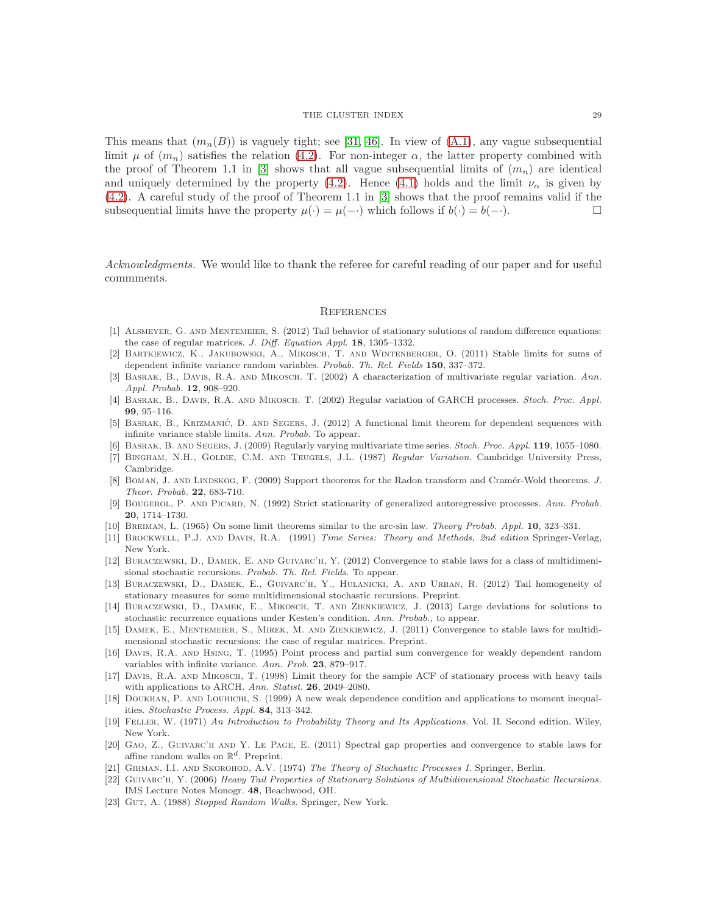This means that $(m_n(B))$ is vaguely tight; see [31, 46]. In view of (A.1), any vague subsequential limit $\mu$ of $(m_n)$ satisfies the relation (4.2). For non-integer $\alpha$, the latter property combined with the proof of Theorem 1.1 in [3] shows that all vague subsequential limits of $(m_n)$ are identical and uniquely determined by the property (4.2). Hence (4.1) holds and the limit $\nu_\alpha$ is given by (4.2). A careful study of the proof of Theorem 1.1 in [3] shows that the proof remains valid if the subsequential limits have the property $\mu(\cdot) = \mu(-\cdot)$ which follows if $b(\cdot) = b(-\cdot)$. □

*Acknowledgments.* We would like to thank the referee for careful reading of our paper and for useful commments.

## References

[1] Alsmeyer, G. and Mentemeier, S. (2012) Tail behavior of stationary solutions of random difference equations: the case of regular matrices. *J. Diff. Equation Appl.* **18**, 1305–1332.

[2] Bartkiewicz, K., Jakubowski, A., Mikosch, T. and Wintenberger, O. (2011) Stable limits for sums of dependent infinite variance random variables. *Probab. Th. Rel. Fields* **150**, 337–372.

[3] Basrak, B., Davis, R.A. and Mikosch. T. (2002) A characterization of multivariate regular variation. *Ann. Appl. Probab.* **12**, 908–920.

[4] Basrak, B., Davis, R.A. and Mikosch. T. (2002) Regular variation of GARCH processes. *Stoch. Proc. Appl.* **99**, 95–116.

[5] Basrak, B., Krizmanić, D. and Segers, J. (2012) A functional limit theorem for dependent sequences with infinite variance stable limits. *Ann. Probab.* To appear.

[6] Basrak, B. and Segers, J. (2009) Regularly varying multivariate time series. *Stoch. Proc. Appl.* **119**, 1055–1080.

[7] Bingham, N.H., Goldie, C.M. and Teugels, J.L. (1987) *Regular Variation.* Cambridge University Press, Cambridge.

[8] Boman, J. and Lindskog, F. (2009) Support theorems for the Radon transform and Cramér-Wold theorems. *J. Theor. Probab.* **22**, 683-710.

[9] Bougerol, P. and Picard, N. (1992) Strict stationarity of generalized autoregressive processes. *Ann. Probab.* **20**, 1714–1730.

[10] Breiman, L. (1965) On some limit theorems similar to the arc-sin law. *Theory Probab. Appl.* **10**, 323–331.

[11] Brockwell, P.J. and Davis, R.A. (1991) *Time Series: Theory and Methods, 2nd edition* Springer-Verlag, New York.

[12] Buraczewski, D., Damek, E. and Guivarc'h, Y. (2012) Convergence to stable laws for a class of multidimenisional stochastic recursions. *Probab. Th. Rel. Fields.* To appear.

[13] Buraczewski, D., Damek, E., Guivarc'h, Y., Hulanicki, A. and Urban, R. (2012) Tail homogeneity of stationary measures for some multidimensional stochastic recursions. Preprint.

[14] Buraczewski, D., Damek, E., Mikosch, T. and Zienkiewicz, J. (2013) Large deviations for solutions to stochastic recurrence equations under Kesten's condition. *Ann. Probab.*, to appear.

[15] Damek, E., Mentemeier, S., Mirek, M. and Zienkiewicz, J. (2011) Convergence to stable laws for multidimensional stochastic recursions: the case of regular matrices. Preprint.

[16] Davis, R.A. and Hsing, T. (1995) Point process and partial sum convergence for weakly dependent random variables with infinite variance. *Ann. Prob.* **23**, 879–917.

[17] Davis, R.A. and Mikosch, T. (1998) Limit theory for the sample ACF of stationary process with heavy tails with applications to ARCH. *Ann. Statist.* **26**, 2049–2080.

[18] Doukhan, P. and Louhichi, S. (1999) A new weak dependence condition and applications to moment inequalities. *Stochastic Process. Appl.* **84**, 313–342.

[19] Feller, W. (1971) *An Introduction to Probability Theory and Its Applications.* Vol. II. Second edition. Wiley, New York.

[20] Gao, Z., Guivarc'h and Y. Le Page, E. (2011) Spectral gap properties and convergence to stable laws for affine random walks on $\mathbb{R}^d$. Preprint.

[21] Gihman, I.I. and Skorohod, A.V. (1974) *The Theory of Stochastic Processes I.* Springer, Berlin.

[22] Guivarc'h, Y. (2006) *Heavy Tail Properties of Stationary Solutions of Multidimensional Stochastic Recursions.* IMS Lecture Notes Monogr. **48**, Beachwood, OH.

[23] Gut, A. (1988) *Stopped Random Walks.* Springer, New York.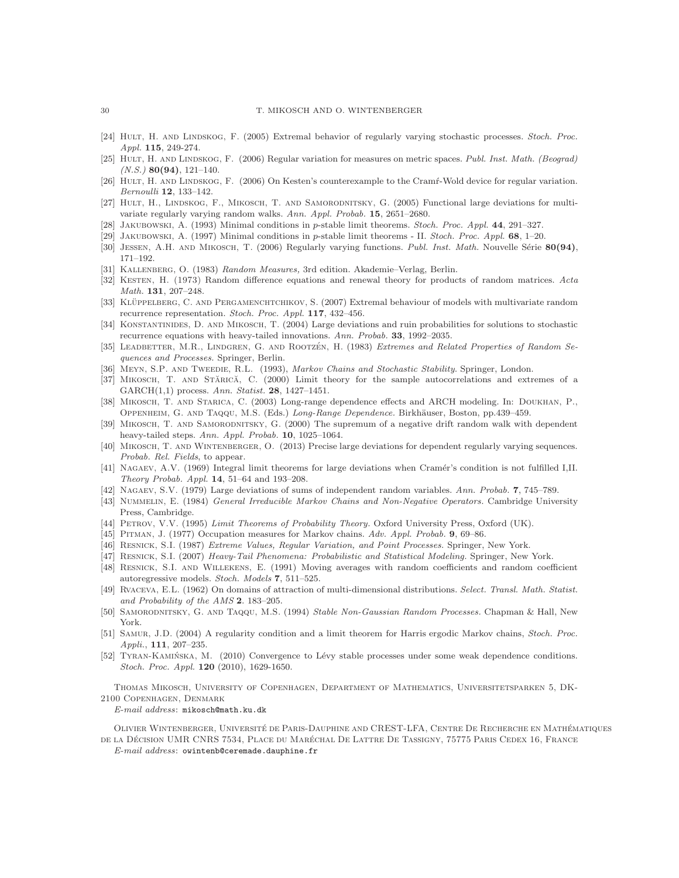[24] Hult, H. and Lindskog, F. (2005) Extremal behavior of regularly varying stochastic processes. *Stoch. Proc. Appl.* **115**, 249-274.

[25] Hult, H. and Lindskog, F. (2006) Regular variation for measures on metric spaces. *Publ. Inst. Math. (Beograd) (N.S.)* **80(94)**, 121–140.

[26] Hult, H. and Lindskog, F. (2006) On Kesten's counterexample to the Cramŕ-Wold device for regular variation. *Bernoulli* **12**, 133–142.

[27] Hult, H., Lindskog, F., Mikosch, T. and Samorodnitsky, G. (2005) Functional large deviations for multivariate regularly varying random walks. *Ann. Appl. Probab.* **15**, 2651–2680.

[28] Jakubowski, A. (1993) Minimal conditions in $p$-stable limit theorems. *Stoch. Proc. Appl.* **44**, 291–327.

[29] Jakubowski, A. (1997) Minimal conditions in $p$-stable limit theorems - II. *Stoch. Proc. Appl.* **68**, 1–20.

[30] Jessen, A.H. and Mikosch, T. (2006) Regularly varying functions. *Publ. Inst. Math.* Nouvelle Série **80(94)**, 171–192.

[31] Kallenberg, O. (1983) *Random Measures,* 3rd edition. Akademie–Verlag, Berlin.

[32] Kesten, H. (1973) Random difference equations and renewal theory for products of random matrices. *Acta Math.* **131**, 207–248.

[33] Klüppelberg, C. and Pergamenchtchikov, S. (2007) Extremal behaviour of models with multivariate random recurrence representation. *Stoch. Proc. Appl.* **117**, 432–456.

[34] Konstantinides, D. and Mikosch, T. (2004) Large deviations and ruin probabilities for solutions to stochastic recurrence equations with heavy-tailed innovations. *Ann. Probab.* **33**, 1992–2035.

[35] Leadbetter, M.R., Lindgren, G. and Rootzén, H. (1983) *Extremes and Related Properties of Random Sequences and Processes.* Springer, Berlin.

[36] Meyn, S.P. and Tweedie, R.L. (1993), *Markov Chains and Stochastic Stability.* Springer, London.

[37] Mikosch, T. and Stărică, C. (2000) Limit theory for the sample autocorrelations and extremes of a GARCH(1,1) process. *Ann. Statist.* **28**, 1427–1451.

[38] Mikosch, T. and Starica, C. (2003) Long-range dependence effects and ARCH modeling. In: Doukhan, P., Oppenheim, G. and Taqqu, M.S. (Eds.) *Long-Range Dependence.* Birkhäuser, Boston, pp.439–459.

[39] Mikosch, T. and Samorodnitsky, G. (2000) The supremum of a negative drift random walk with dependent heavy-tailed steps. *Ann. Appl. Probab.* **10**, 1025–1064.

[40] Mikosch, T. and Wintenberger, O. (2013) Precise large deviations for dependent regularly varying sequences. *Probab. Rel. Fields*, to appear.

[41] Nagaev, A.V. (1969) Integral limit theorems for large deviations when Cramér's condition is not fulfilled I,II. *Theory Probab. Appl.* **14**, 51–64 and 193–208.

[42] Nagaev, S.V. (1979) Large deviations of sums of independent random variables. *Ann. Probab.* **7**, 745–789.

[43] Nummelin, E. (1984) *General Irreducible Markov Chains and Non-Negative Operators.* Cambridge University Press, Cambridge.

[44] Petrov, V.V. (1995) *Limit Theorems of Probability Theory.* Oxford University Press, Oxford (UK).

[45] Pitman, J. (1977) Occupation measures for Markov chains. *Adv. Appl. Probab.* **9**, 69–86.

[46] Resnick, S.I. (1987) *Extreme Values, Regular Variation, and Point Processes.* Springer, New York.

[47] Resnick, S.I. (2007) *Heavy-Tail Phenomena: Probabilistic and Statistical Modeling.* Springer, New York.

[48] Resnick, S.I. and Willekens, E. (1991) Moving averages with random coefficients and random coefficient autoregressive models. *Stoch. Models* **7**, 511–525.

[49] Rvaceva, E.L. (1962) On domains of attraction of multi-dimensional distributions. *Select. Transl. Math. Statist. and Probability of the AMS* **2**. 183–205.

[50] Samorodnitsky, G. and Taqqu, M.S. (1994) *Stable Non-Gaussian Random Processes.* Chapman & Hall, New York.

[51] Samur, J.D. (2004) A regularity condition and a limit theorem for Harris ergodic Markov chains, *Stoch. Proc. Appli.*, **111**, 207–235.

[52] Tyran-Kamińska, M. (2010) Convergence to Lévy stable processes under some weak dependence conditions. *Stoch. Proc. Appl.* **120** (2010), 1629-1650.

Thomas Mikosch, University of Copenhagen, Department of Mathematics, Universitetsparken 5, DK-2100 Copenhagen, Denmark

*E-mail address*: mikosch@math.ku.dk

Olivier Wintenberger, Université de Paris-Dauphine and CREST-LFA, Centre De Recherche en Mathématiques de la Décision UMR CNRS 7534, Place du Maréchal De Lattre De Tassigny, 75775 Paris Cedex 16, France

*E-mail address*: owintenb@ceremade.dauphine.fr